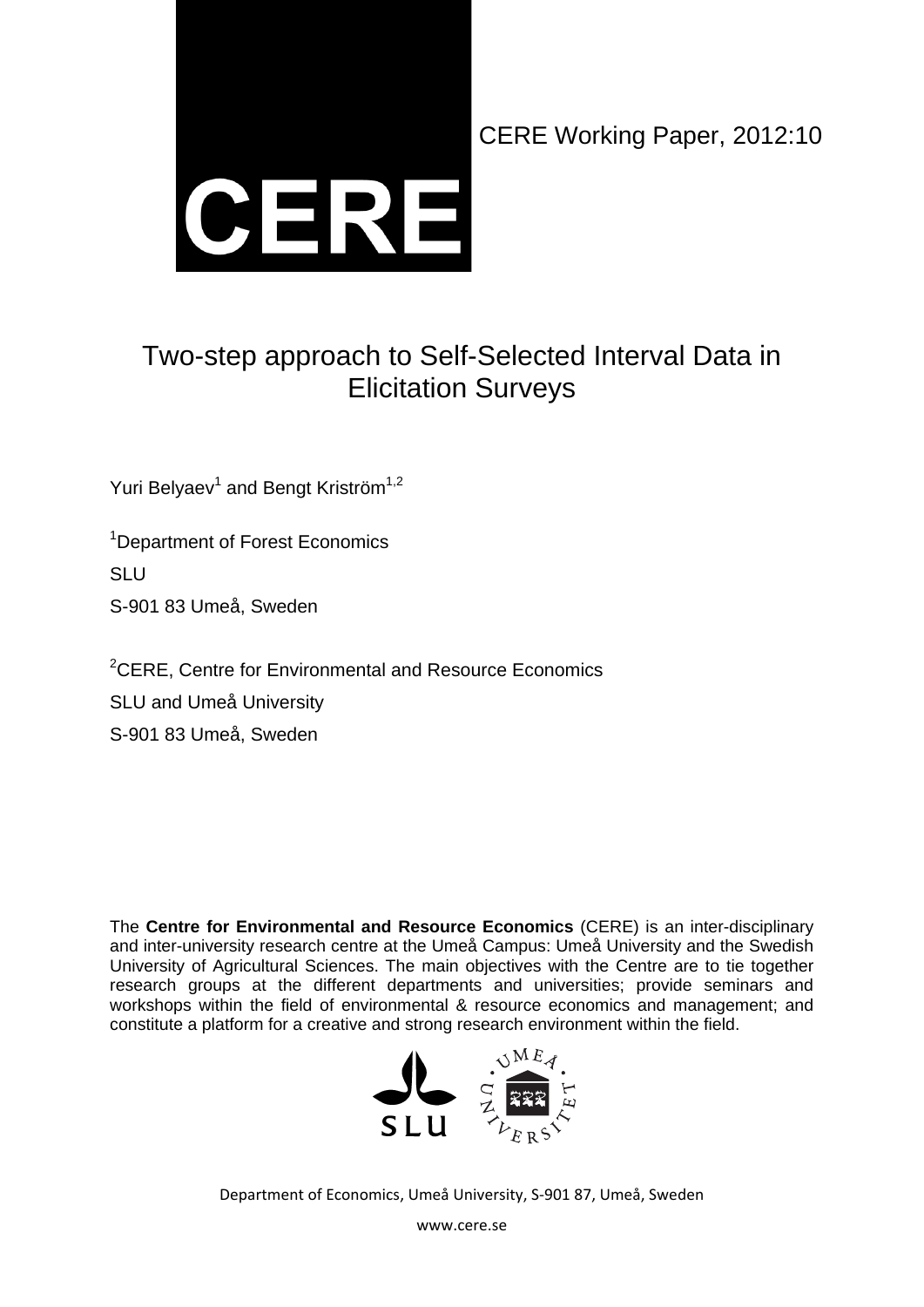CERE Working Paper, 2012:10

# Two-step approach to Self-Selected Interval Data in Elicitation Surveys

Yuri Belyaev[1] and Bengt Kriström[1,2]

[1]Department of Forest Economics
SLU
S-901 83 Umeå, Sweden

[2]CERE, Centre for Environmental and Resource Economics
SLU and Umeå University
S-901 83 Umeå, Sweden

The **Centre for Environmental and Resource Economics** (CERE) is an inter-disciplinary and inter-university research centre at the Umeå Campus: Umeå University and the Swedish University of Agricultural Sciences. The main objectives with the Centre are to tie together research groups at the different departments and universities; provide seminars and workshops within the field of environmental & resource economics and management; and constitute a platform for a creative and strong research environment within the field.

Department of Economics, Umeå University, S-901 87, Umeå, Sweden

www.cere.se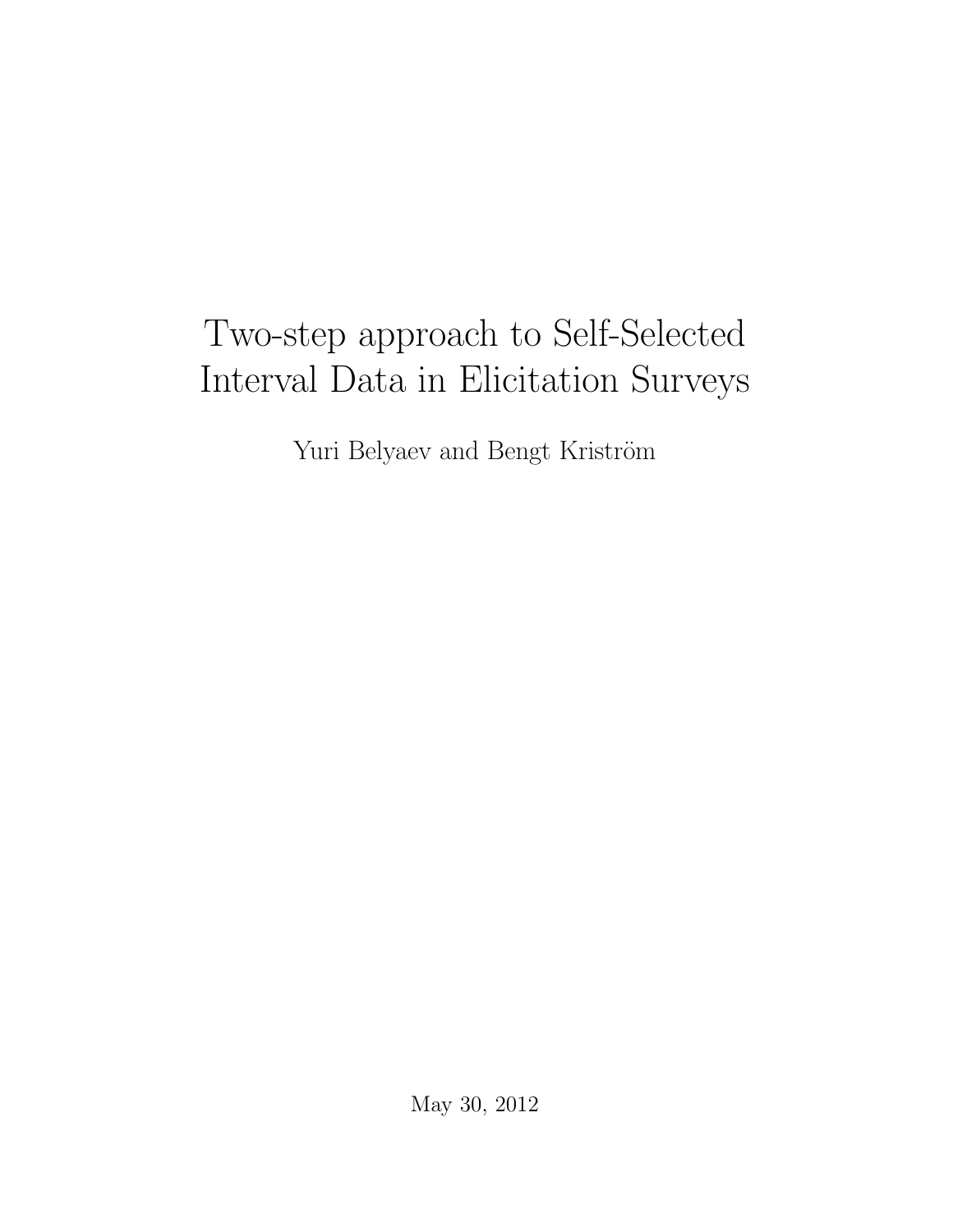# Two-step approach to Self-Selected Interval Data in Elicitation Surveys

Yuri Belyaev and Bengt Kriström

May 30, 2012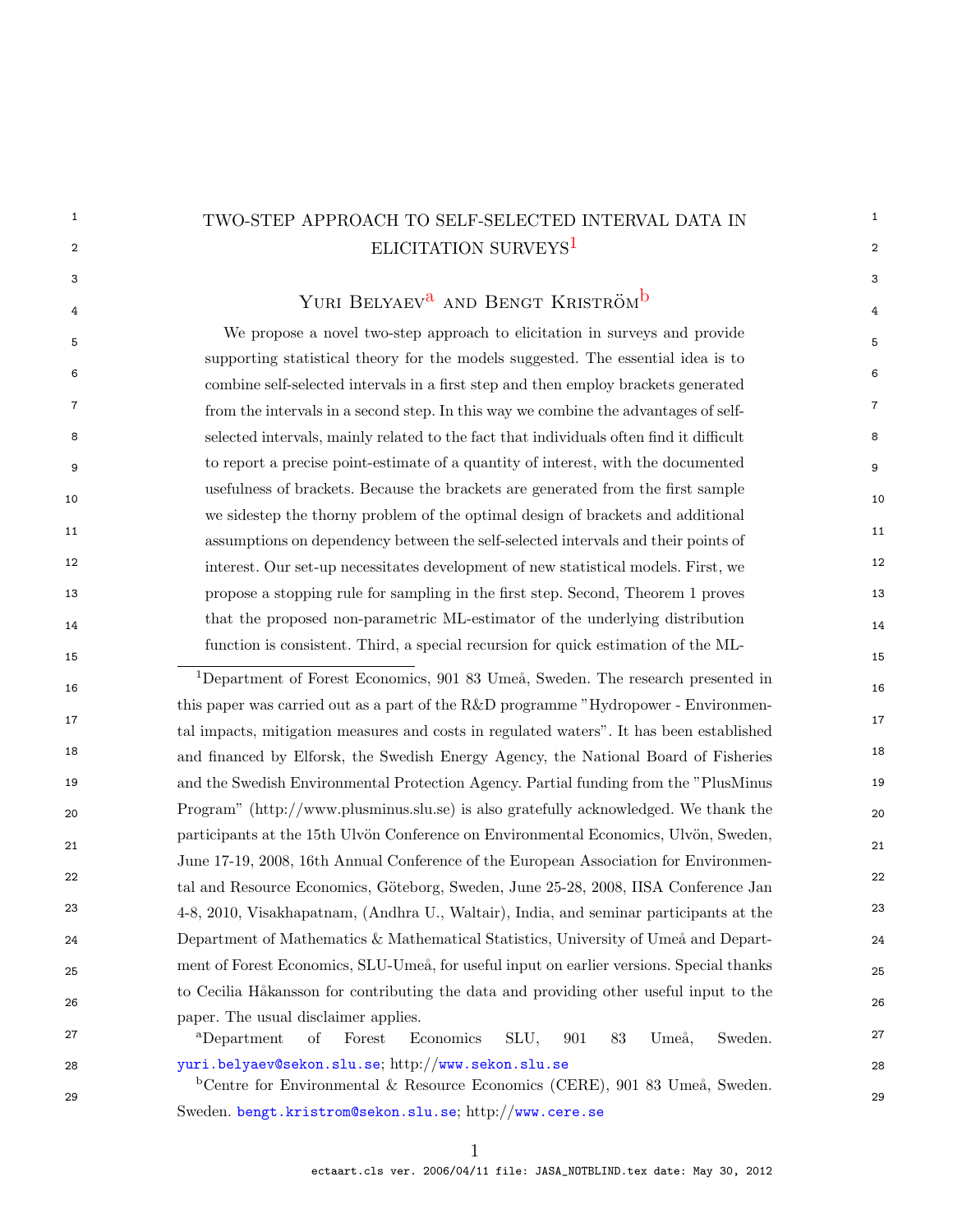# TWO-STEP APPROACH TO SELF-SELECTED INTERVAL DATA IN ELICITATION SURVEYS[1]

Yuri Belyaev[a] and Bengt Kriström[b]

We propose a novel two-step approach to elicitation in surveys and provide supporting statistical theory for the models suggested. The essential idea is to combine self-selected intervals in a first step and then employ brackets generated from the intervals in a second step. In this way we combine the advantages of self-selected intervals, mainly related to the fact that individuals often find it difficult to report a precise point-estimate of a quantity of interest, with the documented usefulness of brackets. Because the brackets are generated from the first sample we sidestep the thorny problem of the optimal design of brackets and additional assumptions on dependency between the self-selected intervals and their points of interest. Our set-up necessitates development of new statistical models. First, we propose a stopping rule for sampling in the first step. Second, Theorem 1 proves that the proposed non-parametric ML-estimator of the underlying distribution function is consistent. Third, a special recursion for quick estimation of the ML-

---

[1]Department of Forest Economics, 901 83 Umeå, Sweden. The research presented in this paper was carried out as a part of the R&D programme "Hydropower - Environmental impacts, mitigation measures and costs in regulated waters". It has been established and financed by Elforsk, the Swedish Energy Agency, the National Board of Fisheries and the Swedish Environmental Protection Agency. Partial funding from the "PlusMinus Program" (http://www.plusminus.slu.se) is also gratefully acknowledged. We thank the participants at the 15th Ulvön Conference on Environmental Economics, Ulvön, Sweden, June 17-19, 2008, 16th Annual Conference of the European Association for Environmental and Resource Economics, Göteborg, Sweden, June 25-28, 2008, IISA Conference Jan 4-8, 2010, Visakhapatnam, (Andhra U., Waltair), India, and seminar participants at the Department of Mathematics & Mathematical Statistics, University of Umeå and Department of Forest Economics, SLU-Umeå, for useful input on earlier versions. Special thanks to Cecilia Håkansson for contributing the data and providing other useful input to the paper. The usual disclaimer applies.

[a]Department of Forest Economics SLU, 901 83 Umeå, Sweden. yuri.belyaev@sekon.slu.se; http://www.sekon.slu.se

[b]Centre for Environmental & Resource Economics (CERE), 901 83 Umeå, Sweden. Sweden. bengt.kristrom@sekon.slu.se; http://www.cere.se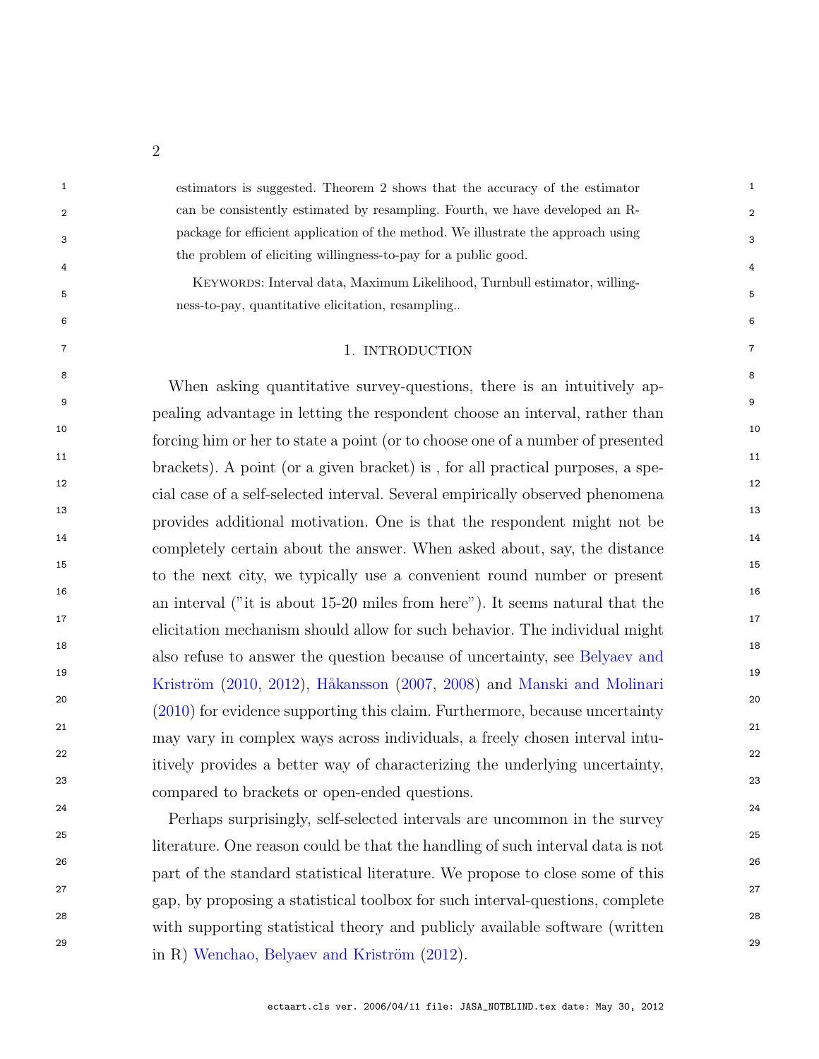estimators is suggested. Theorem 2 shows that the accuracy of the estimator can be consistently estimated by resampling. Fourth, we have developed an R-package for efficient application of the method. We illustrate the approach using the problem of eliciting willingness-to-pay for a public good.

KEYWORDS: Interval data, Maximum Likelihood, Turnbull estimator, willingness-to-pay, quantitative elicitation, resampling..

## 1. INTRODUCTION

When asking quantitative survey-questions, there is an intuitively appealing advantage in letting the respondent choose an interval, rather than forcing him or her to state a point (or to choose one of a number of presented brackets). A point (or a given bracket) is , for all practical purposes, a special case of a self-selected interval. Several empirically observed phenomena provides additional motivation. One is that the respondent might not be completely certain about the answer. When asked about, say, the distance to the next city, we typically use a convenient round number or present an interval ("it is about 15-20 miles from here"). It seems natural that the elicitation mechanism should allow for such behavior. The individual might also refuse to answer the question because of uncertainty, see Belyaev and Kriström (2010, 2012), Håkansson (2007, 2008) and Manski and Molinari (2010) for evidence supporting this claim. Furthermore, because uncertainty may vary in complex ways across individuals, a freely chosen interval intuitively provides a better way of characterizing the underlying uncertainty, compared to brackets or open-ended questions.

Perhaps surprisingly, self-selected intervals are uncommon in the survey literature. One reason could be that the handling of such interval data is not part of the standard statistical literature. We propose to close some of this gap, by proposing a statistical toolbox for such interval-questions, complete with supporting statistical theory and publicly available software (written in R) Wenchao, Belyaev and Kriström (2012).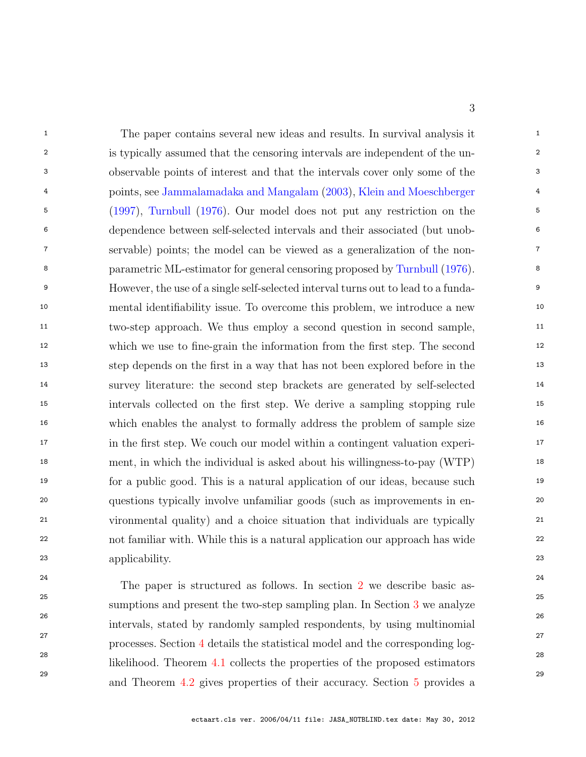The paper contains several new ideas and results. In survival analysis it is typically assumed that the censoring intervals are independent of the unobservable points of interest and that the intervals cover only some of the points, see Jammalamadaka and Mangalam (2003), Klein and Moeschberger (1997), Turnbull (1976). Our model does not put any restriction on the dependence between self-selected intervals and their associated (but unobservable) points; the model can be viewed as a generalization of the non-parametric ML-estimator for general censoring proposed by Turnbull (1976). However, the use of a single self-selected interval turns out to lead to a fundamental identifiability issue. To overcome this problem, we introduce a new two-step approach. We thus employ a second question in second sample, which we use to fine-grain the information from the first step. The second step depends on the first in a way that has not been explored before in the survey literature: the second step brackets are generated by self-selected intervals collected on the first step. We derive a sampling stopping rule which enables the analyst to formally address the problem of sample size in the first step. We couch our model within a contingent valuation experiment, in which the individual is asked about his willingness-to-pay (WTP) for a public good. This is a natural application of our ideas, because such questions typically involve unfamiliar goods (such as improvements in environmental quality) and a choice situation that individuals are typically not familiar with. While this is a natural application our approach has wide applicability.

The paper is structured as follows. In section 2 we describe basic assumptions and present the two-step sampling plan. In Section 3 we analyze intervals, stated by randomly sampled respondents, by using multinomial processes. Section 4 details the statistical model and the corresponding log-likelihood. Theorem 4.1 collects the properties of the proposed estimators and Theorem 4.2 gives properties of their accuracy. Section 5 provides a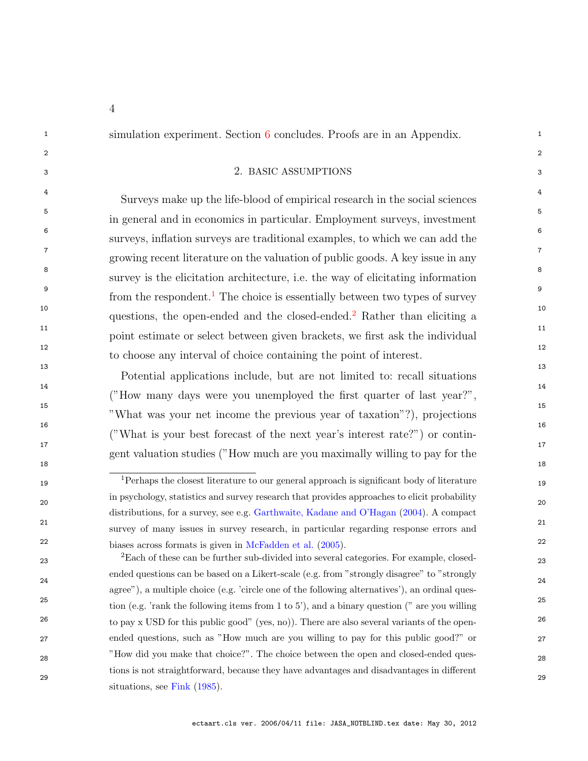simulation experiment. Section 6 concludes. Proofs are in an Appendix.

## 2. BASIC ASSUMPTIONS

Surveys make up the life-blood of empirical research in the social sciences in general and in economics in particular. Employment surveys, investment surveys, inflation surveys are traditional examples, to which we can add the growing recent literature on the valuation of public goods. A key issue in any survey is the elicitation architecture, i.e. the way of elicitating information from the respondent.[1] The choice is essentially between two types of survey questions, the open-ended and the closed-ended.[2] Rather than eliciting a point estimate or select between given brackets, we first ask the individual to choose any interval of choice containing the point of interest.

Potential applications include, but are not limited to: recall situations ("How many days were you unemployed the first quarter of last year?", "What was your net income the previous year of taxation"?), projections ("What is your best forecast of the next year's interest rate?") or contingent valuation studies ("How much are you maximally willing to pay for the

---

[1] Perhaps the closest literature to our general approach is significant body of literature in psychology, statistics and survey research that provides approaches to elicit probability distributions, for a survey, see e.g. Garthwaite, Kadane and O'Hagan (2004). A compact survey of many issues in survey research, in particular regarding response errors and biases across formats is given in McFadden et al. (2005).

[2] Each of these can be further sub-divided into several categories. For example, closed-ended questions can be based on a Likert-scale (e.g. from "strongly disagree" to "strongly agree"), a multiple choice (e.g. 'circle one of the following alternatives'), an ordinal question (e.g. 'rank the following items from 1 to 5'), and a binary question (" are you willing to pay x USD for this public good" (yes, no)). There are also several variants of the open-ended questions, such as "How much are you willing to pay for this public good?" or "How did you make that choice?". The choice between the open and closed-ended questions is not straightforward, because they have advantages and disadvantages in different situations, see Fink (1985).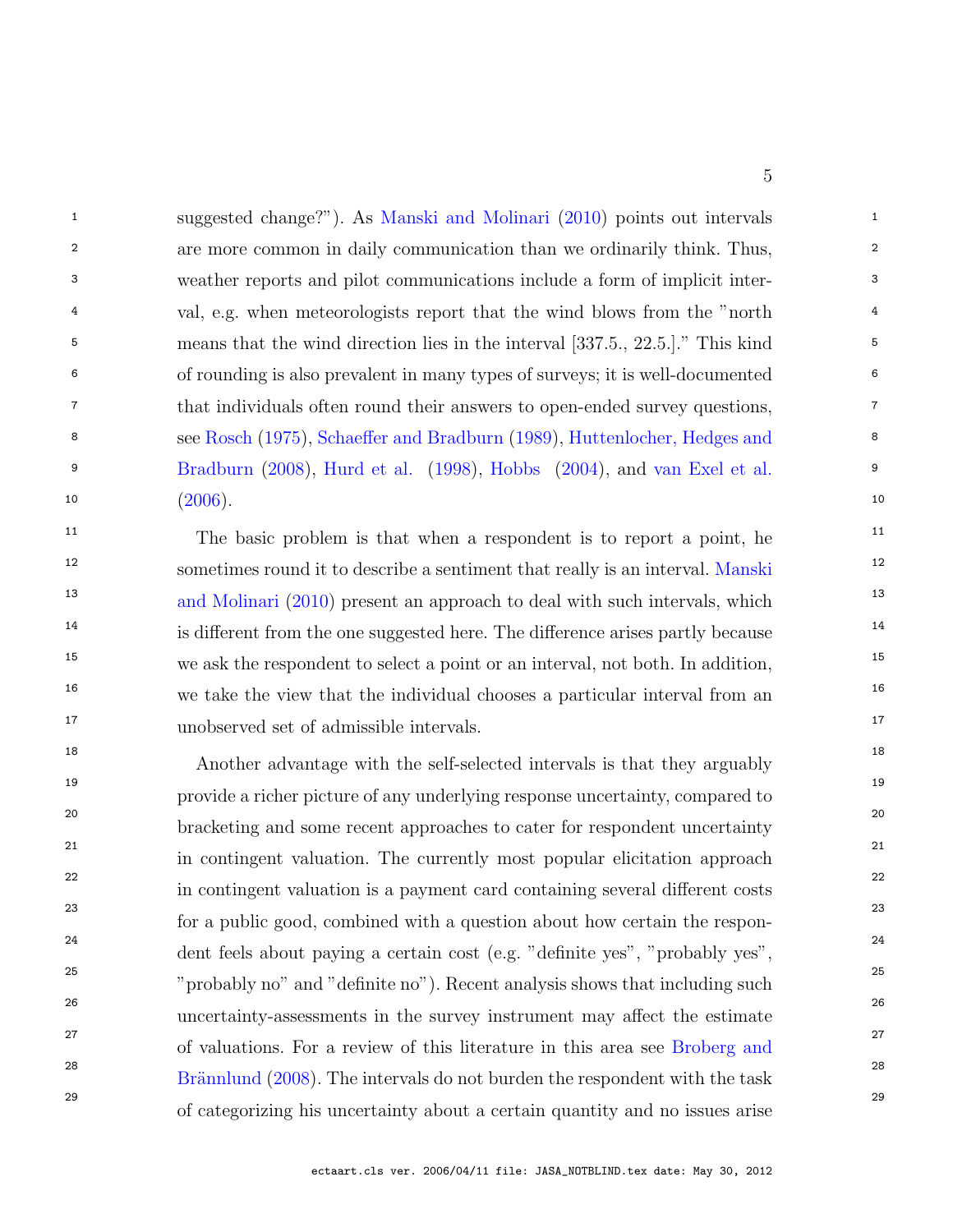suggested change?"). As Manski and Molinari (2010) points out intervals are more common in daily communication than we ordinarily think. Thus, weather reports and pilot communications include a form of implicit interval, e.g. when meteorologists report that the wind blows from the "north means that the wind direction lies in the interval [337.5., 22.5.]." This kind of rounding is also prevalent in many types of surveys; it is well-documented that individuals often round their answers to open-ended survey questions, see Rosch (1975), Schaeffer and Bradburn (1989), Huttenlocher, Hedges and Bradburn (2008), Hurd et al. (1998), Hobbs (2004), and van Exel et al. (2006).

The basic problem is that when a respondent is to report a point, he sometimes round it to describe a sentiment that really is an interval. Manski and Molinari (2010) present an approach to deal with such intervals, which is different from the one suggested here. The difference arises partly because we ask the respondent to select a point or an interval, not both. In addition, we take the view that the individual chooses a particular interval from an unobserved set of admissible intervals.

Another advantage with the self-selected intervals is that they arguably provide a richer picture of any underlying response uncertainty, compared to bracketing and some recent approaches to cater for respondent uncertainty in contingent valuation. The currently most popular elicitation approach in contingent valuation is a payment card containing several different costs for a public good, combined with a question about how certain the respondent feels about paying a certain cost (e.g. "definite yes", "probably yes", "probably no" and "definite no"). Recent analysis shows that including such uncertainty-assessments in the survey instrument may affect the estimate of valuations. For a review of this literature in this area see Broberg and Brännlund (2008). The intervals do not burden the respondent with the task of categorizing his uncertainty about a certain quantity and no issues arise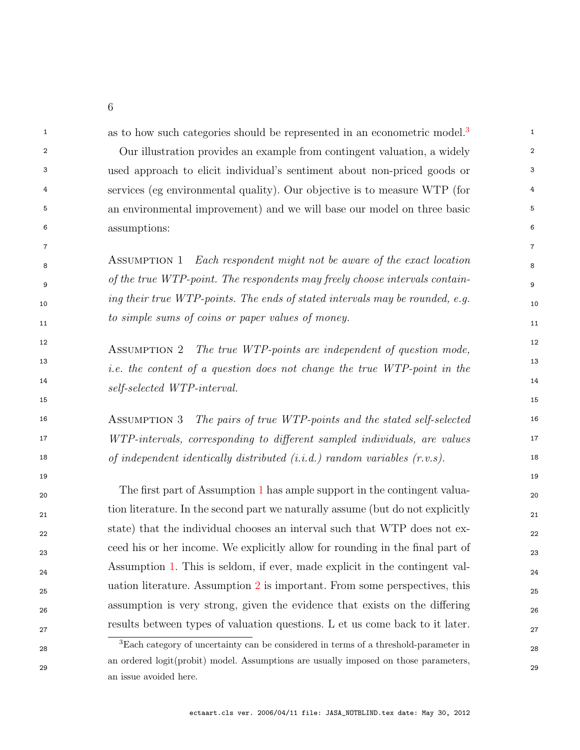as to how such categories should be represented in an econometric model.[3]

Our illustration provides an example from contingent valuation, a widely used approach to elicit individual's sentiment about non-priced goods or services (eg environmental quality). Our objective is to measure WTP (for an environmental improvement) and we will base our model on three basic assumptions:

Assumption 1 *Each respondent might not be aware of the exact location of the true WTP-point. The respondents may freely choose intervals containing their true WTP-points. The ends of stated intervals may be rounded, e.g. to simple sums of coins or paper values of money.*

Assumption 2 *The true WTP-points are independent of question mode, i.e. the content of a question does not change the true WTP-point in the self-selected WTP-interval.*

Assumption 3 *The pairs of true WTP-points and the stated self-selected WTP-intervals, corresponding to different sampled individuals, are values of independent identically distributed (i.i.d.) random variables (r.v.s).*

The first part of Assumption 1 has ample support in the contingent valuation literature. In the second part we naturally assume (but do not explicitly state) that the individual chooses an interval such that WTP does not exceed his or her income. We explicitly allow for rounding in the final part of Assumption 1. This is seldom, if ever, made explicit in the contingent valuation literature. Assumption 2 is important. From some perspectives, this assumption is very strong, given the evidence that exists on the differing results between types of valuation questions. L et us come back to it later.

[3]Each category of uncertainty can be considered in terms of a threshold-parameter in an ordered logit(probit) model. Assumptions are usually imposed on those parameters, an issue avoided here.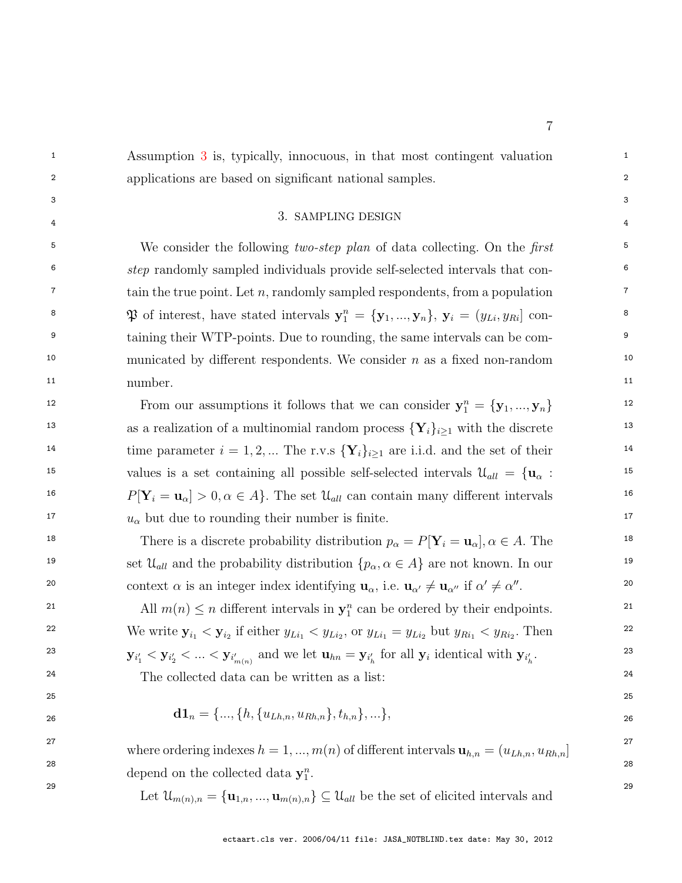Assumption 3 is, typically, innocuous, in that most contingent valuation applications are based on significant national samples.

## 3. SAMPLING DESIGN

We consider the following *two-step plan* of data collecting. On the *first step* randomly sampled individuals provide self-selected intervals that contain the true point. Let $n$, randomly sampled respondents, from a population $\mathfrak{P}$ of interest, have stated intervals $\mathbf{y}_1^n = \{\mathbf{y}_1, ..., \mathbf{y}_n\}$, $\mathbf{y}_i = (y_{Li}, y_{Ri}]$ containing their WTP-points. Due to rounding, the same intervals can be communicated by different respondents. We consider $n$ as a fixed non-random number.

From our assumptions it follows that we can consider $\mathbf{y}_1^n = \{\mathbf{y}_1, ..., \mathbf{y}_n\}$ as a realization of a multinomial random process $\{\mathbf{Y}_i\}_{i \geq 1}$ with the discrete time parameter $i = 1, 2, ...$ The r.v.s $\{\mathbf{Y}_i\}_{i \geq 1}$ are i.i.d. and the set of their values is a set containing all possible self-selected intervals $\mathcal{U}_{all} = \{\mathbf{u}_\alpha : P[\mathbf{Y}_i = \mathbf{u}_\alpha] > 0, \alpha \in A\}$. The set $\mathcal{U}_{all}$ can contain many different intervals $u_\alpha$ but due to rounding their number is finite.

There is a discrete probability distribution $p_\alpha = P[\mathbf{Y}_i = \mathbf{u}_\alpha], \alpha \in A$. The set $\mathcal{U}_{all}$ and the probability distribution $\{p_\alpha, \alpha \in A\}$ are not known. In our context $\alpha$ is an integer index identifying $\mathbf{u}_\alpha$, i.e. $\mathbf{u}_{\alpha'} \neq \mathbf{u}_{\alpha''}$ if $\alpha' \neq \alpha''$.

All $m(n) \leq n$ different intervals in $\mathbf{y}_1^n$ can be ordered by their endpoints. We write $\mathbf{y}_{i_1} < \mathbf{y}_{i_2}$ if either $y_{Li_1} < y_{Li_2}$, or $y_{Li_1} = y_{Li_2}$ but $y_{Ri_1} < y_{Ri_2}$. Then $\mathbf{y}_{i'_1} < \mathbf{y}_{i'_2} < ... < \mathbf{y}_{i'_{m(n)}}$ and we let $\mathbf{u}_{hn} = \mathbf{y}_{i'_h}$ for all $\mathbf{y}_i$ identical with $\mathbf{y}_{i'_h}$.

The collected data can be written as a list:

$$\mathbf{d1}_n = \{..., \{h, \{u_{Lh,n}, u_{Rh,n}\}, t_{h,n}\}, ...\},$$

where ordering indexes $h = 1, ..., m(n)$ of different intervals $\mathbf{u}_{h,n} = (u_{Lh,n}, u_{Rh,n}]$ depend on the collected data $\mathbf{y}_1^n$.

Let $\mathcal{U}_{m(n),n} = \{\mathbf{u}_{1,n}, ..., \mathbf{u}_{m(n),n}\} \subseteq \mathcal{U}_{all}$ be the set of elicited intervals and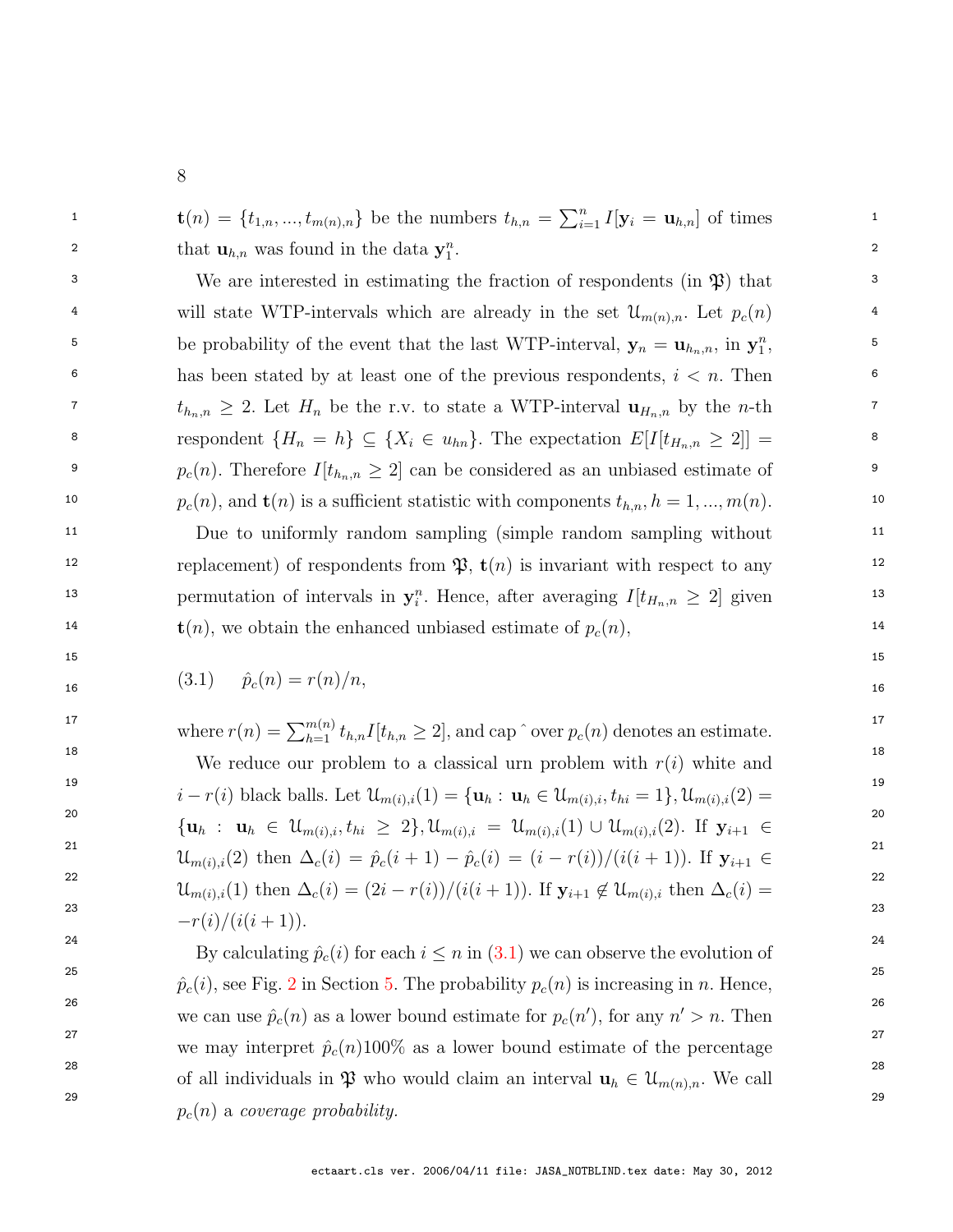$\mathbf{t}(n) = \{t_{1,n}, ..., t_{m(n),n}\}$ be the numbers $t_{h,n} = \sum_{i=1}^{n} I[\mathbf{y}_i = \mathbf{u}_{h,n}]$ of times that $\mathbf{u}_{h,n}$ was found in the data $\mathbf{y}_1^n$.

We are interested in estimating the fraction of respondents (in $\mathfrak{P}$) that will state WTP-intervals which are already in the set $\mathfrak{U}_{m(n),n}$. Let $p_c(n)$ be probability of the event that the last WTP-interval, $\mathbf{y}_n = \mathbf{u}_{h_n,n}$, in $\mathbf{y}_1^n$, has been stated by at least one of the previous respondents, $i < n$. Then $t_{h_n,n} \geq 2$. Let $H_n$ be the r.v. to state a WTP-interval $\mathbf{u}_{H_n,n}$ by the $n$-th respondent $\{H_n = h\} \subseteq \{X_i \in u_{hn}\}$. The expectation $E[I[t_{H_n,n} \geq 2]] = p_c(n)$. Therefore $I[t_{h_n,n} \geq 2]$ can be considered as an unbiased estimate of $p_c(n)$, and $\mathbf{t}(n)$ is a sufficient statistic with components $t_{h,n}, h = 1, ..., m(n)$.

Due to uniformly random sampling (simple random sampling without replacement) of respondents from $\mathfrak{P}$, $\mathbf{t}(n)$ is invariant with respect to any permutation of intervals in $\mathbf{y}_i^n$. Hence, after averaging $I[t_{H_n,n} \geq 2]$ given $\mathbf{t}(n)$, we obtain the enhanced unbiased estimate of $p_c(n)$,

$$\hat{p}_c(n) = r(n)/n, \tag{3.1}$$

where $r(n) = \sum_{h=1}^{m(n)} t_{h,n} I[t_{h,n} \geq 2]$, and cap $\hat{}$ over $p_c(n)$ denotes an estimate.

We reduce our problem to a classical urn problem with $r(i)$ white and $i - r(i)$ black balls. Let $\mathfrak{U}_{m(i),i}(1) = \{\mathbf{u}_h : \mathbf{u}_h \in \mathfrak{U}_{m(i),i}, t_{hi} = 1\}, \mathfrak{U}_{m(i),i}(2) = \{\mathbf{u}_h : \mathbf{u}_h \in \mathfrak{U}_{m(i),i}, t_{hi} \geq 2\}, \mathfrak{U}_{m(i),i} = \mathfrak{U}_{m(i),i}(1) \cup \mathfrak{U}_{m(i),i}(2)$. If $\mathbf{y}_{i+1} \in \mathfrak{U}_{m(i),i}(2)$ then $\Delta_c(i) = \hat{p}_c(i+1) - \hat{p}_c(i) = (i - r(i))/(i(i+1))$. If $\mathbf{y}_{i+1} \in \mathfrak{U}_{m(i),i}(1)$ then $\Delta_c(i) = (2i - r(i))/(i(i+1))$. If $\mathbf{y}_{i+1} \notin \mathfrak{U}_{m(i),i}$ then $\Delta_c(i) = -r(i)/(i(i+1))$.

By calculating $\hat{p}_c(i)$ for each $i \leq n$ in (3.1) we can observe the evolution of $\hat{p}_c(i)$, see Fig. 2 in Section 5. The probability $p_c(n)$ is increasing in $n$. Hence, we can use $\hat{p}_c(n)$ as a lower bound estimate for $p_c(n')$, for any $n' > n$. Then we may interpret $\hat{p}_c(n)100\%$ as a lower bound estimate of the percentage of all individuals in $\mathfrak{P}$ who would claim an interval $\mathbf{u}_h \in \mathfrak{U}_{m(n),n}$. We call $p_c(n)$ a *coverage probability.*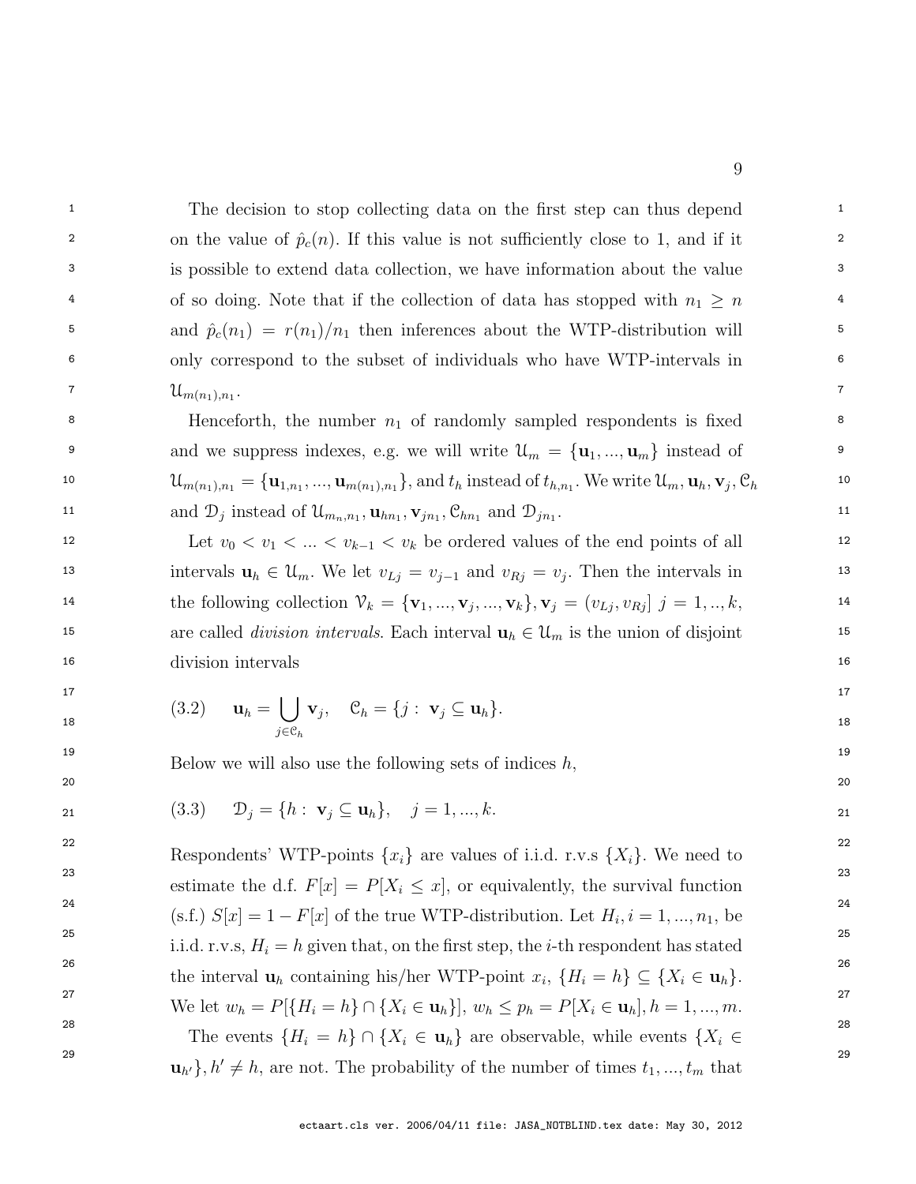The decision to stop collecting data on the first step can thus depend on the value of $\hat{p}_c(n)$. If this value is not sufficiently close to 1, and if it is possible to extend data collection, we have information about the value of so doing. Note that if the collection of data has stopped with $n_1 \geq n$ and $\hat{p}_c(n_1) = r(n_1)/n_1$ then inferences about the WTP-distribution will only correspond to the subset of individuals who have WTP-intervals in $\mathcal{U}_{m(n_1),n_1}$.

Henceforth, the number $n_1$ of randomly sampled respondents is fixed and we suppress indexes, e.g. we will write $\mathcal{U}_m = \{\mathbf{u}_1, ..., \mathbf{u}_m\}$ instead of $\mathcal{U}_{m(n_1),n_1} = \{\mathbf{u}_{1,n_1}, ..., \mathbf{u}_{m(n_1),n_1}\}$, and $t_h$ instead of $t_{h,n_1}$. We write $\mathcal{U}_m, \mathbf{u}_h, \mathbf{v}_j, \mathcal{C}_h$ and $\mathcal{D}_j$ instead of $\mathcal{U}_{m_n,n_1}, \mathbf{u}_{hn_1}, \mathbf{v}_{jn_1}, \mathcal{C}_{hn_1}$ and $\mathcal{D}_{jn_1}$.

Let $v_0 < v_1 < ... < v_{k-1} < v_k$ be ordered values of the end points of all intervals $\mathbf{u}_h \in \mathcal{U}_m$. We let $v_{Lj} = v_{j-1}$ and $v_{Rj} = v_j$. Then the intervals in the following collection $\mathcal{V}_k = \{\mathbf{v}_1, ..., \mathbf{v}_j, ..., \mathbf{v}_k\}, \mathbf{v}_j = (v_{Lj}, v_{Rj}]$ $j = 1, .., k$, are called *division intervals*. Each interval $\mathbf{u}_h \in \mathcal{U}_m$ is the union of disjoint division intervals

$$\text{(3.2)} \qquad \mathbf{u}_h = \bigcup_{j \in \mathcal{C}_h} \mathbf{v}_j, \quad \mathcal{C}_h = \{j : \mathbf{v}_j \subseteq \mathbf{u}_h\}.$$

Below we will also use the following sets of indices $h$,

$$\text{(3.3)} \qquad \mathcal{D}_j = \{h : \mathbf{v}_j \subseteq \mathbf{u}_h\}, \quad j = 1, ..., k.$$

Respondents' WTP-points $\{x_i\}$ are values of i.i.d. r.v.s $\{X_i\}$. We need to estimate the d.f. $F[x] = P[X_i \leq x]$, or equivalently, the survival function (s.f.) $S[x] = 1 - F[x]$ of the true WTP-distribution. Let $H_i, i = 1, ..., n_1$, be i.i.d. r.v.s, $H_i = h$ given that, on the first step, the $i$-th respondent has stated the interval $\mathbf{u}_h$ containing his/her WTP-point $x_i$, $\{H_i = h\} \subseteq \{X_i \in \mathbf{u}_h\}$. We let $w_h = P[\{H_i = h\} \cap \{X_i \in \mathbf{u}_h\}]$, $w_h \leq p_h = P[X_i \in \mathbf{u}_h], h = 1, ..., m$.

The events $\{H_i = h\} \cap \{X_i \in \mathbf{u}_h\}$ are observable, while events $\{X_i \in \mathbf{u}_{h'}\}, h' \neq h$, are not. The probability of the number of times $t_1, ..., t_m$ that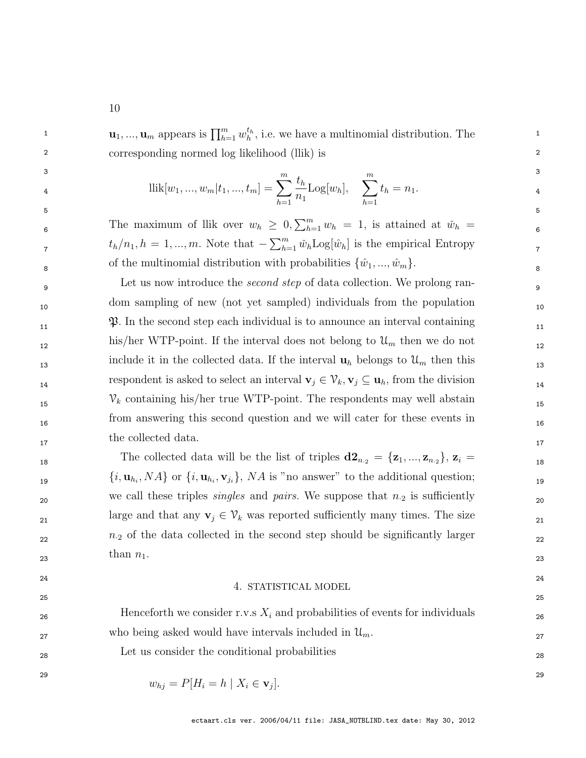$\mathbf{u}_1, ..., \mathbf{u}_m$ appears is $\prod_{h=1}^{m} w_h^{t_h}$, i.e. we have a multinomial distribution. The corresponding normed log likelihood (llik) is

$$\text{llik}[w_1, ..., w_m | t_1, ..., t_m] = \sum_{h=1}^{m} \frac{t_h}{n_1} \text{Log}[w_h], \quad \sum_{h=1}^{m} t_h = n_1.$$

The maximum of llik over $w_h \geq 0, \sum_{h=1}^{m} w_h = 1$, is attained at $\check{w}_h = t_h/n_1, h = 1, ..., m$. Note that $-\sum_{h=1}^{m} \check{w}_h \text{Log}[\hat{w}_h]$ is the empirical Entropy of the multinomial distribution with probabilities $\{\hat{w}_1, ..., \hat{w}_m\}$.

Let us now introduce the *second step* of data collection. We prolong random sampling of new (not yet sampled) individuals from the population $\mathfrak{P}$. In the second step each individual is to announce an interval containing his/her WTP-point. If the interval does not belong to $\mathcal{U}_m$ then we do not include it in the collected data. If the interval $\mathbf{u}_h$ belongs to $\mathcal{U}_m$ then this respondent is asked to select an interval $\mathbf{v}_j \in \mathcal{V}_k, \mathbf{v}_j \subseteq \mathbf{u}_h$, from the division $\mathcal{V}_k$ containing his/her true WTP-point. The respondents may well abstain from answering this second question and we will cater for these events in the collected data.

The collected data will be the list of triples $\mathbf{d2}_{n_{\cdot 2}} = \{\mathbf{z}_1, ..., \mathbf{z}_{n_{\cdot 2}}\}$, $\mathbf{z}_i = \{i, \mathbf{u}_{h_i}, NA\}$ or $\{i, \mathbf{u}_{h_i}, \mathbf{v}_{j_i}\}$, $NA$ is "no answer" to the additional question; we call these triples *singles* and *pairs.* We suppose that $n_{\cdot 2}$ is sufficiently large and that any $\mathbf{v}_j \in \mathcal{V}_k$ was reported sufficiently many times. The size $n_{\cdot 2}$ of the data collected in the second step should be significantly larger than $n_1$.

## 4. STATISTICAL MODEL

Henceforth we consider r.v.s $X_i$ and probabilities of events for individuals who being asked would have intervals included in $\mathcal{U}_m$.

Let us consider the conditional probabilities

$$w_{hj} = P[H_i = h \mid X_i \in \mathbf{v}_j].$$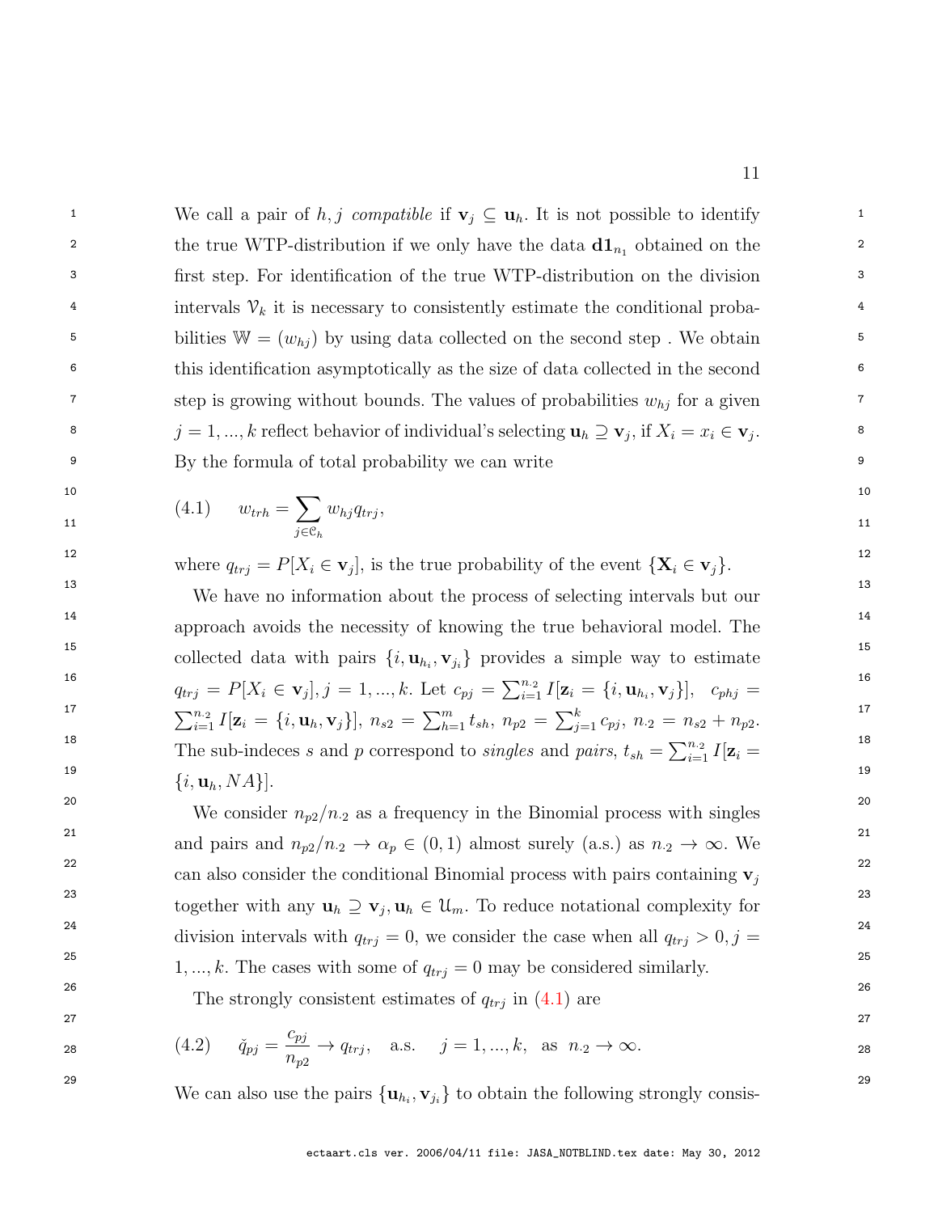We call a pair of $h, j$ *compatible* if $\mathbf{v}_j \subseteq \mathbf{u}_h$. It is not possible to identify the true WTP-distribution if we only have the data $\mathbf{d1}_{n_1}$ obtained on the first step. For identification of the true WTP-distribution on the division intervals $\mathcal{V}_k$ it is necessary to consistently estimate the conditional probabilities $\mathbb{W} = (w_{hj})$ by using data collected on the second step . We obtain this identification asymptotically as the size of data collected in the second step is growing without bounds. The values of probabilities $w_{hj}$ for a given $j = 1, ..., k$ reflect behavior of individual's selecting $\mathbf{u}_h \supseteq \mathbf{v}_j$, if $X_i = x_i \in \mathbf{v}_j$. By the formula of total probability we can write

$$(4.1) \qquad w_{trh} = \sum_{j \in \mathcal{C}_h} w_{hj} q_{trj},$$

where $q_{trj} = P[X_i \in \mathbf{v}_j]$, is the true probability of the event $\{\mathbf{X}_i \in \mathbf{v}_j\}$.

We have no information about the process of selecting intervals but our approach avoids the necessity of knowing the true behavioral model. The collected data with pairs $\{i, \mathbf{u}_{h_i}, \mathbf{v}_{j_i}\}$ provides a simple way to estimate $q_{trj} = P[X_i \in \mathbf{v}_j], j = 1, ..., k$. Let $c_{pj} = \sum_{i=1}^{n_{\cdot 2}} I[\mathbf{z}_i = \{i, \mathbf{u}_{h_i}, \mathbf{v}_j\}]$, $\;c_{phj} = \sum_{i=1}^{n_{\cdot 2}} I[\mathbf{z}_i = \{i, \mathbf{u}_h, \mathbf{v}_j\}]$, $n_{s2} = \sum_{h=1}^{m} t_{sh}$, $n_{p2} = \sum_{j=1}^{k} c_{pj}$, $n_{\cdot 2} = n_{s2} + n_{p2}$. The sub-indeces $s$ and $p$ correspond to *singles* and *pairs*, $t_{sh} = \sum_{i=1}^{n_{\cdot 2}} I[\mathbf{z}_i = \{i, \mathbf{u}_h, NA\}]$.

We consider $n_{p2}/n_{\cdot 2}$ as a frequency in the Binomial process with singles and pairs and $n_{p2}/n_{\cdot 2} \to \alpha_p \in (0, 1)$ almost surely (a.s.) as $n_{\cdot 2} \to \infty$. We can also consider the conditional Binomial process with pairs containing $\mathbf{v}_j$ together with any $\mathbf{u}_h \supseteq \mathbf{v}_j, \mathbf{u}_h \in \mathcal{U}_m$. To reduce notational complexity for division intervals with $q_{trj} = 0$, we consider the case when all $q_{trj} > 0, j = 1, ..., k$. The cases with some of $q_{trj} = 0$ may be considered similarly.

The strongly consistent estimates of $q_{trj}$ in (4.1) are

$$(4.2) \qquad \check{q}_{pj} = \frac{c_{pj}}{n_{p2}} \to q_{trj}, \quad \text{a.s.} \quad j = 1, ..., k, \;\; \text{as} \;\; n_{\cdot 2} \to \infty.$$

We can also use the pairs $\{\mathbf{u}_{h_i}, \mathbf{v}_{j_i}\}$ to obtain the following strongly consis-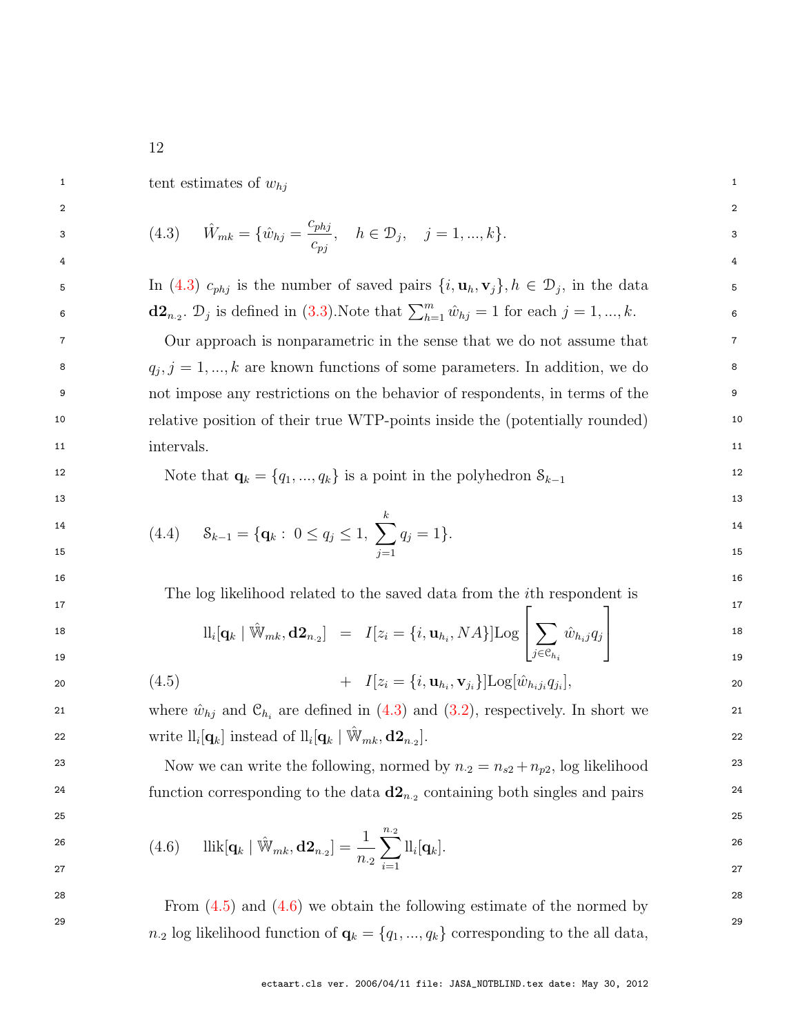tent estimates of $w_{hj}$

$$\hat{W}_{mk} = \{\hat{w}_{hj} = \frac{c_{phj}}{c_{pj}}, \quad h \in \mathcal{D}_j, \quad j = 1, ..., k\}. \tag{4.3}$$

In (4.3) $c_{phj}$ is the number of saved pairs $\{i, \mathbf{u}_h, \mathbf{v}_j\}, h \in \mathcal{D}_j$, in the data $\mathbf{d2}_{n_{\cdot 2}}$. $\mathcal{D}_j$ is defined in (3.3).Note that $\sum_{h=1}^{m} \hat{w}_{hj} = 1$ for each $j = 1, ..., k$.

Our approach is nonparametric in the sense that we do not assume that $q_j, j = 1, ..., k$ are known functions of some parameters. In addition, we do not impose any restrictions on the behavior of respondents, in terms of the relative position of their true WTP-points inside the (potentially rounded) intervals.

Note that $\mathbf{q}_k = \{q_1, ..., q_k\}$ is a point in the polyhedron $\mathcal{S}_{k-1}$

$$\mathcal{S}_{k-1} = \{\mathbf{q}_k : \ 0 \leq q_j \leq 1, \ \sum_{j=1}^{k} q_j = 1\}. \tag{4.4}$$

The log likelihood related to the saved data from the $i$th respondent is

$$\begin{aligned} \text{ll}_i[\mathbf{q}_k \mid \hat{\mathbb{W}}_{mk}, \mathbf{d2}_{n_{\cdot 2}}] &= I[z_i = \{i, \mathbf{u}_{h_i}, NA\}] \text{Log}\left[\sum_{j \in \mathcal{C}_{h_i}} \hat{w}_{h_i j} q_j\right] \\ &+ I[z_i = \{i, \mathbf{u}_{h_i}, \mathbf{v}_{j_i}\}] \text{Log}[\hat{w}_{h_i j_i} q_{j_i}], \end{aligned} \tag{4.5}$$

where $\hat{w}_{hj}$ and $\mathcal{C}_{h_i}$ are defined in (4.3) and (3.2), respectively. In short we write $\text{ll}_i[\mathbf{q}_k]$ instead of $\text{ll}_i[\mathbf{q}_k \mid \hat{\mathbb{W}}_{mk}, \mathbf{d2}_{n_{\cdot 2}}]$.

Now we can write the following, normed by $n_{\cdot 2} = n_{s2} + n_{p2}$, log likelihood function corresponding to the data $\mathbf{d2}_{n_{\cdot 2}}$ containing both singles and pairs

$$\text{llik}[\mathbf{q}_k \mid \hat{\mathbb{W}}_{mk}, \mathbf{d2}_{n_{\cdot 2}}] = \frac{1}{n_{\cdot 2}} \sum_{i=1}^{n_{\cdot 2}} \text{ll}_i[\mathbf{q}_k]. \tag{4.6}$$

From (4.5) and (4.6) we obtain the following estimate of the normed by $n_{\cdot 2}$ log likelihood function of $\mathbf{q}_k = \{q_1, ..., q_k\}$ corresponding to the all data,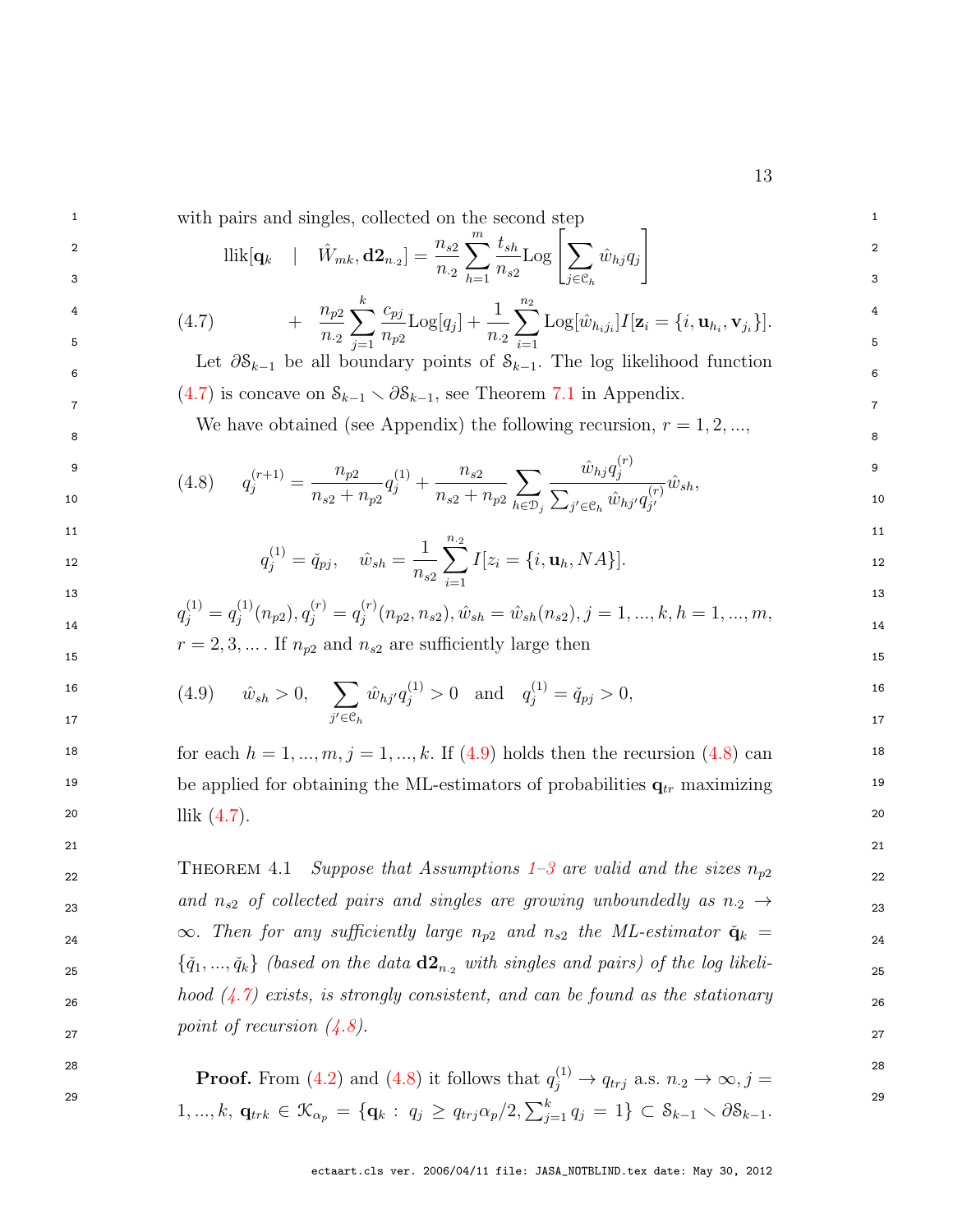with pairs and singles, collected on the second step

$$
\begin{aligned}
\text{llik}[\mathbf{q}_k \quad | \quad \hat{W}_{mk}, \mathbf{d2}_{n_{\cdot 2}}] &= \frac{n_{s2}}{n_{\cdot 2}} \sum_{h=1}^{m} \frac{t_{sh}}{n_{s2}} \text{Log}\left[\sum_{j\in\mathcal{C}_h} \hat{w}_{hj} q_j\right] \\
&+ \frac{n_{p2}}{n_{\cdot 2}} \sum_{j=1}^{k} \frac{c_{pj}}{n_{p2}} \text{Log}[q_j] + \frac{1}{n_{\cdot 2}} \sum_{i=1}^{n_2} \text{Log}[\hat{w}_{h_i j_i}] I[\mathbf{z}_i = \{i, \mathbf{u}_{h_i}, \mathbf{v}_{j_i}\}]. \qquad (4.7)
\end{aligned}
$$

Let $\partial\mathcal{S}_{k-1}$ be all boundary points of $\mathcal{S}_{k-1}$. The log likelihood function (4.7) is concave on $\mathcal{S}_{k-1} \setminus \partial\mathcal{S}_{k-1}$, see Theorem 7.1 in Appendix.

We have obtained (see Appendix) the following recursion, $r = 1, 2, ...,$

$$
q_j^{(r+1)} = \frac{n_{p2}}{n_{s2} + n_{p2}} q_j^{(1)} + \frac{n_{s2}}{n_{s2} + n_{p2}} \sum_{h\in\mathcal{D}_j} \frac{\hat{w}_{hj} q_j^{(r)}}{\sum_{j'\in\mathcal{C}_h} \hat{w}_{hj'} q_{j'}^{(r)}} \hat{w}_{sh}, \qquad (4.8)
$$

$$
q_j^{(1)} = \check{q}_{pj}, \quad \hat{w}_{sh} = \frac{1}{n_{s2}} \sum_{i=1}^{n_{\cdot 2}} I[z_i = \{i, \mathbf{u}_h, NA\}].
$$

$q_j^{(1)} = q_j^{(1)}(n_{p2}), q_j^{(r)} = q_j^{(r)}(n_{p2}, n_{s2}), \hat{w}_{sh} = \hat{w}_{sh}(n_{s2}), j = 1, ..., k, h = 1, ..., m,$ $r = 2, 3, ...$. If $n_{p2}$ and $n_{s2}$ are sufficiently large then

$$
\hat{w}_{sh} > 0, \quad \sum_{j'\in\mathcal{C}_h} \hat{w}_{hj'} q_j^{(1)} > 0 \quad \text{and} \quad q_j^{(1)} = \check{q}_{pj} > 0, \qquad (4.9)
$$

for each $h = 1, ..., m, j = 1, ..., k$. If (4.9) holds then the recursion (4.8) can be applied for obtaining the ML-estimators of probabilities $\mathbf{q}_{tr}$ maximizing llik (4.7).

THEOREM 4.1 *Suppose that Assumptions 1–3 are valid and the sizes $n_{p2}$ and $n_{s2}$ of collected pairs and singles are growing unboundedly as $n_{\cdot 2} \to \infty$. Then for any sufficiently large $n_{p2}$ and $n_{s2}$ the ML-estimator $\check{\mathbf{q}}_k = \{\check{q}_1, ..., \check{q}_k\}$ (based on the data $\mathbf{d2}_{n_{\cdot 2}}$ with singles and pairs) of the log likelihood (4.7) exists, is strongly consistent, and can be found as the stationary point of recursion (4.8).*

**Proof.** From (4.2) and (4.8) it follows that $q_j^{(1)} \to q_{trj}$ a.s. $n_{\cdot 2} \to \infty, j = 1, ..., k$, $\mathbf{q}_{trk} \in \mathcal{K}_{\alpha_p} = \{\mathbf{q}_k : q_j \geq q_{trj}\alpha_p/2, \sum_{j=1}^{k} q_j = 1\} \subset \mathcal{S}_{k-1} \setminus \partial\mathcal{S}_{k-1}$.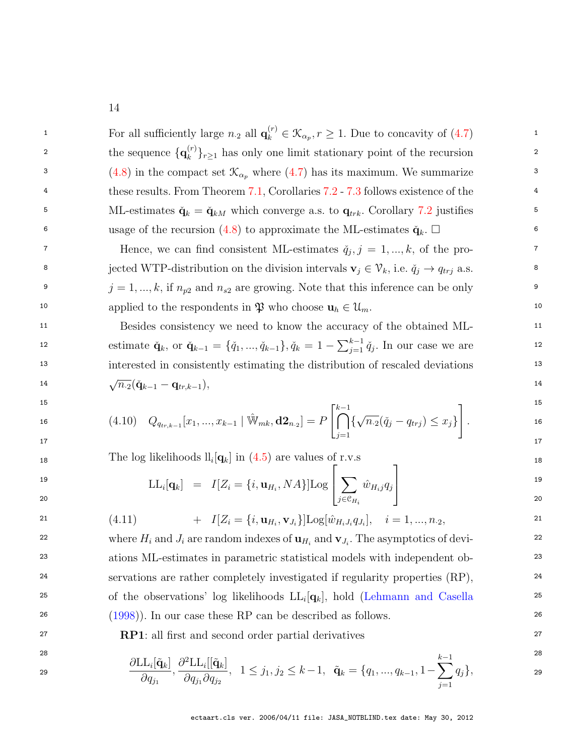For all sufficiently large $n_{\cdot 2}$ all $\mathbf{q}_k^{(r)} \in \mathcal{K}_{\alpha_p}, r \geq 1$. Due to concavity of (4.7) the sequence $\{\mathbf{q}_k^{(r)}\}_{r \geq 1}$ has only one limit stationary point of the recursion (4.8) in the compact set $\mathcal{K}_{\alpha_p}$ where (4.7) has its maximum. We summarize these results. From Theorem 7.1, Corollaries 7.2 - 7.3 follows existence of the ML-estimates $\check{\mathbf{q}}_k = \check{\mathbf{q}}_{kM}$ which converge a.s. to $\mathbf{q}_{trk}$. Corollary 7.2 justifies usage of the recursion (4.8) to approximate the ML-estimates $\check{\mathbf{q}}_k$. □

Hence, we can find consistent ML-estimates $\check{q}_j, j = 1, ..., k$, of the projected WTP-distribution on the division intervals $\mathbf{v}_j \in \mathcal{V}_k$, i.e. $\check{q}_j \to q_{trj}$ a.s. $j = 1, ..., k$, if $n_{p2}$ and $n_{s2}$ are growing. Note that this inference can be only applied to the respondents in $\mathfrak{P}$ who choose $\mathbf{u}_h \in \mathcal{U}_m$.

Besides consistency we need to know the accuracy of the obtained ML-estimate $\check{\mathbf{q}}_k$, or $\check{\mathbf{q}}_{k-1} = \{\check{q}_1, ..., \check{q}_{k-1}\}, \check{q}_k = 1 - \sum_{j=1}^{k-1} \check{q}_j$. In our case we are interested in consistently estimating the distribution of rescaled deviations $\sqrt{n_{\cdot 2}}(\check{\mathbf{q}}_{k-1} - \mathbf{q}_{tr,k-1})$,

$$
(4.10) \quad Q_{q_{tr,k-1}}[x_1, ..., x_{k-1} \mid \hat{\mathbb{W}}_{mk}, \mathbf{d2}_{n_{\cdot 2}}] = P\left[\bigcap_{j=1}^{k-1} \{\sqrt{n_{\cdot 2}}(\check{q}_j - q_{trj}) \leq x_j\}\right].
$$

The log likelihoods $\mathrm{ll}_i[\mathbf{q}_k]$ in (4.5) are values of r.v.s

$$
\begin{aligned}
\mathrm{LL}_i[\mathbf{q}_k] &= I[Z_i = \{i, \mathbf{u}_{H_i}, NA\}]\mathrm{Log}\left[\sum_{j \in \mathcal{C}_{H_i}} \hat{w}_{H_i j} q_j\right] \\
(4.11) \qquad &+ I[Z_i = \{i, \mathbf{u}_{H_i}, \mathbf{v}_{J_i}\}]\mathrm{Log}[\hat{w}_{H_i J_i} q_{J_i}], \quad i = 1, ..., n_{\cdot 2},
\end{aligned}
$$

where $H_i$ and $J_i$ are random indexes of $\mathbf{u}_{H_i}$ and $\mathbf{v}_{J_i}$. The asymptotics of deviations ML-estimates in parametric statistical models with independent observations are rather completely investigated if regularity properties (RP), of the observations' log likelihoods $\mathrm{LL}_i[\mathbf{q}_k]$, hold (Lehmann and Casella (1998)). In our case these RP can be described as follows.

**RP1**: all first and second order partial derivatives

$$
\frac{\partial \mathrm{LL}_i[\tilde{\mathbf{q}}_k]}{\partial q_{j_1}}, \frac{\partial^2 \mathrm{LL}_i[[\tilde{\mathbf{q}}_k]}{\partial q_{j_1} \partial q_{j_2}}, \quad 1 \leq j_1, j_2 \leq k-1, \quad \tilde{\mathbf{q}}_k = \{q_1, ..., q_{k-1}, 1 - \sum_{j=1}^{k-1} q_j\},
$$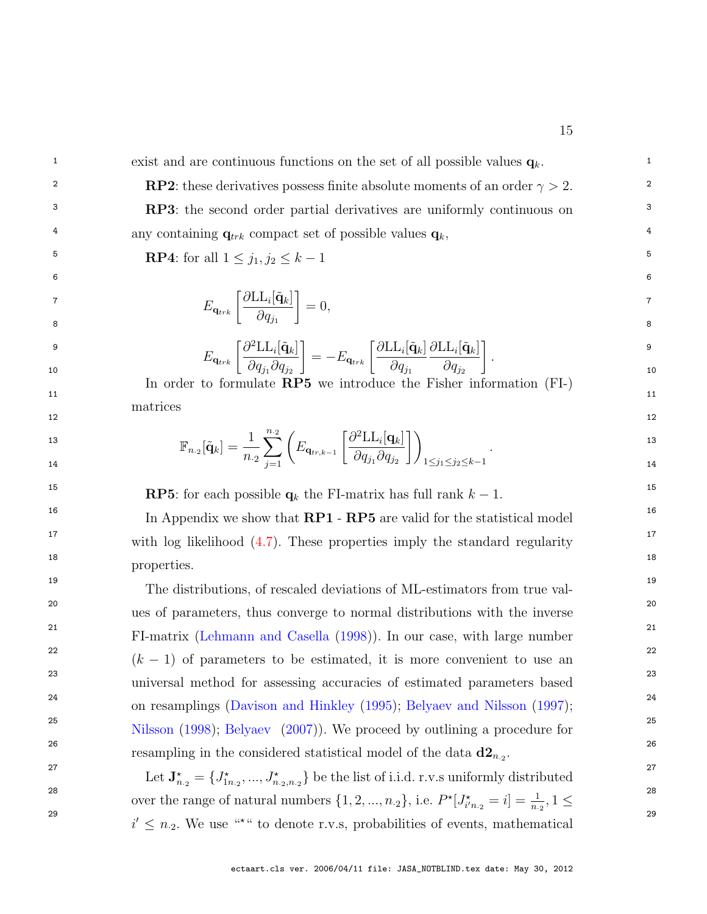exist and are continuous functions on the set of all possible values $\mathbf{q}_k$.

**RP2**: these derivatives possess finite absolute moments of an order $\gamma > 2$.

**RP3**: the second order partial derivatives are uniformly continuous on any containing $\mathbf{q}_{trk}$ compact set of possible values $\mathbf{q}_k$,

**RP4**: for all $1 \leq j_1, j_2 \leq k-1$

$$E_{\mathbf{q}_{trk}}\left[\frac{\partial \mathrm{LL}_i[\tilde{\mathbf{q}}_k]}{\partial q_{j_1}}\right] = 0,$$

$$E_{\mathbf{q}_{trk}}\left[\frac{\partial^2 \mathrm{LL}_i[\tilde{\mathbf{q}}_k]}{\partial q_{j_1}\partial q_{j_2}}\right] = -E_{\mathbf{q}_{trk}}\left[\frac{\partial \mathrm{LL}_i[\tilde{\mathbf{q}}_k]}{\partial q_{j_1}}\frac{\partial \mathrm{LL}_i[\tilde{\mathbf{q}}_k]}{\partial q_{j_2}}\right].$$

In order to formulate **RP5** we introduce the Fisher information (FI-) matrices

$$\mathbb{F}_{n_{\cdot 2}}[\tilde{\mathbf{q}}_k] = \frac{1}{n_{\cdot 2}}\sum_{j=1}^{n_{\cdot 2}}\left(E_{\mathbf{q}_{tr,k-1}}\left[\frac{\partial^2 \mathrm{LL}_i[\mathbf{q}_k]}{\partial q_{j_1}\partial q_{j_2}}\right]\right)_{1\leq j_1 \leq j_2 \leq k-1}.$$

**RP5**: for each possible $\mathbf{q}_k$ the FI-matrix has full rank $k-1$.

In Appendix we show that **RP1** - **RP5** are valid for the statistical model with log likelihood (4.7). These properties imply the standard regularity properties.

The distributions, of rescaled deviations of ML-estimators from true values of parameters, thus converge to normal distributions with the inverse FI-matrix (Lehmann and Casella (1998)). In our case, with large number $(k-1)$ of parameters to be estimated, it is more convenient to use an universal method for assessing accuracies of estimated parameters based on resamplings (Davison and Hinkley (1995); Belyaev and Nilsson (1997); Nilsson (1998); Belyaev (2007)). We proceed by outlining a procedure for resampling in the considered statistical model of the data $\mathbf{d2}_{n_{\cdot 2}}$.

Let $\mathbf{J}^{\star}_{n_{\cdot 2}} = \{J^{\star}_{1n_{\cdot 2}}, ..., J^{\star}_{n_{\cdot 2},n_{\cdot 2}}\}$ be the list of i.i.d. r.v.s uniformly distributed over the range of natural numbers $\{1, 2, ..., n_{\cdot 2}\}$, i.e. $P^{\star}[J^{\star}_{i'n_{\cdot 2}} = i] = \frac{1}{n_{\cdot 2}}, 1 \leq i' \leq n_{\cdot 2}$. We use "$\star$" to denote r.v.s, probabilities of events, mathematical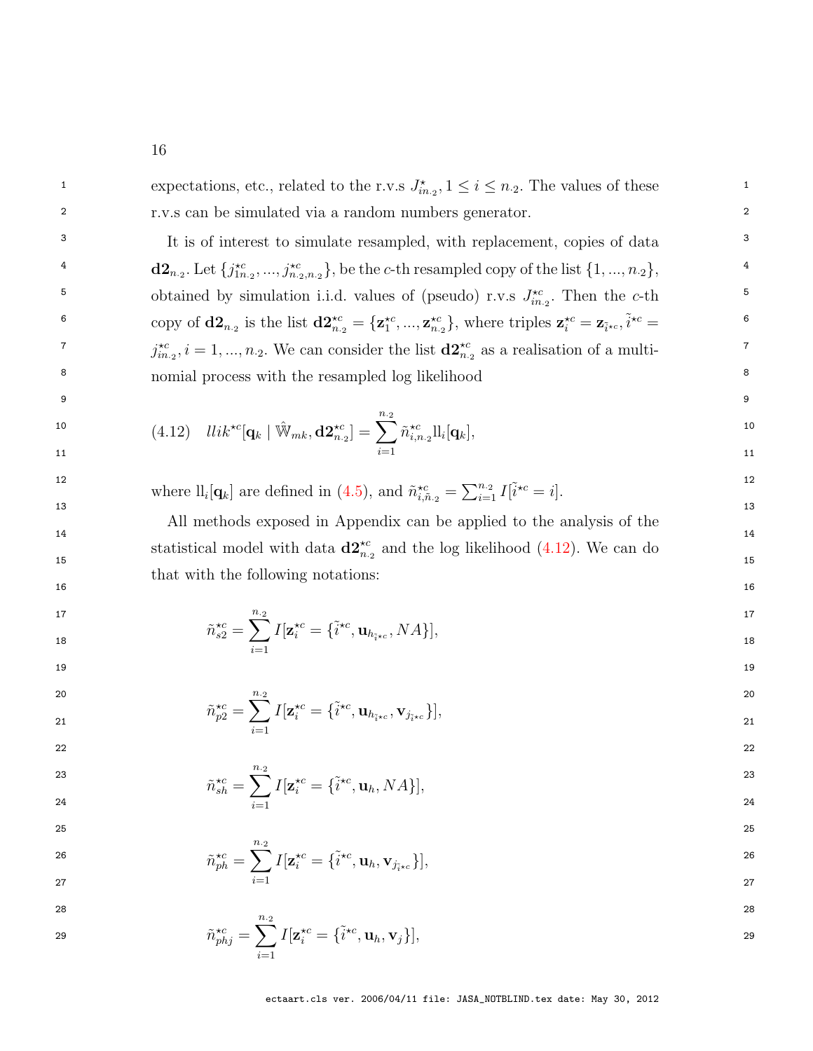expectations, etc., related to the r.v.s $J^{\star}_{in_{\cdot 2}}, 1 \le i \le n_{\cdot 2}$. The values of these r.v.s can be simulated via a random numbers generator.

It is of interest to simulate resampled, with replacement, copies of data $\mathbf{d2}_{n_{\cdot 2}}$. Let $\{j^{\star c}_{1n_{\cdot 2}}, ..., j^{\star c}_{n_{\cdot 2},n_{\cdot 2}}\}$, be the $c$-th resampled copy of the list $\{1, ..., n_{\cdot 2}\}$, obtained by simulation i.i.d. values of (pseudo) r.v.s $J^{\star c}_{in_{\cdot 2}}$. Then the $c$-th copy of $\mathbf{d2}_{n_{\cdot 2}}$ is the list $\mathbf{d2}^{\star c}_{n_{\cdot 2}} = \{\mathbf{z}^{\star c}_1, ..., \mathbf{z}^{\star c}_{n_{\cdot 2}}\}$, where triples $\mathbf{z}^{\star c}_i = \mathbf{z}_{\tilde{i}^{\star c}}, \tilde{i}^{\star c} = j^{\star c}_{in_{\cdot 2}}, i = 1, ..., n_{\cdot 2}$. We can consider the list $\mathbf{d2}^{\star c}_{n_{\cdot 2}}$ as a realisation of a multinomial process with the resampled log likelihood

$$
(4.12) \quad llik^{\star c}[\mathbf{q}_k \mid \hat{\mathbb{W}}_{mk}, \mathbf{d2}^{\star c}_{n_{\cdot 2}}] = \sum_{i=1}^{n_{\cdot 2}} \tilde{n}^{\star c}_{i,n_{\cdot 2}} \mathrm{ll}_i[\mathbf{q}_k],
$$

where $\mathrm{ll}_i[\mathbf{q}_k]$ are defined in (4.5), and $\tilde{n}^{\star c}_{i,\tilde{n}_{\cdot 2}} = \sum_{i=1}^{n_{\cdot 2}} I[\tilde{i}^{\star c} = i]$.

All methods exposed in Appendix can be applied to the analysis of the statistical model with data $\mathbf{d2}^{\star c}_{n_{\cdot 2}}$ and the log likelihood (4.12). We can do that with the following notations:

$$
\tilde{n}^{\star c}_{s2} = \sum_{i=1}^{n_{\cdot 2}} I[\mathbf{z}^{\star c}_i = \{\tilde{i}^{\star c}, \mathbf{u}_{h_{\tilde{i}^{\star c}}}, NA\}],
$$

$$
\tilde{n}^{\star c}_{p2} = \sum_{i=1}^{n_{\cdot 2}} I[\mathbf{z}^{\star c}_i = \{\tilde{i}^{\star c}, \mathbf{u}_{h_{\tilde{i}^{\star c}}}, \mathbf{v}_{j_{\tilde{i}^{\star c}}}\}],
$$

$$
\tilde{n}^{\star c}_{sh} = \sum_{i=1}^{n_{\cdot 2}} I[\mathbf{z}^{\star c}_i = \{\tilde{i}^{\star c}, \mathbf{u}_h, NA\}],
$$

$$
\tilde{n}^{\star c}_{ph} = \sum_{i=1}^{n_{\cdot 2}} I[\mathbf{z}^{\star c}_i = \{\tilde{i}^{\star c}, \mathbf{u}_h, \mathbf{v}_{j_{\tilde{i}^{\star c}}}\}],
$$

$$
\tilde{n}^{\star c}_{phj} = \sum_{i=1}^{n_{\cdot 2}} I[\mathbf{z}^{\star c}_i = \{\tilde{i}^{\star c}, \mathbf{u}_h, \mathbf{v}_j\}],
$$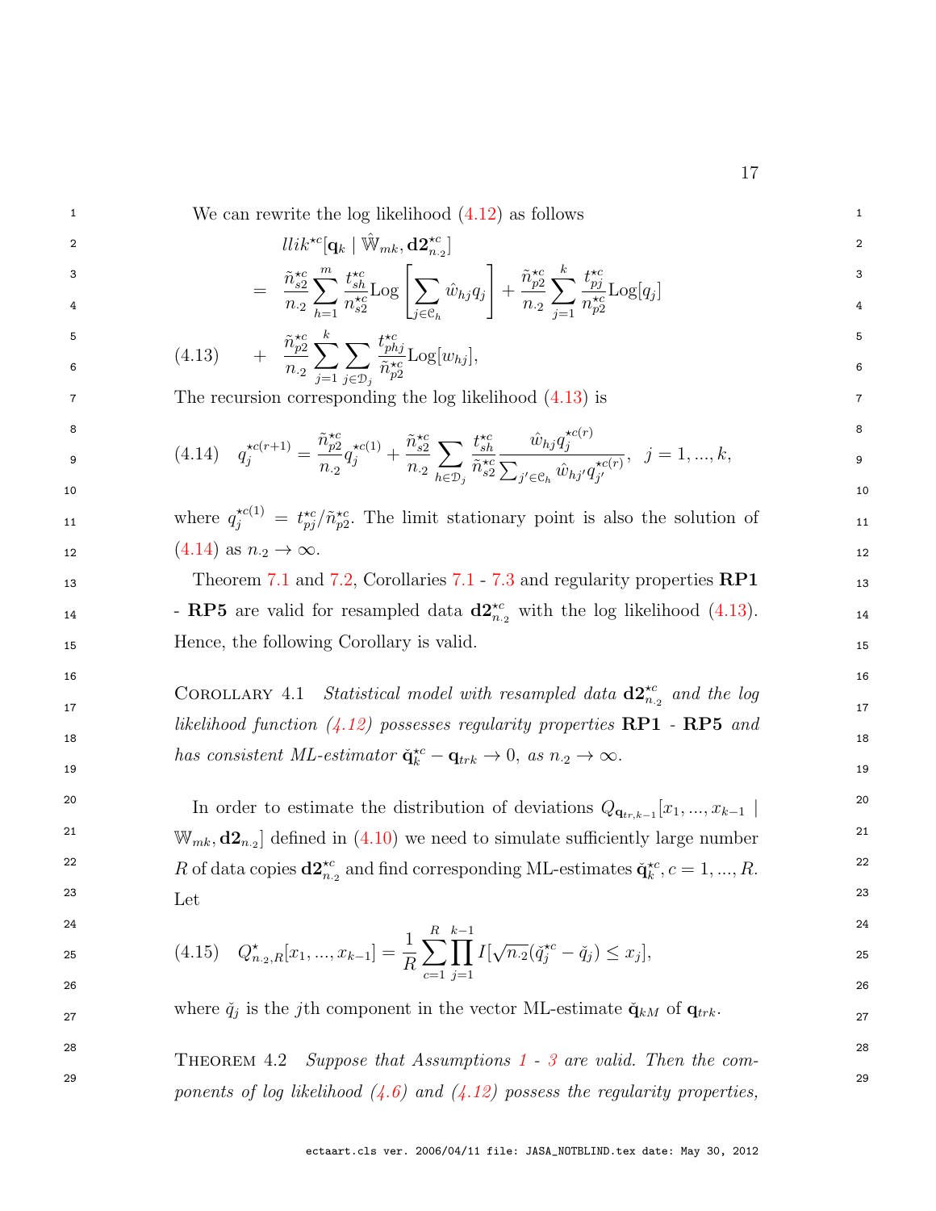We can rewrite the log likelihood (4.12) as follows

$$
\begin{aligned}
& llik^{\star c}[\mathbf{q}_k \mid \hat{\mathbb{W}}_{mk}, \mathbf{d2}^{\star c}_{n\cdot 2}] \\
&= \frac{\tilde{n}^{\star c}_{s2}}{n_{\cdot 2}} \sum_{h=1}^{m} \frac{t^{\star c}_{sh}}{n^{\star c}_{s2}} \mathrm{Log}\left[\sum_{j \in \mathfrak{C}_h} \hat{w}_{hj} q_j\right] + \frac{\tilde{n}^{\star c}_{p2}}{n_{\cdot 2}} \sum_{j=1}^{k} \frac{t^{\star c}_{pj}}{n^{\star c}_{p2}} \mathrm{Log}[q_j] \\
&\quad + \frac{\tilde{n}^{\star c}_{p2}}{n_{\cdot 2}} \sum_{j=1}^{k} \sum_{j \in \mathfrak{D}_j} \frac{t^{\star c}_{phj}}{\tilde{n}^{\star c}_{p2}} \mathrm{Log}[w_{hj}],
\end{aligned} \tag{4.13}
$$

The recursion corresponding the log likelihood (4.13) is

$$
q_j^{\star c(r+1)} = \frac{\tilde{n}^{\star c}_{p2}}{n_{\cdot 2}} q_j^{\star c(1)} + \frac{\tilde{n}^{\star c}_{s2}}{n_{\cdot 2}} \sum_{h \in \mathfrak{D}_j} \frac{t^{\star c}_{sh}}{\tilde{n}^{\star c}_{s2}} \frac{\hat{w}_{hj} q_j^{\star c(r)}}{\sum_{j' \in \mathfrak{C}_h} \hat{w}_{hj'} q_{j'}^{\star c(r)}}, \quad j = 1, ..., k, \tag{4.14}
$$

where $q_j^{\star c(1)} = t^{\star c}_{pj}/\tilde{n}^{\star c}_{p2}$. The limit stationary point is also the solution of (4.14) as $n_{\cdot 2} \to \infty$.

Theorem 7.1 and 7.2, Corollaries 7.1 - 7.3 and regularity properties **RP1** - **RP5** are valid for resampled data $\mathbf{d2}^{\star c}_{n\cdot 2}$ with the log likelihood (4.13). Hence, the following Corollary is valid.

COROLLARY 4.1 *Statistical model with resampled data* $\mathbf{d2}^{\star c}_{n\cdot 2}$ *and the log likelihood function (4.12) possesses regularity properties* **RP1** - **RP5** *and has consistent ML-estimator* $\check{\mathbf{q}}^{\star c}_k - \mathbf{q}_{trk} \to 0$, *as* $n_{\cdot 2} \to \infty$.

In order to estimate the distribution of deviations $Q_{\mathbf{q}_{tr,k-1}}[x_1, ..., x_{k-1} \mid \mathbb{W}_{mk}, \mathbf{d2}_{n\cdot 2}]$ defined in (4.10) we need to simulate sufficiently large number $R$ of data copies $\mathbf{d2}^{\star c}_{n\cdot 2}$ and find corresponding ML-estimates $\check{\mathbf{q}}^{\star c}_k, c = 1, ..., R$. Let

$$
Q^{\star}_{n\cdot 2, R}[x_1, ..., x_{k-1}] = \frac{1}{R} \sum_{c=1}^{R} \prod_{j=1}^{k-1} I[\sqrt{n_{\cdot 2}}(\check{q}^{\star c}_j - \check{q}_j) \le x_j], \tag{4.15}
$$

where $\check{q}_j$ is the $j$th component in the vector ML-estimate $\check{\mathbf{q}}_{kM}$ of $\mathbf{q}_{trk}$.

THEOREM 4.2 *Suppose that Assumptions 1 - 3 are valid. Then the components of log likelihood (4.6) and (4.12) possess the regularity properties,*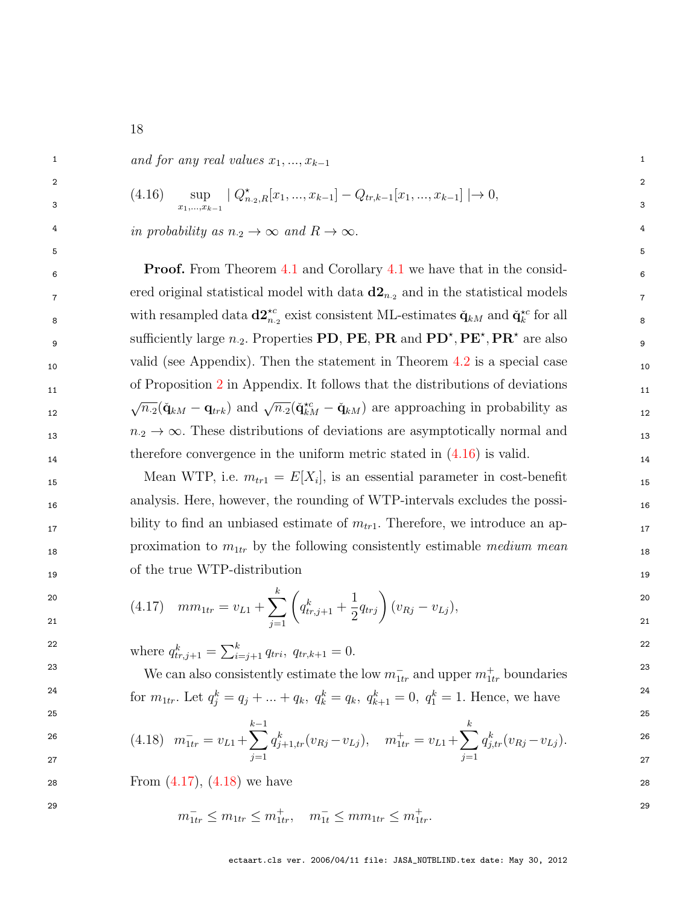*and for any real values $x_1, ..., x_{k-1}$*

$$
(4.16) \quad \sup_{x_1,...,x_{k-1}} \mid Q^{\star}_{n.2,R}[x_1, ..., x_{k-1}] - Q_{tr,k-1}[x_1, ..., x_{k-1}] \mid \to 0,
$$

*in probability as $n_{\cdot 2} \to \infty$ and $R \to \infty$.*

**Proof.** From Theorem 4.1 and Corollary 4.1 we have that in the considered original statistical model with data $\mathbf{d2}_{n_{\cdot 2}}$ and in the statistical models with resampled data $\mathbf{d2}^{\star c}_{n_{\cdot 2}}$ exist consistent ML-estimates $\check{\mathbf{q}}_{kM}$ and $\check{\mathbf{q}}^{\star c}_{k}$ for all sufficiently large $n_{\cdot 2}$. Properties **PD**, **PE**, **PR** and $\mathbf{PD}^{\star}, \mathbf{PE}^{\star}, \mathbf{PR}^{\star}$ are also valid (see Appendix). Then the statement in Theorem 4.2 is a special case of Proposition 2 in Appendix. It follows that the distributions of deviations $\sqrt{n_{\cdot 2}}(\check{\mathbf{q}}_{kM} - \mathbf{q}_{trk})$ and $\sqrt{n_{\cdot 2}}(\check{\mathbf{q}}^{\star c}_{kM} - \check{\mathbf{q}}_{kM})$ are approaching in probability as $n_{\cdot 2} \to \infty$. These distributions of deviations are asymptotically normal and therefore convergence in the uniform metric stated in (4.16) is valid.

Mean WTP, i.e. $m_{tr1} = E[X_i]$, is an essential parameter in cost-benefit analysis. Here, however, the rounding of WTP-intervals excludes the possibility to find an unbiased estimate of $m_{tr1}$. Therefore, we introduce an approximation to $m_{1tr}$ by the following consistently estimable *medium mean* of the true WTP-distribution

$$
(4.17) \quad mm_{1tr} = v_{L1} + \sum_{j=1}^{k} \left( q^k_{tr,j+1} + \frac{1}{2} q_{trj} \right) (v_{Rj} - v_{Lj}),
$$

where $q^k_{tr,j+1} = \sum_{i=j+1}^{k} q_{tri},\ q_{tr,k+1} = 0$.

We can also consistently estimate the low $m^{-}_{1tr}$ and upper $m^{+}_{1tr}$ boundaries for $m_{1tr}$. Let $q^k_j = q_j + ... + q_k,\ q^k_k = q_k,\ q^k_{k+1} = 0,\ q^k_1 = 1$. Hence, we have

$$
(4.18) \quad m^{-}_{1tr} = v_{L1} + \sum_{j=1}^{k-1} q^k_{j+1,tr}(v_{Rj} - v_{Lj}), \quad m^{+}_{1tr} = v_{L1} + \sum_{j=1}^{k} q^k_{j,tr}(v_{Rj} - v_{Lj}).
$$

From (4.17), (4.18) we have

$$
m^{-}_{1tr} \le m_{1tr} \le m^{+}_{1tr}, \quad m^{-}_{1t} \le mm_{1tr} \le m^{+}_{1tr}.
$$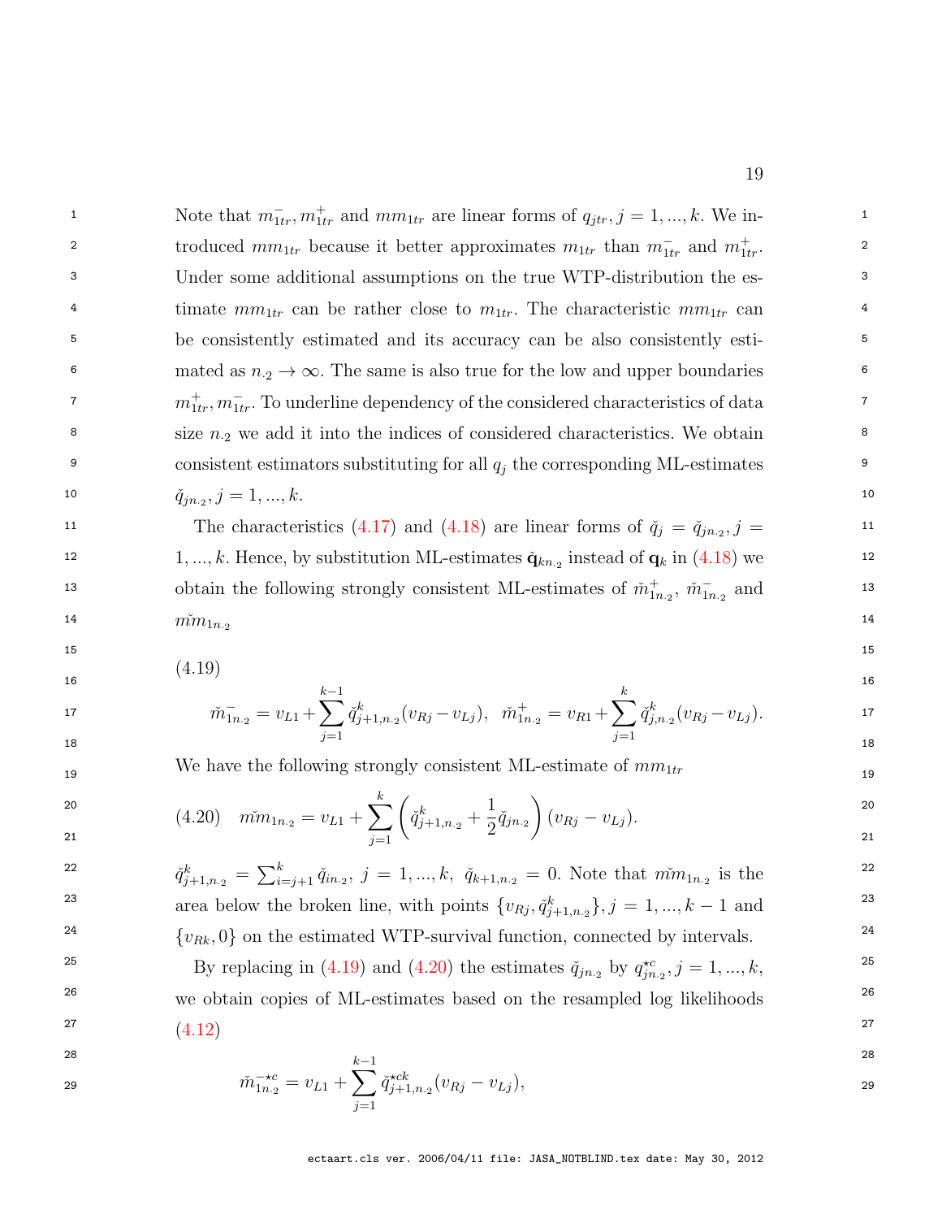Note that $m^-_{1tr}, m^+_{1tr}$ and $mm_{1tr}$ are linear forms of $q_{jtr}, j = 1, ..., k$. We introduced $mm_{1tr}$ because it better approximates $m_{1tr}$ than $m^-_{1tr}$ and $m^+_{1tr}$. Under some additional assumptions on the true WTP-distribution the estimate $mm_{1tr}$ can be rather close to $m_{1tr}$. The characteristic $mm_{1tr}$ can be consistently estimated and its accuracy can be also consistently estimated as $n_{\cdot 2} \to \infty$. The same is also true for the low and upper boundaries $m^+_{1tr}, m^-_{1tr}$. To underline dependency of the considered characteristics of data size $n_{\cdot 2}$ we add it into the indices of considered characteristics. We obtain consistent estimators substituting for all $q_j$ the corresponding ML-estimates $\check{q}_{jn_{\cdot 2}}, j = 1, ..., k$.

The characteristics (4.17) and (4.18) are linear forms of $\check{q}_j = \check{q}_{jn_{\cdot 2}}, j = 1, ..., k$. Hence, by substitution ML-estimates $\check{\mathbf{q}}_{kn_{\cdot 2}}$ instead of $\mathbf{q}_k$ in (4.18) we obtain the following strongly consistent ML-estimates of $\check{m}^+_{1n_{\cdot 2}}$, $\check{m}^-_{1n_{\cdot 2}}$ and $m\check{m}_{1n_{\cdot 2}}$

(4.19)
$$\check{m}^-_{1n_{\cdot 2}} = v_{L1} + \sum_{j=1}^{k-1} \check{q}^k_{j+1,n_{\cdot 2}}(v_{Rj} - v_{Lj}), \;\; \check{m}^+_{1n_{\cdot 2}} = v_{R1} + \sum_{j=1}^{k} \check{q}^k_{j,n_{\cdot 2}}(v_{Rj} - v_{Lj}).$$

We have the following strongly consistent ML-estimate of $mm_{1tr}$

$$(4.20) \quad m\check{m}_{1n_{\cdot 2}} = v_{L1} + \sum_{j=1}^{k} \left( \check{q}^k_{j+1,n_{\cdot 2}} + \frac{1}{2}\check{q}_{jn_{\cdot 2}} \right)(v_{Rj} - v_{Lj}).$$

$\check{q}^k_{j+1,n_{\cdot 2}} = \sum_{i=j+1}^{k} \check{q}_{in_{\cdot 2}}, \; j = 1, ..., k, \; \check{q}_{k+1,n_{\cdot 2}} = 0$. Note that $m\check{m}_{1n_{\cdot 2}}$ is the area below the broken line, with points $\{v_{Rj}, \check{q}^k_{j+1,n_{\cdot 2}}\}, j = 1, ..., k-1$ and $\{v_{Rk}, 0\}$ on the estimated WTP-survival function, connected by intervals.

By replacing in (4.19) and (4.20) the estimates $\check{q}_{jn_{\cdot 2}}$ by $q^{\star c}_{jn_{\cdot 2}}, j = 1, ..., k$, we obtain copies of ML-estimates based on the resampled log likelihoods (4.12)

$$\check{m}^{-\star c}_{1n_{\cdot 2}} = v_{L1} + \sum_{j=1}^{k-1} \check{q}^{\star ck}_{j+1,n_{\cdot 2}}(v_{Rj} - v_{Lj}),$$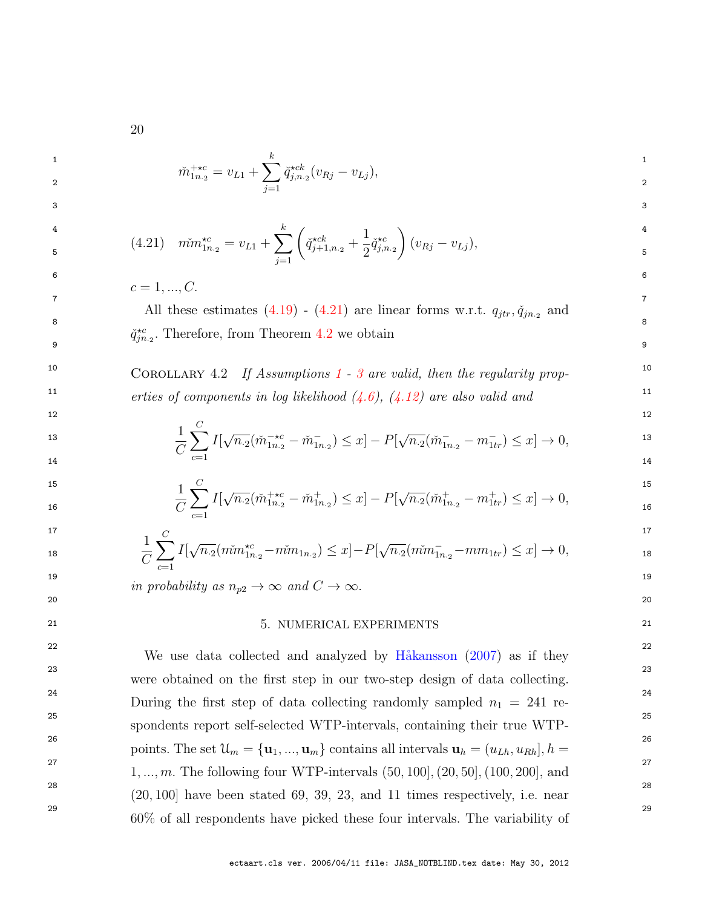$$\check{m}^{+\star c}_{1n_{\cdot 2}} = v_{L1} + \sum_{j=1}^{k} \check{q}^{\star ck}_{j,n_{\cdot 2}} (v_{Rj} - v_{Lj}),$$

$$\text{(4.21)} \quad m\check{m}^{\star c}_{1n_{\cdot 2}} = v_{L1} + \sum_{j=1}^{k} \left( \check{q}^{\star ck}_{j+1,n_{\cdot 2}} + \frac{1}{2}\check{q}^{\star c}_{j,n_{\cdot 2}} \right) (v_{Rj} - v_{Lj}),$$

$c = 1, ..., C$.

All these estimates (4.19) - (4.21) are linear forms w.r.t. $q_{jtr}, \check{q}_{jn_{\cdot 2}}$ and $\check{q}^{\star c}_{jn_{\cdot 2}}$. Therefore, from Theorem 4.2 we obtain

COROLLARY 4.2 *If Assumptions 1 - 3 are valid, then the regularity properties of components in log likelihood (4.6), (4.12) are also valid and*

$$\frac{1}{C}\sum_{c=1}^{C} I[\sqrt{n_{\cdot 2}}(\check{m}^{-\star c}_{1n_{\cdot 2}} - \check{m}^{-}_{1n_{\cdot 2}}) \leq x] - P[\sqrt{n_{\cdot 2}}(\check{m}^{-}_{1n_{\cdot 2}} - m^{-}_{1tr}) \leq x] \to 0,$$

$$\frac{1}{C}\sum_{c=1}^{C} I[\sqrt{n_{\cdot 2}}(\check{m}^{+\star c}_{1n_{\cdot 2}} - \check{m}^{+}_{1n_{\cdot 2}}) \leq x] - P[\sqrt{n_{\cdot 2}}(\check{m}^{+}_{1n_{\cdot 2}} - m^{+}_{1tr}) \leq x] \to 0,$$

$$\frac{1}{C}\sum_{c=1}^{C} I[\sqrt{n_{\cdot 2}}(m\check{m}^{\star c}_{1n_{\cdot 2}} - m\check{m}_{1n_{\cdot 2}}) \leq x] - P[\sqrt{n_{\cdot 2}}(m\check{m}^{-}_{1n_{\cdot 2}} - mm_{1tr}) \leq x] \to 0,$$

*in probability as $n_{p2} \to \infty$ and $C \to \infty$.*

## 5. NUMERICAL EXPERIMENTS

We use data collected and analyzed by Håkansson (2007) as if they were obtained on the first step in our two-step design of data collecting. During the first step of data collecting randomly sampled $n_1 = 241$ respondents report self-selected WTP-intervals, containing their true WTP-points. The set $\mathcal{U}_m = \{\mathbf{u}_1, ..., \mathbf{u}_m\}$ contains all intervals $\mathbf{u}_h = (u_{Lh}, u_{Rh}], h = 1, ..., m$. The following four WTP-intervals $(50, 100], (20, 50], (100, 200]$, and $(20, 100]$ have been stated 69, 39, 23, and 11 times respectively, i.e. near 60% of all respondents have picked these four intervals. The variability of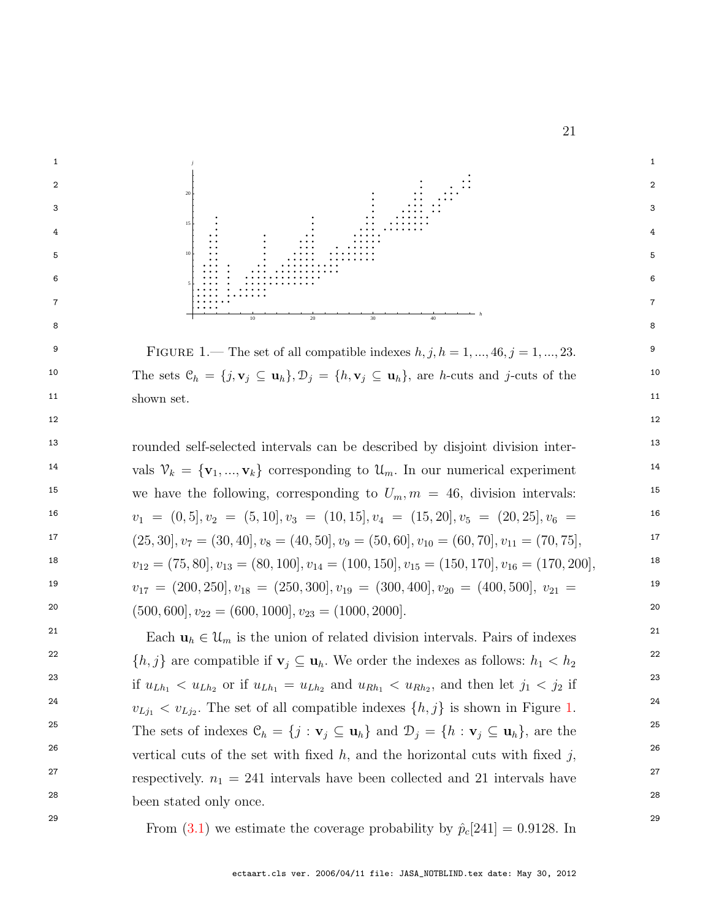FIGURE 1.— The set of all compatible indexes $h, j, h = 1, ..., 46, j = 1, ..., 23$. The sets $\mathcal{C}_h = \{j, \mathbf{v}_j \subseteq \mathbf{u}_h\}, \mathcal{D}_j = \{h, \mathbf{v}_j \subseteq \mathbf{u}_h\}$, are $h$-cuts and $j$-cuts of the shown set.

rounded self-selected intervals can be described by disjoint division intervals $\mathcal{V}_k = \{\mathbf{v}_1, ..., \mathbf{v}_k\}$ corresponding to $\mathcal{U}_m$. In our numerical experiment we have the following, corresponding to $U_m, m = 46$, division intervals: $v_1 = (0, 5], v_2 = (5, 10], v_3 = (10, 15], v_4 = (15, 20], v_5 = (20, 25], v_6 = (25, 30], v_7 = (30, 40], v_8 = (40, 50], v_9 = (50, 60], v_{10} = (60, 70], v_{11} = (70, 75]$, $v_{12} = (75, 80], v_{13} = (80, 100], v_{14} = (100, 150], v_{15} = (150, 170], v_{16} = (170, 200]$, $v_{17} = (200, 250], v_{18} = (250, 300], v_{19} = (300, 400], v_{20} = (400, 500],\ v_{21} = (500, 600], v_{22} = (600, 1000], v_{23} = (1000, 2000]$.

Each $\mathbf{u}_h \in \mathcal{U}_m$ is the union of related division intervals. Pairs of indexes $\{h, j\}$ are compatible if $\mathbf{v}_j \subseteq \mathbf{u}_h$. We order the indexes as follows: $h_1 < h_2$ if $u_{Lh_1} < u_{Lh_2}$ or if $u_{Lh_1} = u_{Lh_2}$ and $u_{Rh_1} < u_{Rh_2}$, and then let $j_1 < j_2$ if $v_{Lj_1} < v_{Lj_2}$. The set of all compatible indexes $\{h, j\}$ is shown in Figure 1. The sets of indexes $\mathcal{C}_h = \{j : \mathbf{v}_j \subseteq \mathbf{u}_h\}$ and $\mathcal{D}_j = \{h : \mathbf{v}_j \subseteq \mathbf{u}_h\}$, are the vertical cuts of the set with fixed $h$, and the horizontal cuts with fixed $j$, respectively. $n_1 = 241$ intervals have been collected and 21 intervals have been stated only once.

From (3.1) we estimate the coverage probability by $\hat{p}_c[241] = 0.9128$. In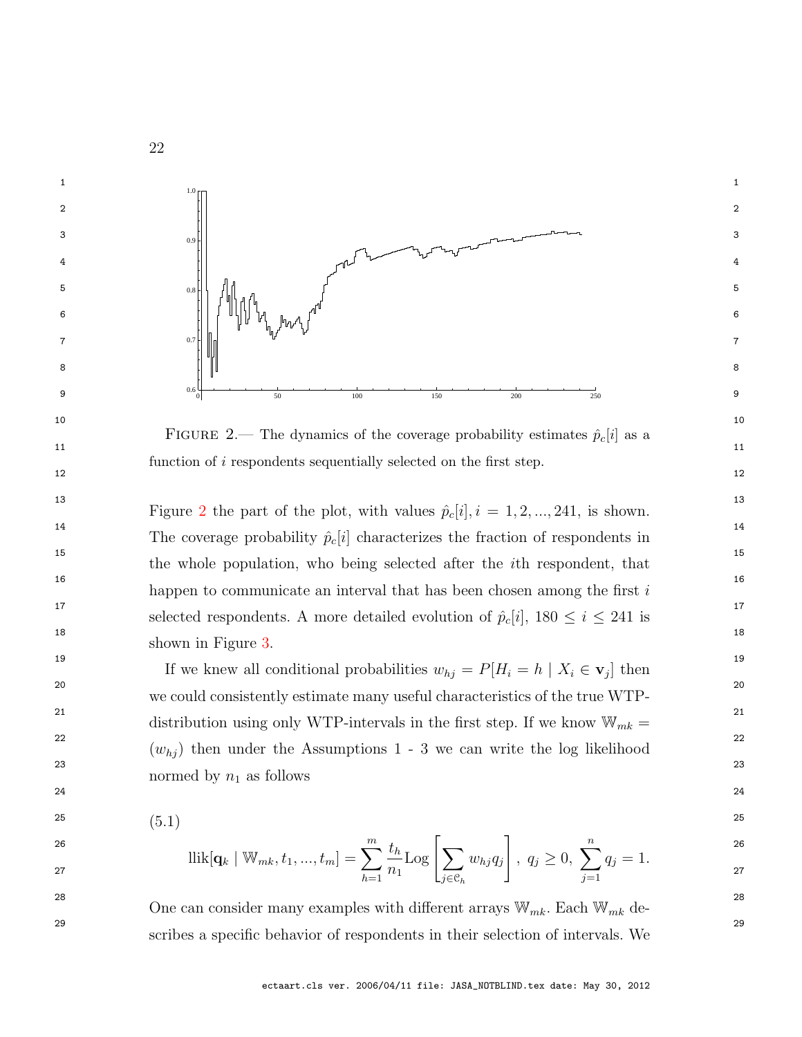FIGURE 2.— The dynamics of the coverage probability estimates $\hat{p}_c[i]$ as a function of $i$ respondents sequentially selected on the first step.

Figure 2 the part of the plot, with values $\hat{p}_c[i], i = 1, 2, ..., 241$, is shown. The coverage probability $\hat{p}_c[i]$ characterizes the fraction of respondents in the whole population, who being selected after the $i$th respondent, that happen to communicate an interval that has been chosen among the first $i$ selected respondents. A more detailed evolution of $\hat{p}_c[i]$, $180 \leq i \leq 241$ is shown in Figure 3.

If we knew all conditional probabilities $w_{hj} = P[H_i = h \mid X_i \in \mathbf{v}_j]$ then we could consistently estimate many useful characteristics of the true WTP-distribution using only WTP-intervals in the first step. If we know $\mathbb{W}_{mk} = (w_{hj})$ then under the Assumptions 1 - 3 we can write the log likelihood normed by $n_1$ as follows

(5.1)

$$\text{llik}[\mathbf{q}_k \mid \mathbb{W}_{mk}, t_1, ..., t_m] = \sum_{h=1}^{m} \frac{t_h}{n_1} \text{Log}\left[\sum_{j \in \mathcal{C}_h} w_{hj} q_j\right], \; q_j \geq 0, \; \sum_{j=1}^{n} q_j = 1.$$

One can consider many examples with different arrays $\mathbb{W}_{mk}$. Each $\mathbb{W}_{mk}$ describes a specific behavior of respondents in their selection of intervals. We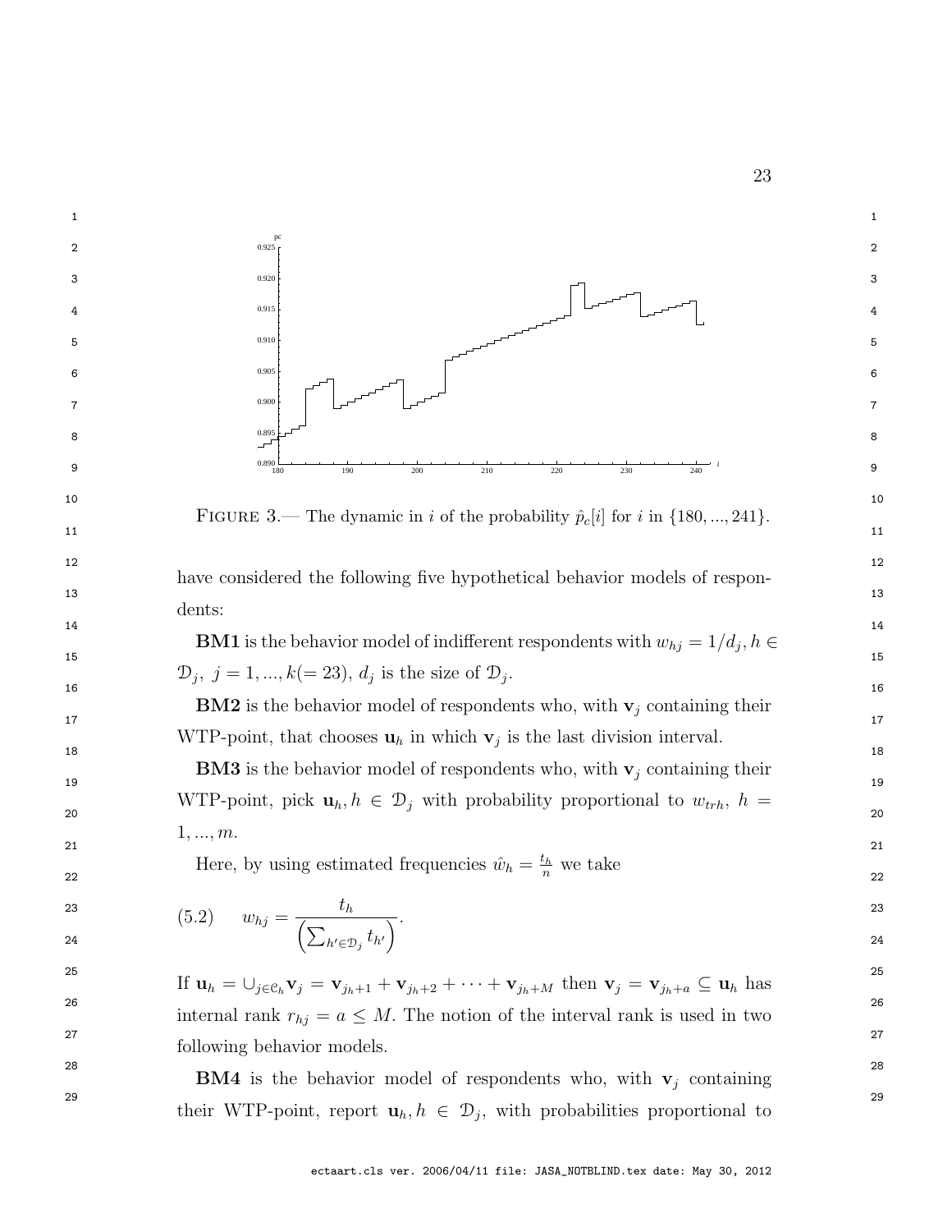FIGURE 3.— The dynamic in $i$ of the probability $\hat{p}_c[i]$ for $i$ in $\{180, ..., 241\}$.

have considered the following five hypothetical behavior models of respondents:

**BM1** is the behavior model of indifferent respondents with $w_{hj} = 1/d_j, h \in \mathcal{D}_j,\ j = 1, ..., k(= 23)$, $d_j$ is the size of $\mathcal{D}_j$.

**BM2** is the behavior model of respondents who, with $\mathbf{v}_j$ containing their WTP-point, that chooses $\mathbf{u}_h$ in which $\mathbf{v}_j$ is the last division interval.

**BM3** is the behavior model of respondents who, with $\mathbf{v}_j$ containing their WTP-point, pick $\mathbf{u}_h, h \in \mathcal{D}_j$ with probability proportional to $w_{trh}$, $h = 1, ..., m$.

Here, by using estimated frequencies $\hat{w}_h = \frac{t_h}{n}$ we take

$$
(5.2) \qquad w_{hj} = \frac{t_h}{\left(\sum_{h' \in \mathcal{D}_j} t_{h'}\right)}.
$$

If $\mathbf{u}_h = \cup_{j \in \mathcal{C}_h} \mathbf{v}_j = \mathbf{v}_{j_h+1} + \mathbf{v}_{j_h+2} + \cdots + \mathbf{v}_{j_h+M}$ then $\mathbf{v}_j = \mathbf{v}_{j_h+a} \subseteq \mathbf{u}_h$ has internal rank $r_{hj} = a \leq M$. The notion of the interval rank is used in two following behavior models.

**BM4** is the behavior model of respondents who, with $\mathbf{v}_j$ containing their WTP-point, report $\mathbf{u}_h, h \in \mathcal{D}_j$, with probabilities proportional to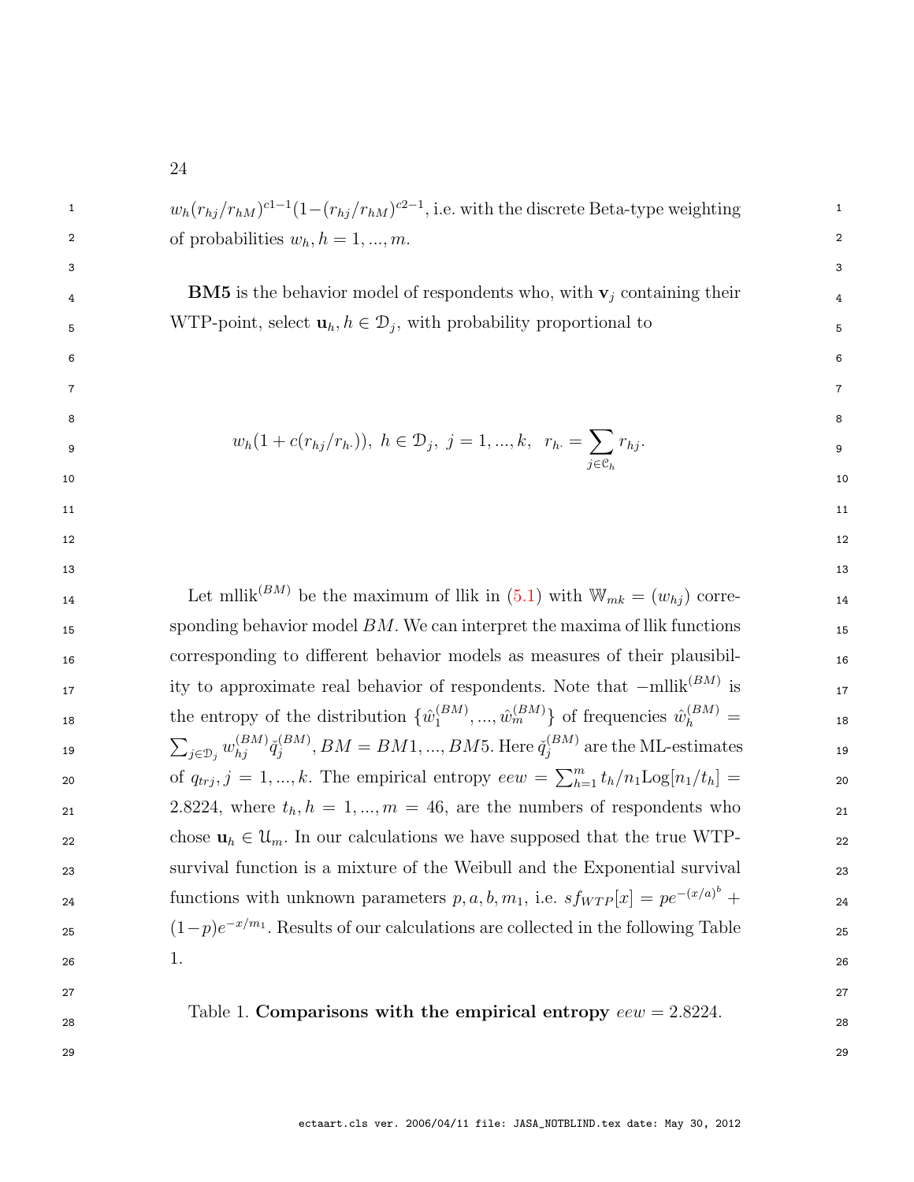$w_h(r_{hj}/r_{hM})^{c1-1}(1-(r_{hj}/r_{hM})^{c2-1}$, i.e. with the discrete Beta-type weighting of probabilities $w_h, h = 1, ..., m$.

**BM5** is the behavior model of respondents who, with $\mathbf{v}_j$ containing their WTP-point, select $\mathbf{u}_h, h \in \mathcal{D}_j$, with probability proportional to

$$w_h(1 + c(r_{hj}/r_{h\cdot})),\ h \in \mathcal{D}_j,\ j = 1, ..., k,\ \ r_{h\cdot} = \sum_{j \in \mathcal{C}_h} r_{hj}.$$

Let mllik$^{(BM)}$ be the maximum of llik in (5.1) with $\mathbb{W}_{mk} = (w_{hj})$ corresponding behavior model $BM$. We can interpret the maxima of llik functions corresponding to different behavior models as measures of their plausibility to approximate real behavior of respondents. Note that $-$mllik$^{(BM)}$ is the entropy of the distribution $\{\hat{w}_1^{(BM)}, ..., \hat{w}_m^{(BM)}\}$ of frequencies $\hat{w}_h^{(BM)} = \sum_{j \in \mathcal{D}_j} w_{hj}^{(BM)} \check{q}_j^{(BM)}, BM = BM1, ..., BM5$. Here $\check{q}_j^{(BM)}$ are the ML-estimates of $q_{trj}, j = 1, ..., k$. The empirical entropy $eew = \sum_{h=1}^{m} t_h/n_1 \text{Log}[n_1/t_h] = 2.8224$, where $t_h, h = 1, ..., m = 46$, are the numbers of respondents who chose $\mathbf{u}_h \in \mathcal{U}_m$. In our calculations we have supposed that the true WTP-survival function is a mixture of the Weibull and the Exponential survival functions with unknown parameters $p, a, b, m_1$, i.e. $sf_{WTP}[x] = pe^{-(x/a)^b} + (1-p)e^{-x/m_1}$. Results of our calculations are collected in the following Table 1.

Table 1. **Comparisons with the empirical entropy** $eew = 2.8224$.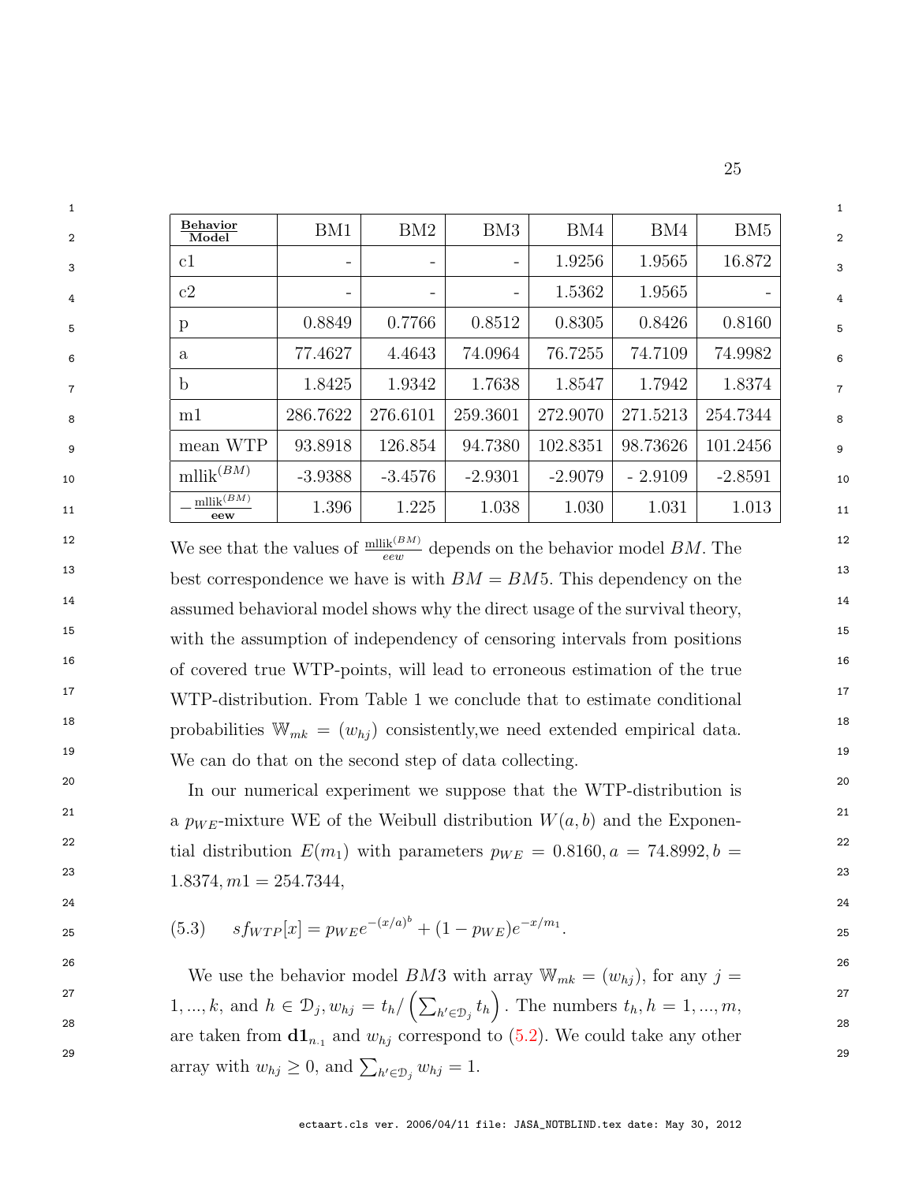| Behavior Model | BM1 | BM2 | BM3 | BM4 | BM4 | BM5 |
|---|---|---|---|---|---|---|
| c1 | - | - | - | 1.9256 | 1.9565 | 16.872 |
| c2 | - | - | - | 1.5362 | 1.9565 | - |
| p | 0.8849 | 0.7766 | 0.8512 | 0.8305 | 0.8426 | 0.8160 |
| a | 77.4627 | 4.4643 | 74.0964 | 76.7255 | 74.7109 | 74.9982 |
| b | 1.8425 | 1.9342 | 1.7638 | 1.8547 | 1.7942 | 1.8374 |
| m1 | 286.7622 | 276.6101 | 259.3601 | 272.9070 | 271.5213 | 254.7344 |
| mean WTP | 93.8918 | 126.854 | 94.7380 | 102.8351 | 98.73626 | 101.2456 |
| $\text{mllik}^{(BM)}$ | -3.9388 | -3.4576 | -2.9301 | -2.9079 | - 2.9109 | -2.8591 |
| $-\frac{\text{mllik}^{(BM)}}{\textbf{eew}}$ | 1.396 | 1.225 | 1.038 | 1.030 | 1.031 | 1.013 |

We see that the values of $\frac{\text{mllik}^{(BM)}}{eew}$ depends on the behavior model $BM$. The best correspondence we have is with $BM = BM5$. This dependency on the assumed behavioral model shows why the direct usage of the survival theory, with the assumption of independency of censoring intervals from positions of covered true WTP-points, will lead to erroneous estimation of the true WTP-distribution. From Table 1 we conclude that to estimate conditional probabilities $\mathbb{W}_{mk} = (w_{hj})$ consistently,we need extended empirical data. We can do that on the second step of data collecting.

In our numerical experiment we suppose that the WTP-distribution is a $p_{WE}$-mixture WE of the Weibull distribution $W(a, b)$ and the Exponential distribution $E(m_1)$ with parameters $p_{WE} = 0.8160, a = 74.8992, b = 1.8374, m1 = 254.7344,$

$$(5.3) \qquad sf_{WTP}[x] = p_{WE}e^{-(x/a)^b} + (1 - p_{WE})e^{-x/m_1}.$$

We use the behavior model $BM3$ with array $\mathbb{W}_{mk} = (w_{hj})$, for any $j = 1, ..., k$, and $h \in \mathcal{D}_j, w_{hj} = t_h / \left(\sum_{h' \in \mathcal{D}_j} t_h\right)$. The numbers $t_h, h = 1, ..., m$, are taken from $\mathbf{d1}_{n_{.1}}$ and $w_{hj}$ correspond to (5.2). We could take any other array with $w_{hj} \geq 0$, and $\sum_{h' \in \mathcal{D}_j} w_{hj} = 1$.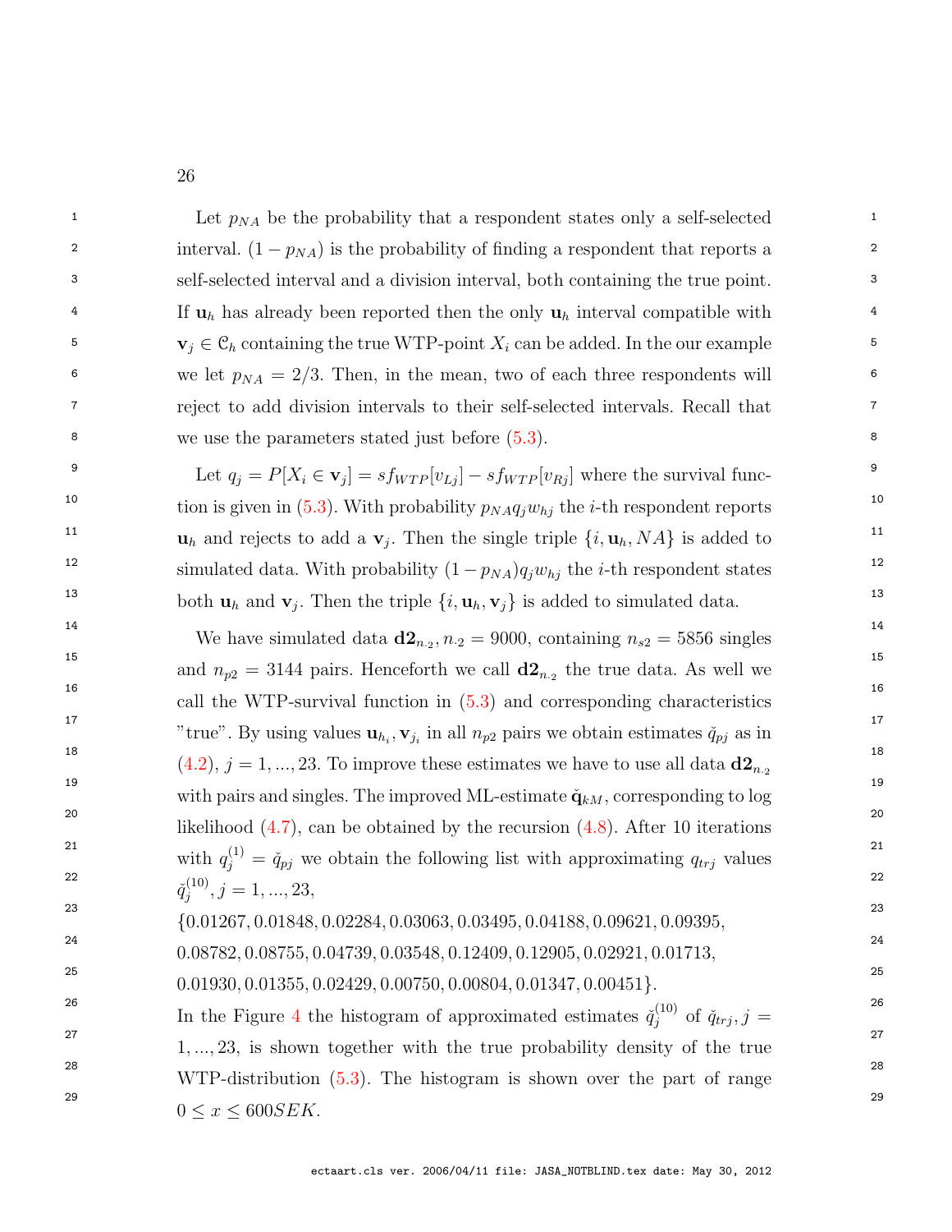Let $p_{NA}$ be the probability that a respondent states only a self-selected interval. $(1-p_{NA})$ is the probability of finding a respondent that reports a self-selected interval and a division interval, both containing the true point. If $\mathbf{u}_h$ has already been reported then the only $\mathbf{u}_h$ interval compatible with $\mathbf{v}_j \in \mathcal{C}_h$ containing the true WTP-point $X_i$ can be added. In the our example we let $p_{NA} = 2/3$. Then, in the mean, two of each three respondents will reject to add division intervals to their self-selected intervals. Recall that we use the parameters stated just before (5.3).

Let $q_j = P[X_i \in \mathbf{v}_j] = sf_{WTP}[v_{Lj}] - sf_{WTP}[v_{Rj}]$ where the survival function is given in (5.3). With probability $p_{NA}q_j w_{hj}$ the $i$-th respondent reports $\mathbf{u}_h$ and rejects to add a $\mathbf{v}_j$. Then the single triple $\{i, \mathbf{u}_h, NA\}$ is added to simulated data. With probability $(1-p_{NA})q_j w_{hj}$ the $i$-th respondent states both $\mathbf{u}_h$ and $\mathbf{v}_j$. Then the triple $\{i, \mathbf{u}_h, \mathbf{v}_j\}$ is added to simulated data.

We have simulated data $\mathbf{d2}_{n_{\cdot 2}}, n_{\cdot 2} = 9000$, containing $n_{s2} = 5856$ singles and $n_{p2} = 3144$ pairs. Henceforth we call $\mathbf{d2}_{n_{\cdot 2}}$ the true data. As well we call the WTP-survival function in (5.3) and corresponding characteristics "true". By using values $\mathbf{u}_{h_i}, \mathbf{v}_{j_i}$ in all $n_{p2}$ pairs we obtain estimates $\check{q}_{pj}$ as in (4.2), $j = 1, ..., 23$. To improve these estimates we have to use all data $\mathbf{d2}_{n_{\cdot 2}}$ with pairs and singles. The improved ML-estimate $\check{\mathbf{q}}_{kM}$, corresponding to log likelihood (4.7), can be obtained by the recursion (4.8). After 10 iterations with $q_j^{(1)} = \check{q}_{pj}$ we obtain the following list with approximating $q_{trj}$ values $\check{q}_j^{(10)}, j = 1, ..., 23$,

$\{0.01267, 0.01848, 0.02284, 0.03063, 0.03495, 0.04188, 0.09621, 0.09395,$
$0.08782, 0.08755, 0.04739, 0.03548, 0.12409, 0.12905, 0.02921, 0.01713,$
$0.01930, 0.01355, 0.02429, 0.00750, 0.00804, 0.01347, 0.00451\}.$

In the Figure 4 the histogram of approximated estimates $\check{q}_j^{(10)}$ of $\check{q}_{trj}, j = 1, ..., 23$, is shown together with the true probability density of the true WTP-distribution (5.3). The histogram is shown over the part of range $0 \leq x \leq 600SEK$.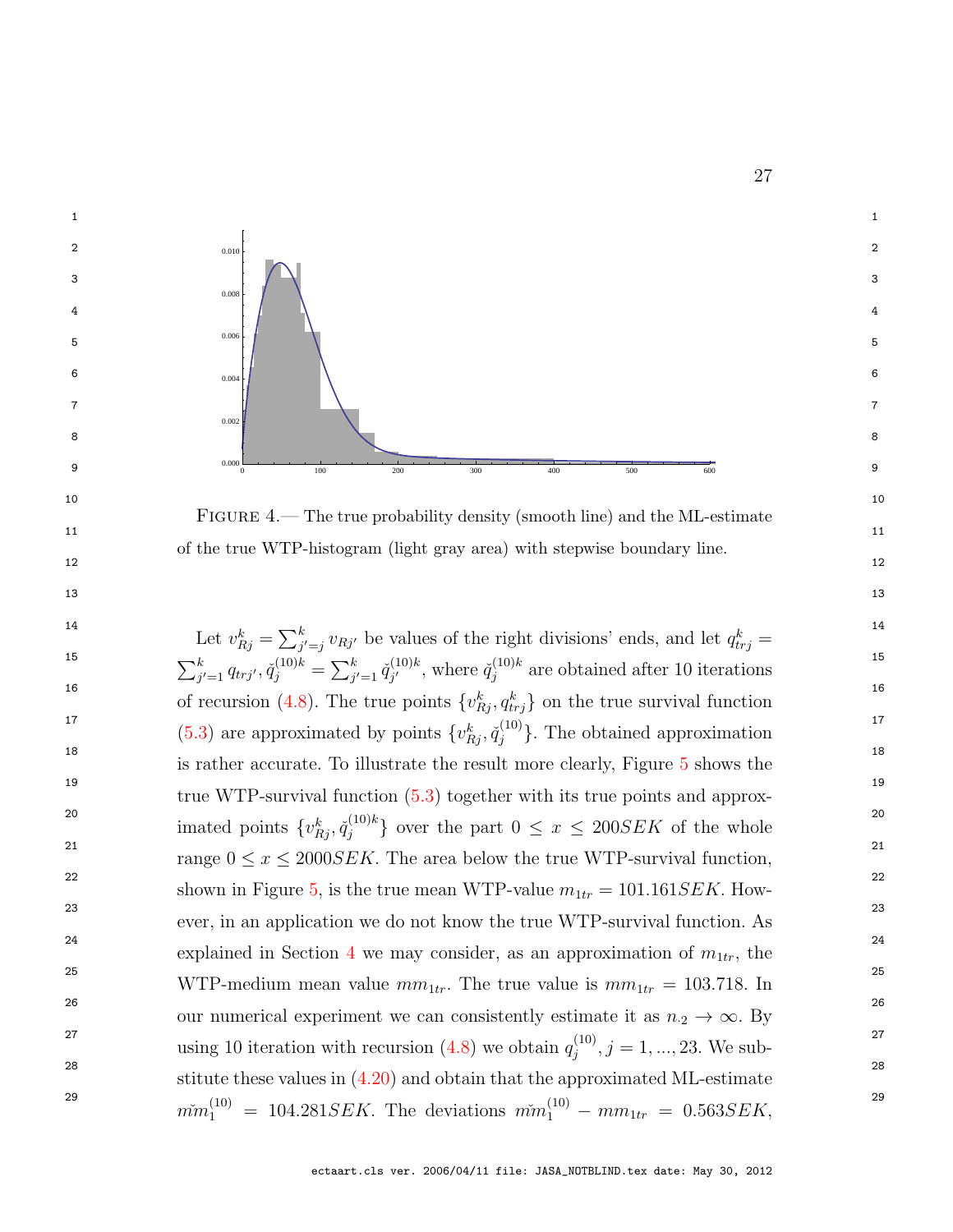FIGURE 4.— The true probability density (smooth line) and the ML-estimate of the true WTP-histogram (light gray area) with stepwise boundary line.

Let $v_{Rj}^k = \sum_{j'=j}^{k} v_{Rj'}$ be values of the right divisions' ends, and let $q_{trj}^k = \sum_{j'=1}^{k} q_{trj'}, \check{q}_j^{(10)k} = \sum_{j'=1}^{k} \check{q}_{j'}^{(10)k}$, where $\check{q}_j^{(10)k}$ are obtained after 10 iterations of recursion (4.8). The true points $\{v_{Rj}^k, q_{trj}^k\}$ on the true survival function (5.3) are approximated by points $\{v_{Rj}^k, \check{q}_j^{(10)}\}$. The obtained approximation is rather accurate. To illustrate the result more clearly, Figure 5 shows the true WTP-survival function (5.3) together with its true points and approximated points $\{v_{Rj}^k, \check{q}_j^{(10)k}\}$ over the part $0 \leq x \leq 200SEK$ of the whole range $0 \leq x \leq 2000SEK$. The area below the true WTP-survival function, shown in Figure 5, is the true mean WTP-value $m_{1tr} = 101.161SEK$. However, in an application we do not know the true WTP-survival function. As explained in Section 4 we may consider, as an approximation of $m_{1tr}$, the WTP-medium mean value $mm_{1tr}$. The true value is $mm_{1tr} = 103.718$. In our numerical experiment we can consistently estimate it as $n_{\cdot 2} \to \infty$. By using 10 iteration with recursion (4.8) we obtain $q_j^{(10)}, j = 1, ..., 23$. We substitute these values in (4.20) and obtain that the approximated ML-estimate $\check{mm}_1^{(10)} = 104.281SEK$. The deviations $\check{mm}_1^{(10)} - mm_{1tr} = 0.563SEK$,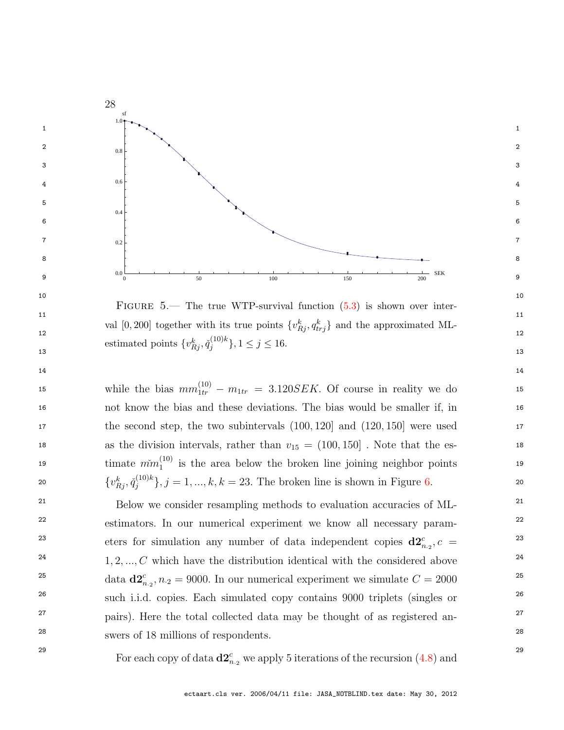FIGURE 5.— The true WTP-survival function (5.3) is shown over interval $[0, 200]$ together with its true points $\{v^k_{Rj}, q^k_{trj}\}$ and the approximated ML-estimated points $\{v^k_{Rj}, \check{q}^{(10)k}_j\}, 1 \le j \le 16$.

while the bias $mm^{(10)}_{1tr} - m_{1tr} = 3.120SEK$. Of course in reality we do not know the bias and these deviations. The bias would be smaller if, in the second step, the two subintervals $(100, 120]$ and $(120, 150]$ were used as the division intervals, rather than $v_{15} = (100, 150]$ . Note that the estimate $\check{mm}^{(10)}_1$ is the area below the broken line joining neighbor points $\{v^k_{Rj}, \check{q}^{(10)k}_j\}, j = 1, ..., k, k = 23$. The broken line is shown in Figure 6.

Below we consider resampling methods to evaluation accuracies of ML-estimators. In our numerical experiment we know all necessary parameters for simulation any number of data independent copies $\mathbf{d2}^c_{n_{\cdot 2}}, c = 1, 2, ..., C$ which have the distribution identical with the considered above data $\mathbf{d2}^c_{n_{\cdot 2}}, n_{\cdot 2} = 9000$. In our numerical experiment we simulate $C = 2000$ such i.i.d. copies. Each simulated copy contains 9000 triplets (singles or pairs). Here the total collected data may be thought of as registered answers of 18 millions of respondents.

For each copy of data $\mathbf{d2}^c_{n_{\cdot 2}}$ we apply 5 iterations of the recursion (4.8) and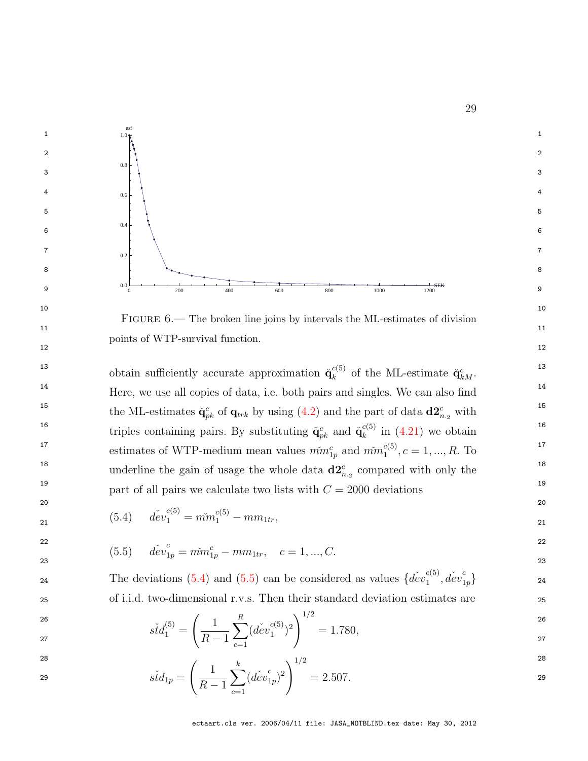FIGURE 6.— The broken line joins by intervals the ML-estimates of division points of WTP-survival function.

obtain sufficiently accurate approximation $\check{\mathbf{q}}_k^{c(5)}$ of the ML-estimate $\check{\mathbf{q}}_{kM}^c$. Here, we use all copies of data, i.e. both pairs and singles. We can also find the ML-estimates $\check{\mathbf{q}}_{pk}^c$ of $\mathbf{q}_{trk}$ by using (4.2) and the part of data $\mathbf{d2}_{n.2}^c$ with triples containing pairs. By substituting $\check{\mathbf{q}}_{pk}^c$ and $\check{\mathbf{q}}_k^{c(5)}$ in (4.21) we obtain estimates of WTP-medium mean values $m\check{m}_{1p}^c$ and $m\check{m}_1^{c(5)}, c = 1, ..., R$. To underline the gain of usage the whole data $\mathbf{d2}_{n.2}^c$ compared with only the part of all pairs we calculate two lists with $C = 2000$ deviations

$$
(5.4) \qquad d\check{e}v_1^{c(5)} = m\check{m}_1^{c(5)} - mm_{1tr},
$$

$$
(5.5) \qquad d\check{e}v_{1p}^c = m\check{m}_{1p}^c - mm_{1tr}, \quad c = 1, ..., C.
$$

The deviations (5.4) and (5.5) can be considered as values $\{d\check{e}v_1^{c(5)}, d\check{e}v_{1p}^c\}$ of i.i.d. two-dimensional r.v.s. Then their standard deviation estimates are

$$
s\check{t}d_1^{(5)} = \left( \frac{1}{R-1} \sum_{c=1}^{R} (d\check{e}v_1^{c(5)})^2 \right)^{1/2} = 1.780,
$$

$$
s\check{t}d_{1p} = \left( \frac{1}{R-1} \sum_{c=1}^{k} (d\check{e}v_{1p}^c)^2 \right)^{1/2} = 2.507.
$$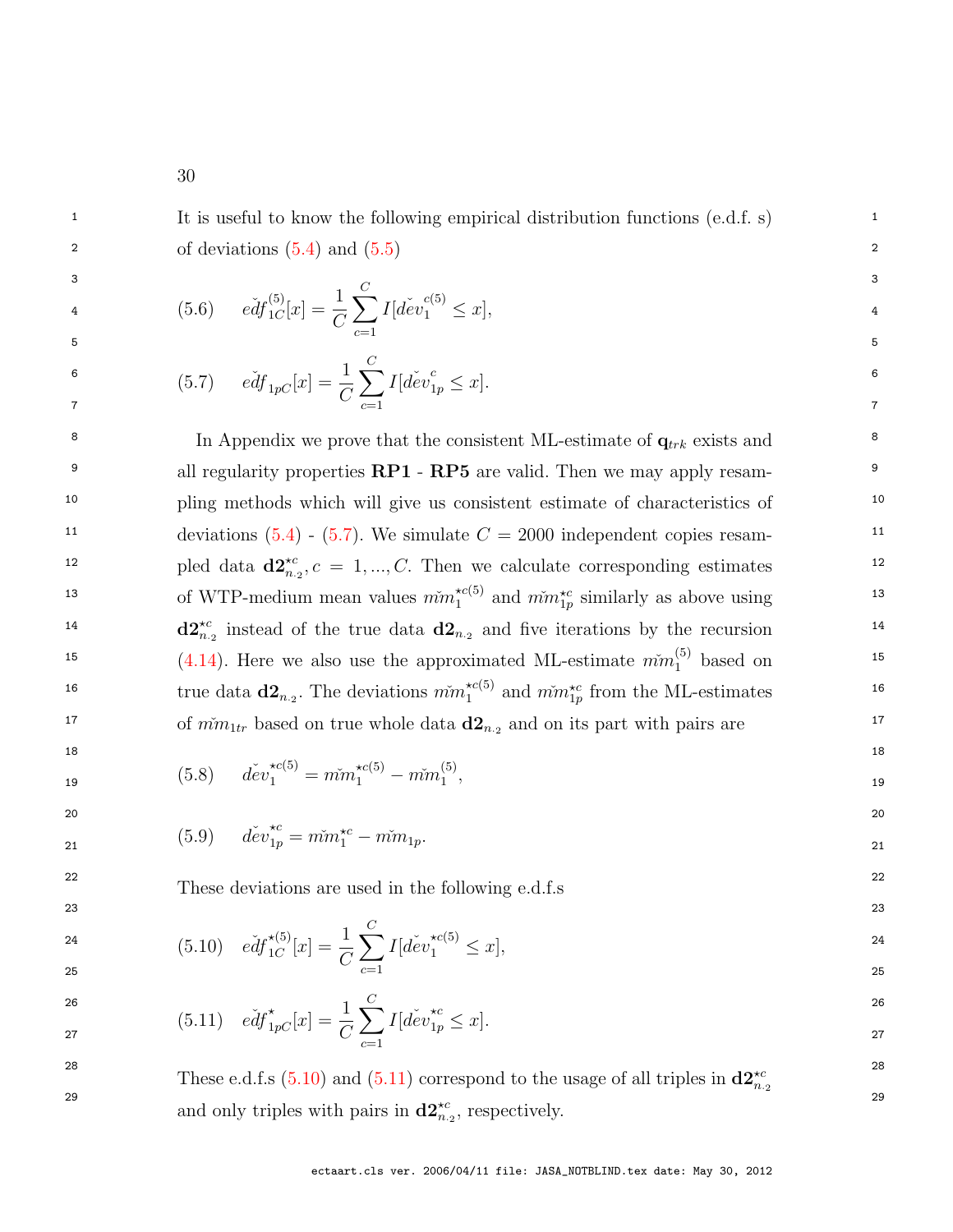It is useful to know the following empirical distribution functions (e.d.f. s) of deviations (5.4) and (5.5)

$$
(5.6) \qquad \check{edf}_{1C}^{(5)}[x] = \frac{1}{C}\sum_{c=1}^{C} I[\check{dev}_1^{c(5)} \leq x],
$$

$$
(5.7) \qquad \check{edf}_{1pC}[x] = \frac{1}{C}\sum_{c=1}^{C} I[\check{dev}_{1p}^{c} \leq x].
$$

In Appendix we prove that the consistent ML-estimate of $\mathbf{q}_{trk}$ exists and all regularity properties **RP1** - **RP5** are valid. Then we may apply resampling methods which will give us consistent estimate of characteristics of deviations (5.4) - (5.7). We simulate $C = 2000$ independent copies resampled data $\mathbf{d2}^{\star c}_{n_{\cdot 2}}, c = 1, ..., C$. Then we calculate corresponding estimates of WTP-medium mean values $\check{mm}_1^{\star c(5)}$ and $\check{mm}_{1p}^{\star c}$ similarly as above using $\mathbf{d2}^{\star c}_{n_{\cdot 2}}$ instead of the true data $\mathbf{d2}_{n_{\cdot 2}}$ and five iterations by the recursion (4.14). Here we also use the approximated ML-estimate $\check{mm}_1^{(5)}$ based on true data $\mathbf{d2}_{n_{\cdot 2}}$. The deviations $\check{mm}_1^{\star c(5)}$ and $\check{mm}_{1p}^{\star c}$ from the ML-estimates of $\check{mm}_{1tr}$ based on true whole data $\mathbf{d2}_{n_{\cdot 2}}$ and on its part with pairs are

$$
(5.8) \qquad \check{dev}_1^{\star c(5)} = \check{mm}_1^{\star c(5)} - \check{mm}_1^{(5)},
$$

$$
(5.9) \qquad \check{dev}_{1p}^{\star c} = \check{mm}_1^{\star c} - \check{mm}_{1p}.
$$

These deviations are used in the following e.d.f.s

$$
(5.10) \quad \check{edf}_{1C}^{\star(5)}[x] = \frac{1}{C}\sum_{c=1}^{C} I[\check{dev}_1^{\star c(5)} \leq x],
$$

$$
(5.11) \quad \check{edf}_{1pC}^{\star}[x] = \frac{1}{C}\sum_{c=1}^{C} I[\check{dev}_{1p}^{\star c} \leq x].
$$

These e.d.f.s (5.10) and (5.11) correspond to the usage of all triples in $\mathbf{d2}^{\star c}_{n_{\cdot 2}}$ and only triples with pairs in $\mathbf{d2}^{\star c}_{n_{\cdot 2}}$, respectively.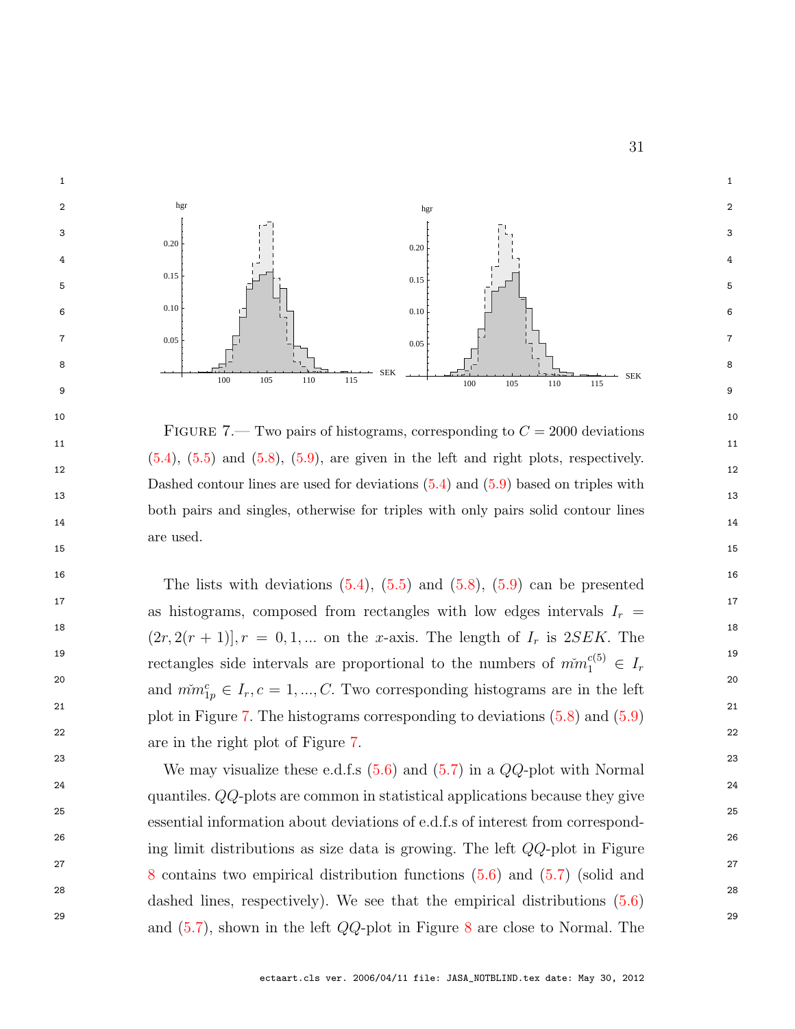FIGURE 7.— Two pairs of histograms, corresponding to $C = 2000$ deviations (5.4), (5.5) and (5.8), (5.9), are given in the left and right plots, respectively. Dashed contour lines are used for deviations (5.4) and (5.9) based on triples with both pairs and singles, otherwise for triples with only pairs solid contour lines are used.

The lists with deviations (5.4), (5.5) and (5.8), (5.9) can be presented as histograms, composed from rectangles with low edges intervals $I_r = (2r, 2(r+1)], r = 0, 1, ...$ on the $x$-axis. The length of $I_r$ is $2SEK$. The rectangles side intervals are proportional to the numbers of $m\check{m}_1^{c(5)} \in I_r$ and $m\check{m}_{1p}^c \in I_r, c = 1, ..., C$. Two corresponding histograms are in the left plot in Figure 7. The histograms corresponding to deviations (5.8) and (5.9) are in the right plot of Figure 7.

We may visualize these e.d.f.s (5.6) and (5.7) in a $QQ$-plot with Normal quantiles. $QQ$-plots are common in statistical applications because they give essential information about deviations of e.d.f.s of interest from corresponding limit distributions as size data is growing. The left $QQ$-plot in Figure 8 contains two empirical distribution functions (5.6) and (5.7) (solid and dashed lines, respectively). We see that the empirical distributions (5.6) and (5.7), shown in the left $QQ$-plot in Figure 8 are close to Normal. The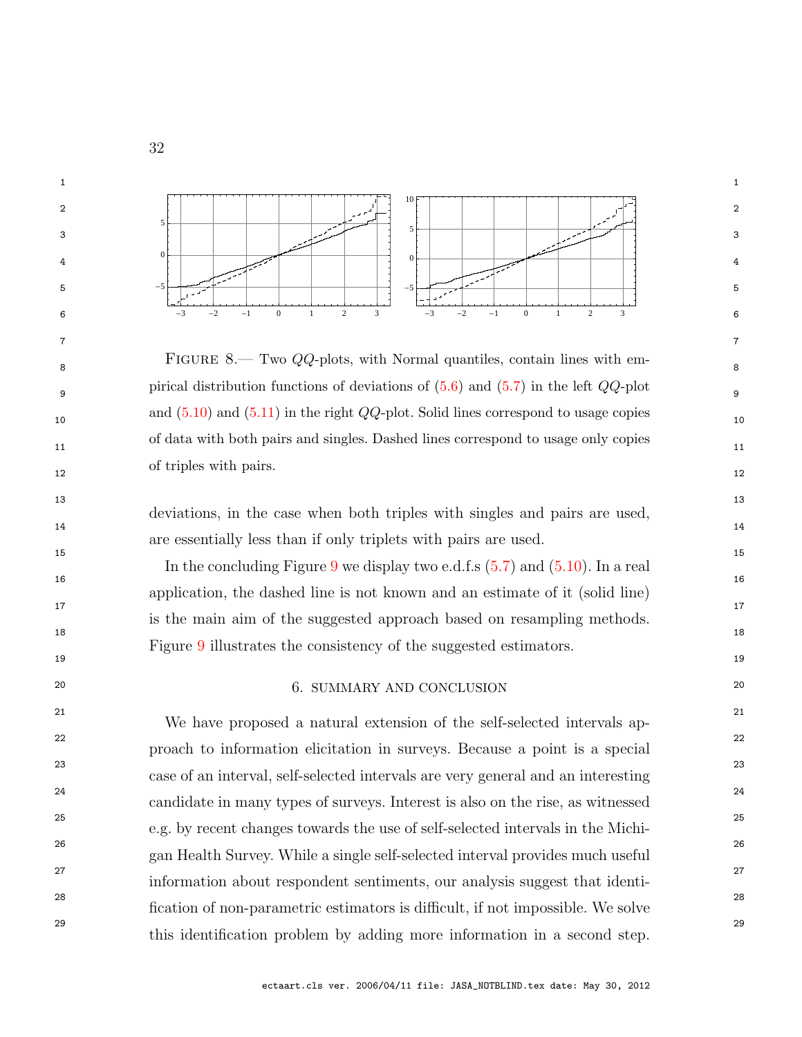FIGURE 8.— Two $QQ$-plots, with Normal quantiles, contain lines with empirical distribution functions of deviations of (5.6) and (5.7) in the left $QQ$-plot and (5.10) and (5.11) in the right $QQ$-plot. Solid lines correspond to usage copies of data with both pairs and singles. Dashed lines correspond to usage only copies of triples with pairs.

deviations, in the case when both triples with singles and pairs are used, are essentially less than if only triplets with pairs are used.

In the concluding Figure 9 we display two e.d.f.s (5.7) and (5.10). In a real application, the dashed line is not known and an estimate of it (solid line) is the main aim of the suggested approach based on resampling methods. Figure 9 illustrates the consistency of the suggested estimators.

## 6. SUMMARY AND CONCLUSION

We have proposed a natural extension of the self-selected intervals approach to information elicitation in surveys. Because a point is a special case of an interval, self-selected intervals are very general and an interesting candidate in many types of surveys. Interest is also on the rise, as witnessed e.g. by recent changes towards the use of self-selected intervals in the Michigan Health Survey. While a single self-selected interval provides much useful information about respondent sentiments, our analysis suggest that identification of non-parametric estimators is difficult, if not impossible. We solve this identification problem by adding more information in a second step.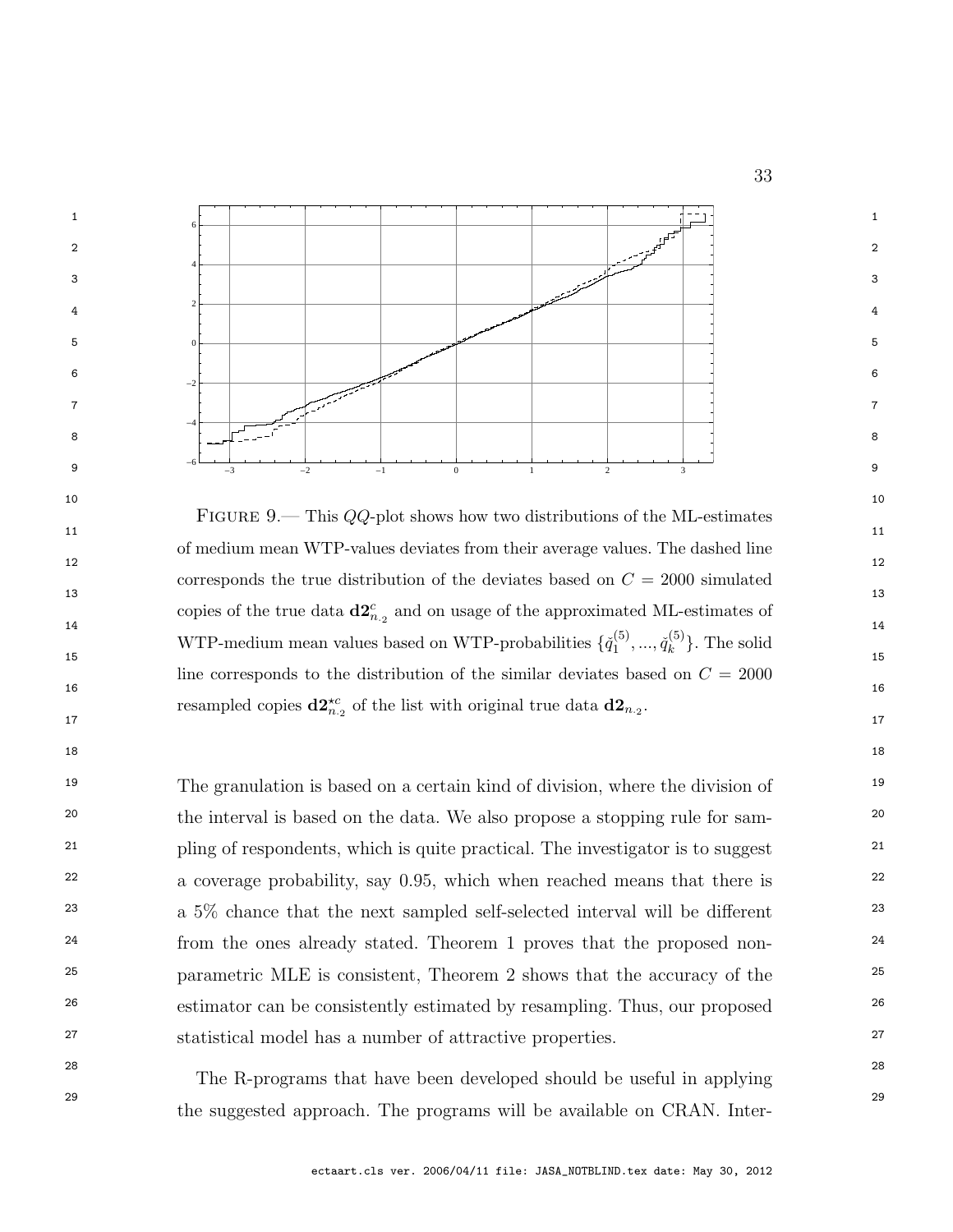FIGURE 9.— This $QQ$-plot shows how two distributions of the ML-estimates of medium mean WTP-values deviates from their average values. The dashed line corresponds the true distribution of the deviates based on $C = 2000$ simulated copies of the true data $\mathbf{d2}^c_{n_{\cdot 2}}$ and on usage of the approximated ML-estimates of WTP-medium mean values based on WTP-probabilities $\{\check{q}_1^{(5)}, ..., \check{q}_k^{(5)}\}$. The solid line corresponds to the distribution of the similar deviates based on $C = 2000$ resampled copies $\mathbf{d2}^{\star c}_{n_{\cdot 2}}$ of the list with original true data $\mathbf{d2}_{n_{\cdot 2}}$.

The granulation is based on a certain kind of division, where the division of the interval is based on the data. We also propose a stopping rule for sampling of respondents, which is quite practical. The investigator is to suggest a coverage probability, say 0.95, which when reached means that there is a 5% chance that the next sampled self-selected interval will be different from the ones already stated. Theorem 1 proves that the proposed non-parametric MLE is consistent, Theorem 2 shows that the accuracy of the estimator can be consistently estimated by resampling. Thus, our proposed statistical model has a number of attractive properties.

The R-programs that have been developed should be useful in applying the suggested approach. The programs will be available on CRAN. Inter-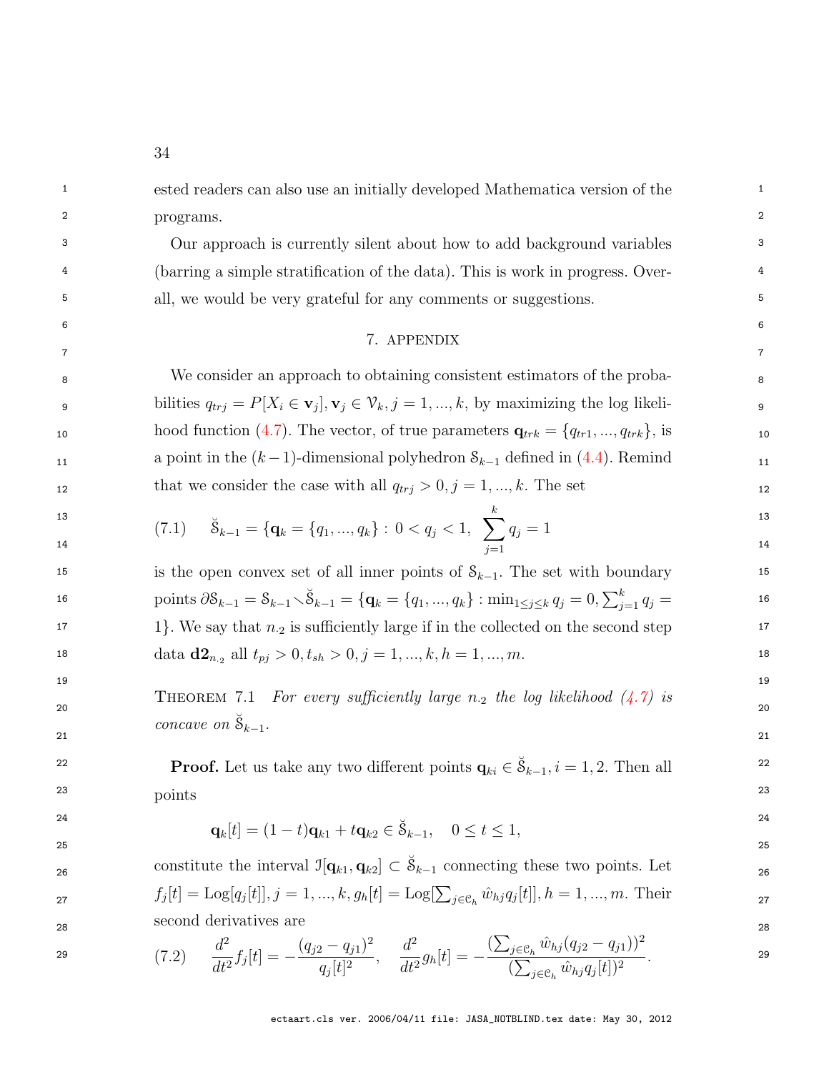ested readers can also use an initially developed Mathematica version of the programs.

Our approach is currently silent about how to add background variables (barring a simple stratification of the data). This is work in progress. Overall, we would be very grateful for any comments or suggestions.

## 7. APPENDIX

We consider an approach to obtaining consistent estimators of the probabilities $q_{trj} = P[X_i \in \mathbf{v}_j], \mathbf{v}_j \in \mathcal{V}_k, j = 1, ..., k$, by maximizing the log likelihood function (4.7). The vector, of true parameters $\mathbf{q}_{trk} = \{q_{tr1}, ..., q_{trk}\}$, is a point in the $(k-1)$-dimensional polyhedron $\mathcal{S}_{k-1}$ defined in (4.4). Remind that we consider the case with all $q_{trj} > 0, j = 1, ..., k$. The set

$$
(7.1) \qquad \breve{\mathcal{S}}_{k-1} = \{\mathbf{q}_k = \{q_1, ..., q_k\} : \ 0 < q_j < 1, \ \sum_{j=1}^{k} q_j = 1
$$

is the open convex set of all inner points of $\mathcal{S}_{k-1}$. The set with boundary points $\partial \mathcal{S}_{k-1} = \mathcal{S}_{k-1} \setminus \breve{\mathcal{S}}_{k-1} = \{\mathbf{q}_k = \{q_1, ..., q_k\} : \min_{1 \le j \le k} q_j = 0, \sum_{j=1}^{k} q_j = 1\}$. We say that $n_{\cdot 2}$ is sufficiently large if in the collected on the second step data $\mathbf{d2}_{n_{\cdot 2}}$ all $t_{pj} > 0, t_{sh} > 0, j = 1, ..., k, h = 1, ..., m$.

THEOREM 7.1 *For every sufficiently large $n_{\cdot 2}$ the log likelihood (4.7) is concave on $\breve{\mathcal{S}}_{k-1}$.*

**Proof.** Let us take any two different points $\mathbf{q}_{ki} \in \breve{\mathcal{S}}_{k-1}, i = 1, 2$. Then all points

$$
\mathbf{q}_k[t] = (1-t)\mathbf{q}_{k1} + t\mathbf{q}_{k2} \in \breve{\mathcal{S}}_{k-1}, \quad 0 \le t \le 1,
$$

constitute the interval $\mathcal{I}[\mathbf{q}_{k1}, \mathbf{q}_{k2}] \subset \breve{\mathcal{S}}_{k-1}$ connecting these two points. Let $f_j[t] = \mathrm{Log}[q_j[t]], j = 1, ..., k, g_h[t] = \mathrm{Log}[\sum_{j \in \mathcal{C}_h} \hat{w}_{hj} q_j[t]], h = 1, ..., m$. Their second derivatives are

$$
(7.2) \qquad \frac{d^2}{dt^2} f_j[t] = -\frac{(q_{j2} - q_{j1})^2}{q_j[t]^2}, \quad \frac{d^2}{dt^2} g_h[t] = -\frac{(\sum_{j \in \mathcal{C}_h} \hat{w}_{hj}(q_{j2} - q_{j1}))^2}{(\sum_{j \in \mathcal{C}_h} \hat{w}_{hj} q_j[t])^2}.
$$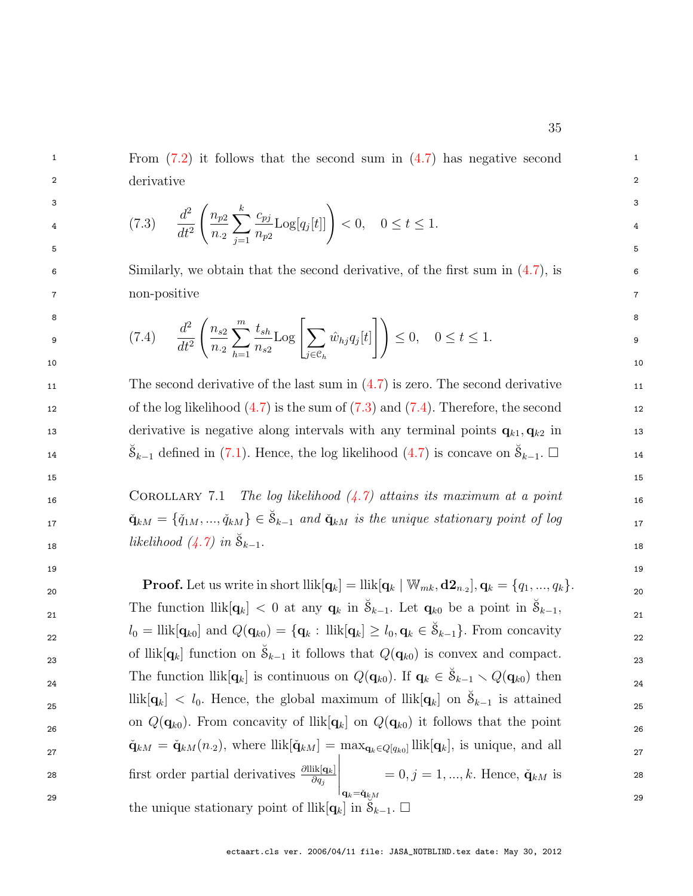From (7.2) it follows that the second sum in (4.7) has negative second derivative

$$\text{(7.3)} \qquad \frac{d^2}{dt^2}\left(\frac{n_{p2}}{n_{\cdot 2}}\sum_{j=1}^{k}\frac{c_{pj}}{n_{p2}}\text{Log}[q_j[t]]\right) < 0, \quad 0 \le t \le 1.$$

Similarly, we obtain that the second derivative, of the first sum in (4.7), is non-positive

$$\text{(7.4)} \qquad \frac{d^2}{dt^2}\left(\frac{n_{s2}}{n_{\cdot 2}}\sum_{h=1}^{m}\frac{t_{sh}}{n_{s2}}\text{Log}\left[\sum_{j\in\mathcal{C}_h}\hat{w}_{hj}q_j[t]\right]\right) \le 0, \quad 0 \le t \le 1.$$

The second derivative of the last sum in (4.7) is zero. The second derivative of the log likelihood (4.7) is the sum of (7.3) and (7.4). Therefore, the second derivative is negative along intervals with any terminal points $\mathbf{q}_{k1}, \mathbf{q}_{k2}$ in $\breve{\mathbb{S}}_{k-1}$ defined in (7.1). Hence, the log likelihood (4.7) is concave on $\breve{\mathbb{S}}_{k-1}$. $\square$

Corollary 7.1 *The log likelihood (4.7) attains its maximum at a point $\check{\mathbf{q}}_{kM} = \{\check{q}_{1M}, ..., \check{q}_{kM}\} \in \breve{\mathbb{S}}_{k-1}$ and $\check{\mathbf{q}}_{kM}$ is the unique stationary point of log likelihood (4.7) in $\breve{\mathbb{S}}_{k-1}$.*

**Proof.** Let us write in short $\text{llik}[\mathbf{q}_k] = \text{llik}[\mathbf{q}_k \mid \mathbb{W}_{mk}, \mathbf{d2}_{n\cdot 2}], \mathbf{q}_k = \{q_1, ..., q_k\}$. The function $\text{llik}[\mathbf{q}_k] < 0$ at any $\mathbf{q}_k$ in $\breve{\mathbb{S}}_{k-1}$. Let $\mathbf{q}_{k0}$ be a point in $\breve{\mathbb{S}}_{k-1}$, $l_0 = \text{llik}[\mathbf{q}_{k0}]$ and $Q(\mathbf{q}_{k0}) = \{\mathbf{q}_k : \text{llik}[\mathbf{q}_k] \ge l_0, \mathbf{q}_k \in \breve{\mathbb{S}}_{k-1}\}$. From concavity of $\text{llik}[\mathbf{q}_k]$ function on $\breve{\mathbb{S}}_{k-1}$ it follows that $Q(\mathbf{q}_{k0})$ is convex and compact. The function $\text{llik}[\mathbf{q}_k]$ is continuous on $Q(\mathbf{q}_{k0})$. If $\mathbf{q}_k \in \breve{\mathbb{S}}_{k-1} \smallsetminus Q(\mathbf{q}_{k0})$ then $\text{llik}[\mathbf{q}_k] < l_0$. Hence, the global maximum of $\text{llik}[\mathbf{q}_k]$ on $\breve{\mathbb{S}}_{k-1}$ is attained on $Q(\mathbf{q}_{k0})$. From concavity of $\text{llik}[\mathbf{q}_k]$ on $Q(\mathbf{q}_{k0})$ it follows that the point $\check{\mathbf{q}}_{kM} = \check{\mathbf{q}}_{kM}(n_{\cdot 2})$, where $\text{llik}[\check{\mathbf{q}}_{kM}] = \max_{\mathbf{q}_k \in Q[q_{k0}]} \text{llik}[\mathbf{q}_k]$, is unique, and all first order partial derivatives $\left.\frac{\partial \text{llik}[\mathbf{q}_k]}{\partial q_j}\right|_{\mathbf{q}_k = \check{\mathbf{q}}_{kM}} = 0, j = 1, ..., k$. Hence, $\check{\mathbf{q}}_{kM}$ is the unique stationary point of $\text{llik}[\mathbf{q}_k]$ in $\breve{\mathbb{S}}_{k-1}$. $\square$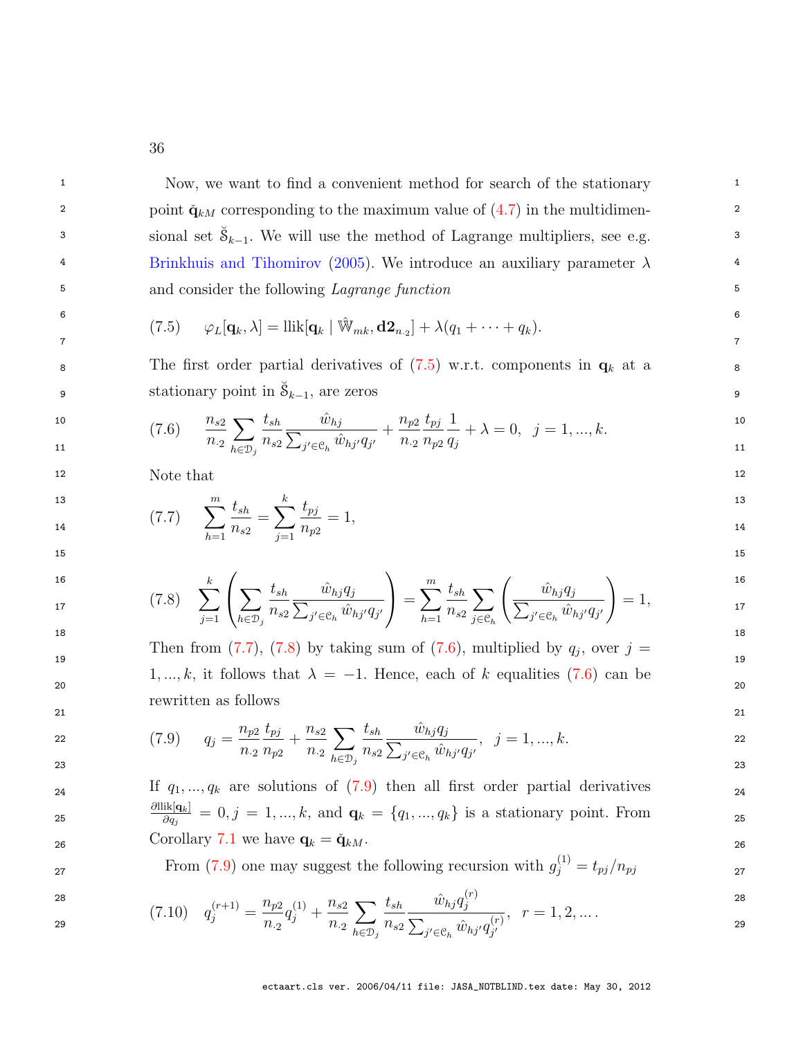Now, we want to find a convenient method for search of the stationary point $\check{\mathbf{q}}_{kM}$ corresponding to the maximum value of (4.7) in the multidimensional set $\breve{\mathbb{S}}_{k-1}$. We will use the method of Lagrange multipliers, see e.g. Brinkhuis and Tihomirov (2005). We introduce an auxiliary parameter $\lambda$ and consider the following *Lagrange function*

$$
(7.5)\qquad \varphi_L[\mathbf{q}_k, \lambda] = \mathrm{llik}[\mathbf{q}_k \mid \hat{\mathbb{W}}_{mk}, \mathbf{d2}_{n\cdot 2}] + \lambda(q_1 + \cdots + q_k).
$$

The first order partial derivatives of (7.5) w.r.t. components in $\mathbf{q}_k$ at a stationary point in $\breve{\mathbb{S}}_{k-1}$, are zeros

$$
(7.6)\qquad \frac{n_{s2}}{n_{\cdot 2}} \sum_{h \in \mathcal{D}_j} \frac{t_{sh}}{n_{s2}} \frac{\hat{w}_{hj}}{\sum_{j' \in \mathcal{C}_h} \hat{w}_{hj'} q_{j'}} + \frac{n_{p2}}{n_{\cdot 2}} \frac{t_{pj}}{n_{p2}} \frac{1}{q_j} + \lambda = 0, \quad j = 1, ..., k.
$$

Note that

$$
(7.7)\qquad \sum_{h=1}^{m} \frac{t_{sh}}{n_{s2}} = \sum_{j=1}^{k} \frac{t_{pj}}{n_{p2}} = 1,
$$

$$
(7.8)\qquad \sum_{j=1}^{k} \left( \sum_{h \in \mathcal{D}_j} \frac{t_{sh}}{n_{s2}} \frac{\hat{w}_{hj} q_j}{\sum_{j' \in \mathcal{C}_h} \hat{w}_{hj'} q_{j'}} \right) = \sum_{h=1}^{m} \frac{t_{sh}}{n_{s2}} \sum_{j \in \mathcal{C}_h} \left( \frac{\hat{w}_{hj} q_j}{\sum_{j' \in \mathcal{C}_h} \hat{w}_{hj'} q_{j'}} \right) = 1,
$$

Then from (7.7), (7.8) by taking sum of (7.6), multiplied by $q_j$, over $j = 1, ..., k$, it follows that $\lambda = -1$. Hence, each of $k$ equalities (7.6) can be rewritten as follows

$$
(7.9)\qquad q_j = \frac{n_{p2}}{n_{\cdot 2}} \frac{t_{pj}}{n_{p2}} + \frac{n_{s2}}{n_{\cdot 2}} \sum_{h \in \mathcal{D}_j} \frac{t_{sh}}{n_{s2}} \frac{\hat{w}_{hj} q_j}{\sum_{j' \in \mathcal{C}_h} \hat{w}_{hj'} q_{j'}}, \quad j = 1, ..., k.
$$

If $q_1, ..., q_k$ are solutions of (7.9) then all first order partial derivatives $\frac{\partial \mathrm{llik}[\mathbf{q}_k]}{\partial q_j} = 0, j = 1, ..., k$, and $\mathbf{q}_k = \{q_1, ..., q_k\}$ is a stationary point. From Corollary 7.1 we have $\mathbf{q}_k = \check{\mathbf{q}}_{kM}$.

From (7.9) one may suggest the following recursion with $g_j^{(1)} = t_{pj}/n_{pj}$

$$
(7.10)\qquad q_j^{(r+1)} = \frac{n_{p2}}{n_{\cdot 2}} q_j^{(1)} + \frac{n_{s2}}{n_{\cdot 2}} \sum_{h \in \mathcal{D}_j} \frac{t_{sh}}{n_{s2}} \frac{\hat{w}_{hj} q_j^{(r)}}{\sum_{j' \in \mathcal{C}_h} \hat{w}_{hj'} q_{j'}^{(r)}}, \quad r = 1, 2, ... .
$$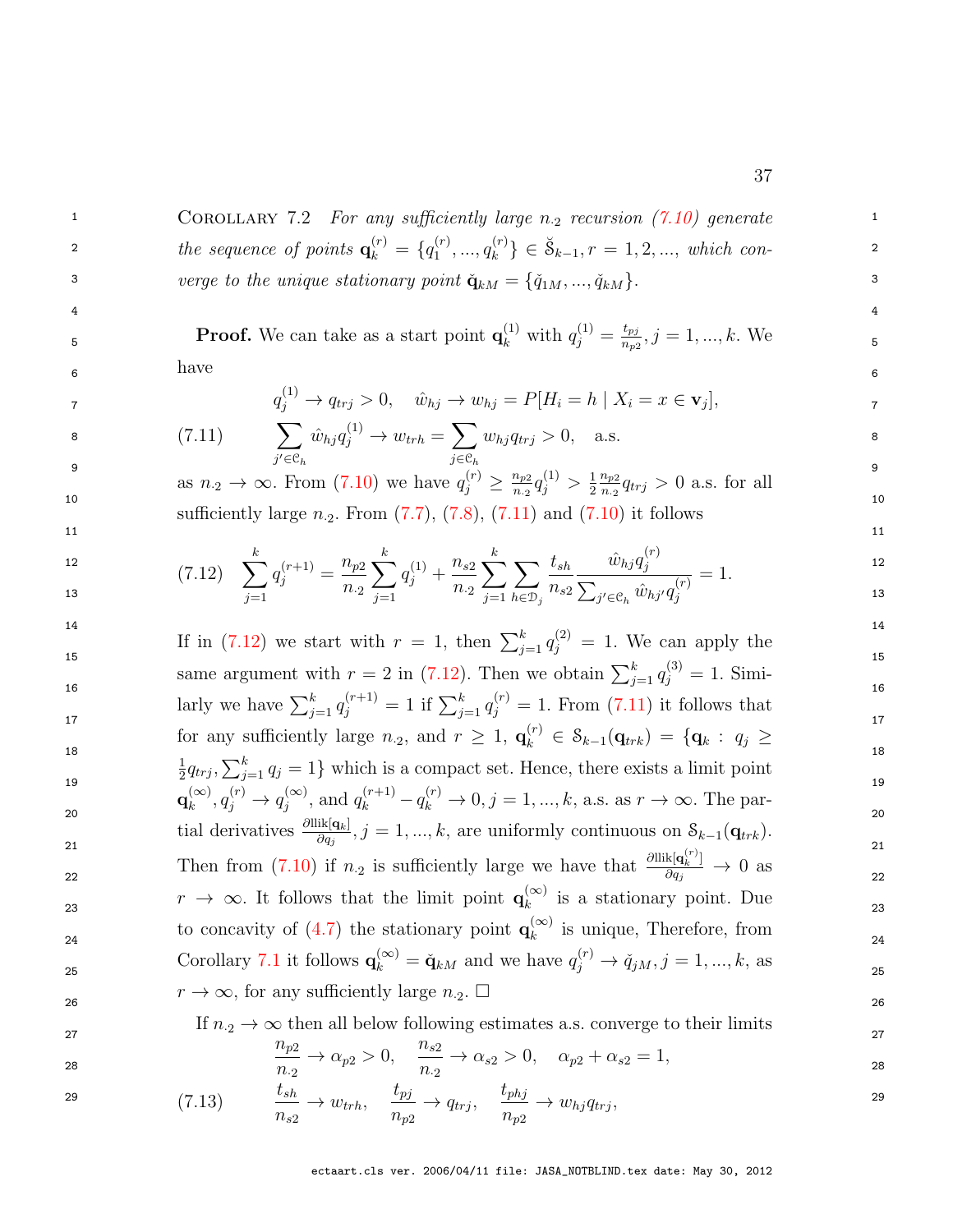Corollary 7.2 *For any sufficiently large $n_{\cdot 2}$ recursion (7.10) generate the sequence of points $\mathbf{q}_k^{(r)} = \{q_1^{(r)}, ..., q_k^{(r)}\} \in \breve{\mathcal{S}}_{k-1}, r = 1, 2, ...,$ which converge to the unique stationary point $\breve{\mathbf{q}}_{kM} = \{\breve{q}_{1M}, ..., \breve{q}_{kM}\}$.*

**Proof.** We can take as a start point $\mathbf{q}_k^{(1)}$ with $q_j^{(1)} = \frac{t_{pj}}{n_{p2}}, j = 1, ..., k$. We have

$$
\begin{aligned}
& q_j^{(1)} \to q_{trj} > 0, \quad \hat{w}_{hj} \to w_{hj} = P[H_i = h \mid X_i = x \in \mathbf{v}_j], \\
(7.11) \qquad & \sum_{j' \in \mathcal{C}_h} \hat{w}_{hj} q_j^{(1)} \to w_{trh} = \sum_{j \in \mathcal{C}_h} w_{hj} q_{trj} > 0, \quad \text{a.s.}
\end{aligned}
$$

as $n_{\cdot 2} \to \infty$. From (7.10) we have $q_j^{(r)} \geq \frac{n_{p2}}{n_{\cdot 2}} q_j^{(1)} > \frac{1}{2} \frac{n_{p2}}{n_{\cdot 2}} q_{trj} > 0$ a.s. for all sufficiently large $n_{\cdot 2}$. From (7.7), (7.8), (7.11) and (7.10) it follows

$$
(7.12) \quad \sum_{j=1}^{k} q_j^{(r+1)} = \frac{n_{p2}}{n_{\cdot 2}} \sum_{j=1}^{k} q_j^{(1)} + \frac{n_{s2}}{n_{\cdot 2}} \sum_{j=1}^{k} \sum_{h \in \mathcal{D}_j} \frac{t_{sh}}{n_{s2}} \frac{\hat{w}_{hj} q_j^{(r)}}{\sum_{j' \in \mathcal{C}_h} \hat{w}_{hj'} q_j^{(r)}} = 1.
$$

If in (7.12) we start with $r = 1$, then $\sum_{j=1}^{k} q_j^{(2)} = 1$. We can apply the same argument with $r = 2$ in (7.12). Then we obtain $\sum_{j=1}^{k} q_j^{(3)} = 1$. Similarly we have $\sum_{j=1}^{k} q_j^{(r+1)} = 1$ if $\sum_{j=1}^{k} q_j^{(r)} = 1$. From (7.11) it follows that for any sufficiently large $n_{\cdot 2}$, and $r \geq 1$, $\mathbf{q}_k^{(r)} \in \mathcal{S}_{k-1}(\mathbf{q}_{trk}) = \{\mathbf{q}_k : q_j \geq \frac{1}{2} q_{trj}, \sum_{j=1}^{k} q_j = 1\}$ which is a compact set. Hence, there exists a limit point $\mathbf{q}_k^{(\infty)}, q_j^{(r)} \to q_j^{(\infty)}$, and $q_k^{(r+1)} - q_k^{(r)} \to 0, j = 1, ..., k$, a.s. as $r \to \infty$. The partial derivatives $\frac{\partial \text{llik}[\mathbf{q}_k]}{\partial q_j}, j = 1, ..., k$, are uniformly continuous on $\mathcal{S}_{k-1}(\mathbf{q}_{trk})$. Then from (7.10) if $n_{\cdot 2}$ is sufficiently large we have that $\frac{\partial \text{llik}[\mathbf{q}_k^{(r)}]}{\partial q_j} \to 0$ as $r \to \infty$. It follows that the limit point $\mathbf{q}_k^{(\infty)}$ is a stationary point. Due to concavity of (4.7) the stationary point $\mathbf{q}_k^{(\infty)}$ is unique, Therefore, from Corollary 7.1 it follows $\mathbf{q}_k^{(\infty)} = \breve{\mathbf{q}}_{kM}$ and we have $q_j^{(r)} \to \breve{q}_{jM}, j = 1, ..., k$, as $r \to \infty$, for any sufficiently large $n_{\cdot 2}$. $\square$

If $n_{\cdot 2} \to \infty$ then all below following estimates a.s. converge to their limits

$$
\begin{aligned}
& \frac{n_{p2}}{n_{\cdot 2}} \to \alpha_{p2} > 0, \quad \frac{n_{s2}}{n_{\cdot 2}} \to \alpha_{s2} > 0, \quad \alpha_{p2} + \alpha_{s2} = 1, \\
(7.13) \qquad & \frac{t_{sh}}{n_{s2}} \to w_{trh}, \quad \frac{t_{pj}}{n_{p2}} \to q_{trj}, \quad \frac{t_{phj}}{n_{p2}} \to w_{hj} q_{trj},
\end{aligned}
$$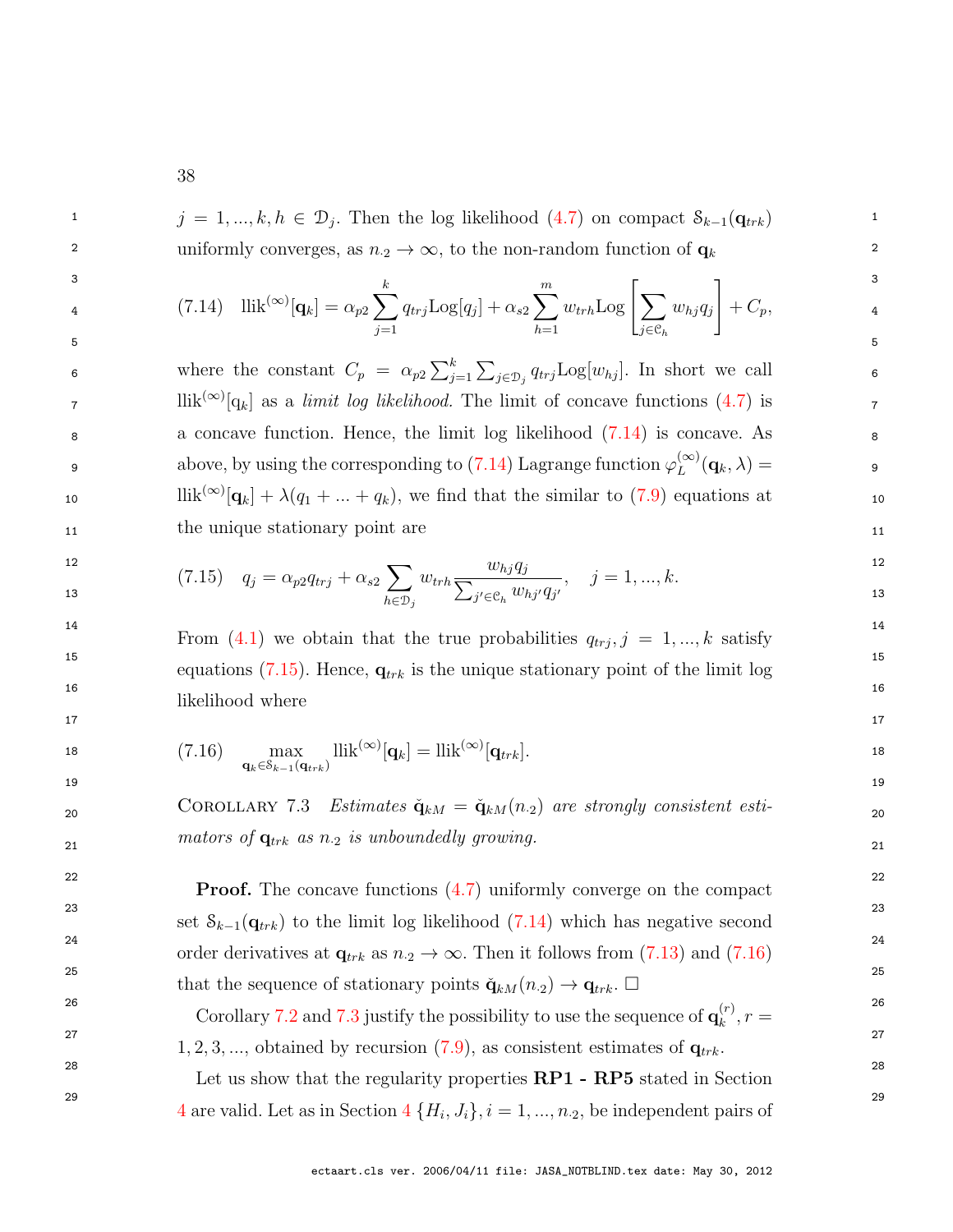$j = 1, ..., k, h \in \mathcal{D}_j$. Then the log likelihood (4.7) on compact $\mathcal{S}_{k-1}(\mathbf{q}_{trk})$ uniformly converges, as $n_{\cdot 2} \to \infty$, to the non-random function of $\mathbf{q}_k$

$$\text{(7.14)} \quad \text{llik}^{(\infty)}[\mathbf{q}_k] = \alpha_{p2} \sum_{j=1}^{k} q_{trj} \text{Log}[q_j] + \alpha_{s2} \sum_{h=1}^{m} w_{trh} \text{Log}\left[\sum_{j \in \mathcal{C}_h} w_{hj} q_j\right] + C_p,$$

where the constant $C_p = \alpha_{p2} \sum_{j=1}^{k} \sum_{j \in \mathcal{D}_j} q_{trj} \text{Log}[w_{hj}]$. In short we call $\text{llik}^{(\infty)}[\mathrm{q}_k]$ as a *limit log likelihood.* The limit of concave functions (4.7) is a concave function. Hence, the limit log likelihood (7.14) is concave. As above, by using the corresponding to (7.14) Lagrange function $\varphi_L^{(\infty)}(\mathbf{q}_k, \lambda) = \text{llik}^{(\infty)}[\mathbf{q}_k] + \lambda(q_1 + ... + q_k)$, we find that the similar to (7.9) equations at the unique stationary point are

$$\text{(7.15)} \quad q_j = \alpha_{p2} q_{trj} + \alpha_{s2} \sum_{h \in \mathcal{D}_j} w_{trh} \frac{w_{hj} q_j}{\sum_{j' \in \mathcal{C}_h} w_{hj'} q_{j'}}, \quad j = 1, ..., k.$$

From (4.1) we obtain that the true probabilities $q_{trj}, j = 1, ..., k$ satisfy equations (7.15). Hence, $\mathbf{q}_{trk}$ is the unique stationary point of the limit log likelihood where

$$\text{(7.16)} \quad \max_{\mathbf{q}_k \in \mathcal{S}_{k-1}(\mathbf{q}_{trk})} \text{llik}^{(\infty)}[\mathbf{q}_k] = \text{llik}^{(\infty)}[\mathbf{q}_{trk}].$$

COROLLARY 7.3 *Estimates $\check{\mathbf{q}}_{kM} = \check{\mathbf{q}}_{kM}(n_{\cdot 2})$ are strongly consistent estimators of $\mathbf{q}_{trk}$ as $n_{\cdot 2}$ is unboundedly growing.*

**Proof.** The concave functions (4.7) uniformly converge on the compact set $\mathcal{S}_{k-1}(\mathbf{q}_{trk})$ to the limit log likelihood (7.14) which has negative second order derivatives at $\mathbf{q}_{trk}$ as $n_{\cdot 2} \to \infty$. Then it follows from (7.13) and (7.16) that the sequence of stationary points $\check{\mathbf{q}}_{kM}(n_{\cdot 2}) \to \mathbf{q}_{trk}$. □

Corollary 7.2 and 7.3 justify the possibility to use the sequence of $\mathbf{q}_k^{(r)}, r = 1, 2, 3, ...$, obtained by recursion (7.9), as consistent estimates of $\mathbf{q}_{trk}$.

Let us show that the regularity properties **RP1 - RP5** stated in Section 4 are valid. Let as in Section 4 $\{H_i, J_i\}, i = 1, ..., n_{\cdot 2}$, be independent pairs of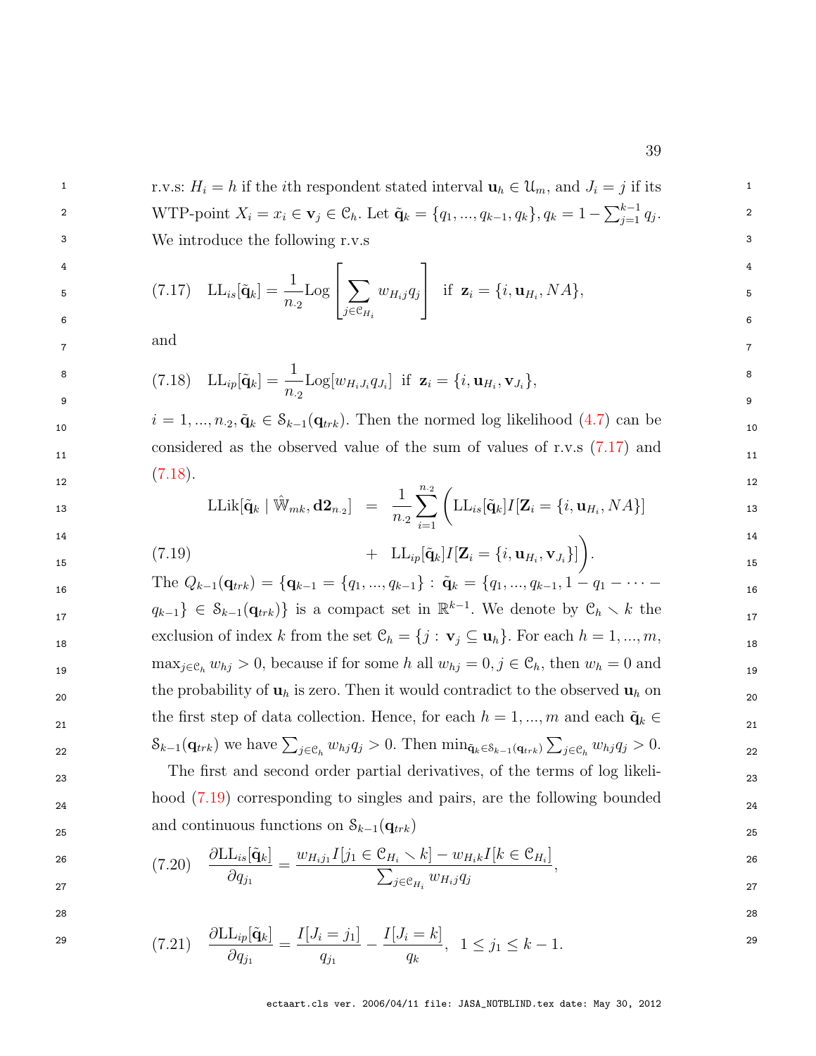r.v.s: $H_i = h$ if the $i$th respondent stated interval $\mathbf{u}_h \in \mathcal{U}_m$, and $J_i = j$ if its WTP-point $X_i = x_i \in \mathbf{v}_j \in \mathcal{C}_h$. Let $\tilde{\mathbf{q}}_k = \{q_1, ..., q_{k-1}, q_k\}, q_k = 1 - \sum_{j=1}^{k-1} q_j$. We introduce the following r.v.s

$$
\text{(7.17)} \quad \mathrm{LL}_{is}[\tilde{\mathbf{q}}_k] = \frac{1}{n_{\cdot 2}} \mathrm{Log}\left[\sum_{j \in \mathcal{C}_{H_i}} w_{H_i j} q_j\right] \quad \text{if } \mathbf{z}_i = \{i, \mathbf{u}_{H_i}, NA\},
$$

and

$$
\text{(7.18)} \quad \mathrm{LL}_{ip}[\tilde{\mathbf{q}}_k] = \frac{1}{n_{\cdot 2}} \mathrm{Log}[w_{H_i J_i} q_{J_i}] \;\; \text{if } \mathbf{z}_i = \{i, \mathbf{u}_{H_i}, \mathbf{v}_{J_i}\},
$$

$i = 1, ..., n_{\cdot 2}, \tilde{\mathbf{q}}_k \in \mathcal{S}_{k-1}(\mathbf{q}_{trk})$. Then the normed log likelihood (4.7) can be considered as the observed value of the sum of values of r.v.s (7.17) and (7.18).

$$
\begin{aligned}
\mathrm{LLik}[\tilde{\mathbf{q}}_k \mid \hat{\mathbb{W}}_{mk}, \mathbf{d2}_{n_{\cdot 2}}] &= \frac{1}{n_{\cdot 2}} \sum_{i=1}^{n_{\cdot 2}} \Big( \mathrm{LL}_{is}[\tilde{\mathbf{q}}_k] I[\mathbf{Z}_i = \{i, \mathbf{u}_{H_i}, NA\}] \\
\text{(7.19)} \qquad\qquad &+ \; \mathrm{LL}_{ip}[\tilde{\mathbf{q}}_k] I[\mathbf{Z}_i = \{i, \mathbf{u}_{H_i}, \mathbf{v}_{J_i}\}] \Big).
\end{aligned}
$$

The $Q_{k-1}(\mathbf{q}_{trk}) = \{\mathbf{q}_{k-1} = \{q_1, ..., q_{k-1}\} : \tilde{\mathbf{q}}_k = \{q_1, ..., q_{k-1}, 1 - q_1 - \cdots - q_{k-1}\} \in \mathcal{S}_{k-1}(\mathbf{q}_{trk})\}$ is a compact set in $\mathbb{R}^{k-1}$. We denote by $\mathcal{C}_h \setminus k$ the exclusion of index $k$ from the set $\mathcal{C}_h = \{j : \mathbf{v}_j \subseteq \mathbf{u}_h\}$. For each $h = 1, ..., m$, $\max_{j \in \mathcal{C}_h} w_{hj} > 0$, because if for some $h$ all $w_{hj} = 0, j \in \mathcal{C}_h$, then $w_h = 0$ and the probability of $\mathbf{u}_h$ is zero. Then it would contradict to the observed $\mathbf{u}_h$ on the first step of data collection. Hence, for each $h = 1, ..., m$ and each $\tilde{\mathbf{q}}_k \in \mathcal{S}_{k-1}(\mathbf{q}_{trk})$ we have $\sum_{j \in \mathcal{C}_h} w_{hj} q_j > 0$. Then $\min_{\tilde{\mathbf{q}}_k \in \mathcal{S}_{k-1}(\mathbf{q}_{trk})} \sum_{j \in \mathcal{C}_h} w_{hj} q_j > 0$.

The first and second order partial derivatives, of the terms of log likelihood (7.19) corresponding to singles and pairs, are the following bounded and continuous functions on $\mathcal{S}_{k-1}(\mathbf{q}_{trk})$

$$
\text{(7.20)} \quad \frac{\partial \mathrm{LL}_{is}[\tilde{\mathbf{q}}_k]}{\partial q_{j_1}} = \frac{w_{H_i j_1} I[j_1 \in \mathcal{C}_{H_i} \setminus k] - w_{H_i k} I[k \in \mathcal{C}_{H_i}]}{\sum_{j \in \mathcal{C}_{H_i}} w_{H_i j} q_j},
$$

$$
\text{(7.21)} \quad \frac{\partial \mathrm{LL}_{ip}[\tilde{\mathbf{q}}_k]}{\partial q_{j_1}} = \frac{I[J_i = j_1]}{q_{j_1}} - \frac{I[J_i = k]}{q_k}, \;\; 1 \leq j_1 \leq k-1.
$$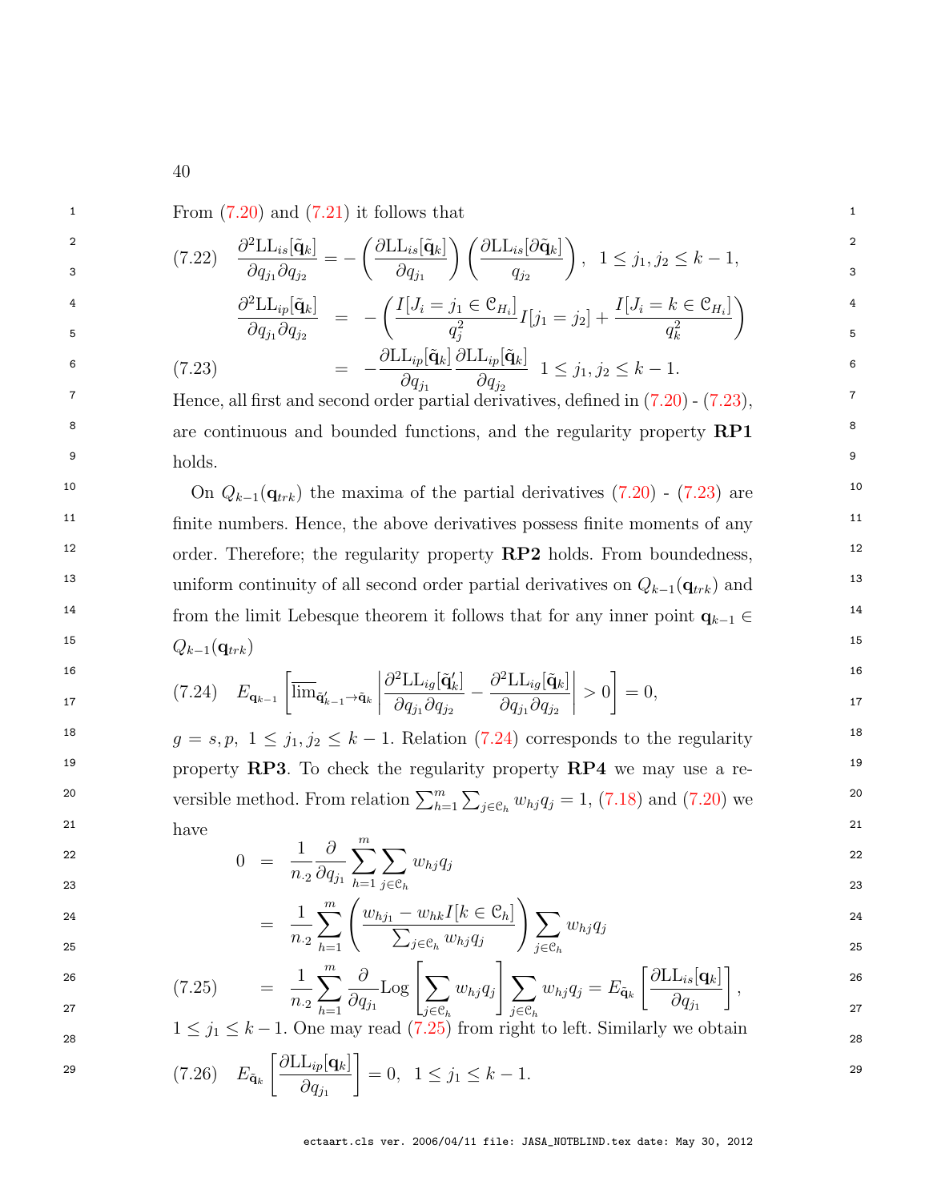From (7.20) and (7.21) it follows that

$$\frac{\partial^2 \mathrm{LL}_{is}[\tilde{\mathbf{q}}_k]}{\partial q_{j_1} \partial q_{j_2}} = -\left(\frac{\partial \mathrm{LL}_{is}[\tilde{\mathbf{q}}_k]}{\partial q_{j_1}}\right)\left(\frac{\partial \mathrm{LL}_{is}[\partial \tilde{\mathbf{q}}_k]}{q_{j_2}}\right), \quad 1 \leq j_1, j_2 \leq k-1, \tag{7.22}$$

$$\begin{aligned}
\frac{\partial^2 \mathrm{LL}_{ip}[\tilde{\mathbf{q}}_k]}{\partial q_{j_1} \partial q_{j_2}} &= -\left(\frac{I[J_i = j_1 \in \mathcal{C}_{H_i}]}{q_j^2} I[j_1 = j_2] + \frac{I[J_i = k \in \mathcal{C}_{H_i}]}{q_k^2}\right) \\
&= -\frac{\partial \mathrm{LL}_{ip}[\tilde{\mathbf{q}}_k]}{\partial q_{j_1}} \frac{\partial \mathrm{LL}_{ip}[\tilde{\mathbf{q}}_k]}{\partial q_{j_2}} \quad 1 \leq j_1, j_2 \leq k-1.
\end{aligned} \tag{7.23}$$

Hence, all first and second order partial derivatives, defined in (7.20) - (7.23), are continuous and bounded functions, and the regularity property **RP1** holds.

On $Q_{k-1}(\mathbf{q}_{trk})$ the maxima of the partial derivatives (7.20) - (7.23) are finite numbers. Hence, the above derivatives possess finite moments of any order. Therefore; the regularity property **RP2** holds. From boundedness, uniform continuity of all second order partial derivatives on $Q_{k-1}(\mathbf{q}_{trk})$ and from the limit Lebesque theorem it follows that for any inner point $\mathbf{q}_{k-1} \in Q_{k-1}(\mathbf{q}_{trk})$

$$E_{\mathbf{q}_{k-1}}\left[\overline{\lim}_{\tilde{\mathbf{q}}'_{k-1} \to \tilde{\mathbf{q}}_k} \left| \frac{\partial^2 \mathrm{LL}_{ig}[\tilde{\mathbf{q}}'_k]}{\partial q_{j_1} \partial q_{j_2}} - \frac{\partial^2 \mathrm{LL}_{ig}[\tilde{\mathbf{q}}_k]}{\partial q_{j_1} \partial q_{j_2}} \right| > 0\right] = 0, \tag{7.24}$$

$g = s, p, \ 1 \leq j_1, j_2 \leq k-1$. Relation (7.24) corresponds to the regularity property **RP3**. To check the regularity property **RP4** we may use a reversible method. From relation $\sum_{h=1}^m \sum_{j \in \mathcal{C}_h} w_{hj} q_j = 1$, (7.18) and (7.20) we have

$$\begin{aligned}
0 &= \frac{1}{n_{\cdot 2}} \frac{\partial}{\partial q_{j_1}} \sum_{h=1}^m \sum_{j \in \mathcal{C}_h} w_{hj} q_j \\
&= \frac{1}{n_{\cdot 2}} \sum_{h=1}^m \left(\frac{w_{hj_1} - w_{hk} I[k \in \mathcal{C}_h]}{\sum_{j \in \mathcal{C}_h} w_{hj} q_j}\right) \sum_{j \in \mathcal{C}_h} w_{hj} q_j \\
&= \frac{1}{n_{\cdot 2}} \sum_{h=1}^m \frac{\partial}{\partial q_{j_1}} \mathrm{Log}\left[\sum_{j \in \mathcal{C}_h} w_{hj} q_j\right] \sum_{j \in \mathcal{C}_h} w_{hj} q_j = E_{\tilde{\mathbf{q}}_k}\left[\frac{\partial \mathrm{LL}_{is}[\mathbf{q}_k]}{\partial q_{j_1}}\right],
\end{aligned} \tag{7.25}$$

$1 \leq j_1 \leq k-1$. One may read (7.25) from right to left. Similarly we obtain

$$E_{\tilde{\mathbf{q}}_k}\left[\frac{\partial \mathrm{LL}_{ip}[\mathbf{q}_k]}{\partial q_{j_1}}\right] = 0, \quad 1 \leq j_1 \leq k-1. \tag{7.26}$$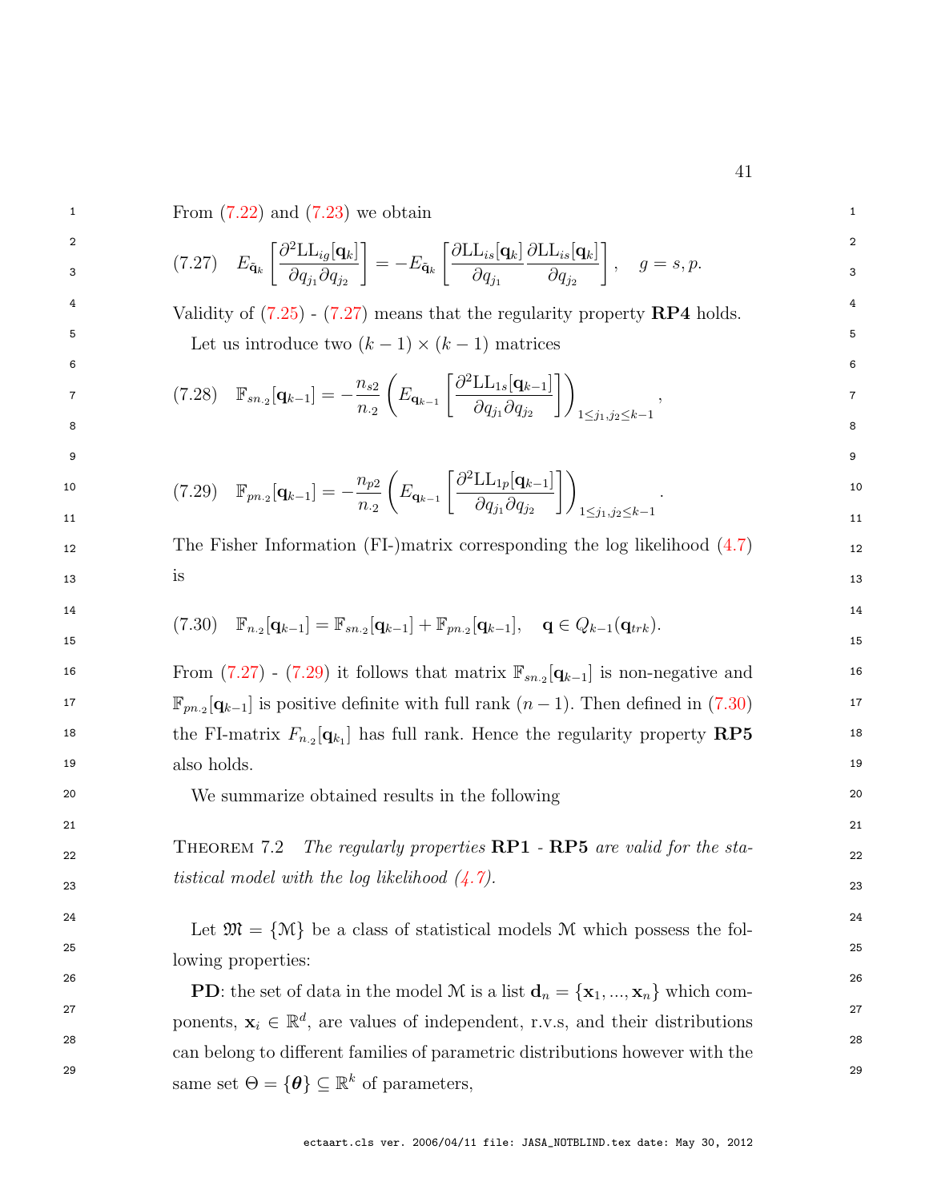From (7.22) and (7.23) we obtain

$$(7.27)\quad E_{\tilde{\mathbf{q}}_k}\left[\frac{\partial^2 \mathrm{LL}_{ig}[\mathbf{q}_k]}{\partial q_{j_1}\partial q_{j_2}}\right] = -E_{\tilde{\mathbf{q}}_k}\left[\frac{\partial \mathrm{LL}_{is}[\mathbf{q}_k]}{\partial q_{j_1}}\frac{\partial \mathrm{LL}_{is}[\mathbf{q}_k]}{\partial q_{j_2}}\right], \quad g = s, p.$$

Validity of (7.25) - (7.27) means that the regularity property **RP4** holds.

Let us introduce two $(k-1)\times(k-1)$ matrices

$$(7.28)\quad \mathbb{F}_{sn_{\cdot 2}}[\mathbf{q}_{k-1}] = -\frac{n_{s2}}{n_{\cdot 2}}\left(E_{\mathbf{q}_{k-1}}\left[\frac{\partial^2 \mathrm{LL}_{1s}[\mathbf{q}_{k-1}]}{\partial q_{j_1}\partial q_{j_2}}\right]\right)_{1\le j_1,j_2\le k-1},$$

$$(7.29)\quad \mathbb{F}_{pn_{\cdot 2}}[\mathbf{q}_{k-1}] = -\frac{n_{p2}}{n_{\cdot 2}}\left(E_{\mathbf{q}_{k-1}}\left[\frac{\partial^2 \mathrm{LL}_{1p}[\mathbf{q}_{k-1}]}{\partial q_{j_1}\partial q_{j_2}}\right]\right)_{1\le j_1,j_2\le k-1}.$$

The Fisher Information (FI-)matrix corresponding the log likelihood (4.7) is

$$(7.30)\quad \mathbb{F}_{n_{\cdot 2}}[\mathbf{q}_{k-1}] = \mathbb{F}_{sn_{\cdot 2}}[\mathbf{q}_{k-1}] + \mathbb{F}_{pn_{\cdot 2}}[\mathbf{q}_{k-1}], \quad \mathbf{q} \in Q_{k-1}(\mathbf{q}_{trk}).$$

From (7.27) - (7.29) it follows that matrix $\mathbb{F}_{sn_{\cdot 2}}[\mathbf{q}_{k-1}]$ is non-negative and $\mathbb{F}_{pn_{\cdot 2}}[\mathbf{q}_{k-1}]$ is positive definite with full rank $(n-1)$. Then defined in (7.30) the FI-matrix $F_{n_{\cdot 2}}[\mathbf{q}_{k_1}]$ has full rank. Hence the regularity property **RP5** also holds.

We summarize obtained results in the following

THEOREM 7.2 *The regularly properties* **RP1** - **RP5** *are valid for the statistical model with the log likelihood (4.7).*

Let $\mathfrak{M} = \{\mathcal{M}\}$ be a class of statistical models $\mathcal{M}$ which possess the following properties:

**PD**: the set of data in the model $\mathcal{M}$ is a list $\mathbf{d}_n = \{\mathbf{x}_1, ..., \mathbf{x}_n\}$ which components, $\mathbf{x}_i \in \mathbb{R}^d$, are values of independent, r.v.s, and their distributions can belong to different families of parametric distributions however with the same set $\Theta = \{\boldsymbol{\theta}\} \subseteq \mathbb{R}^k$ of parameters,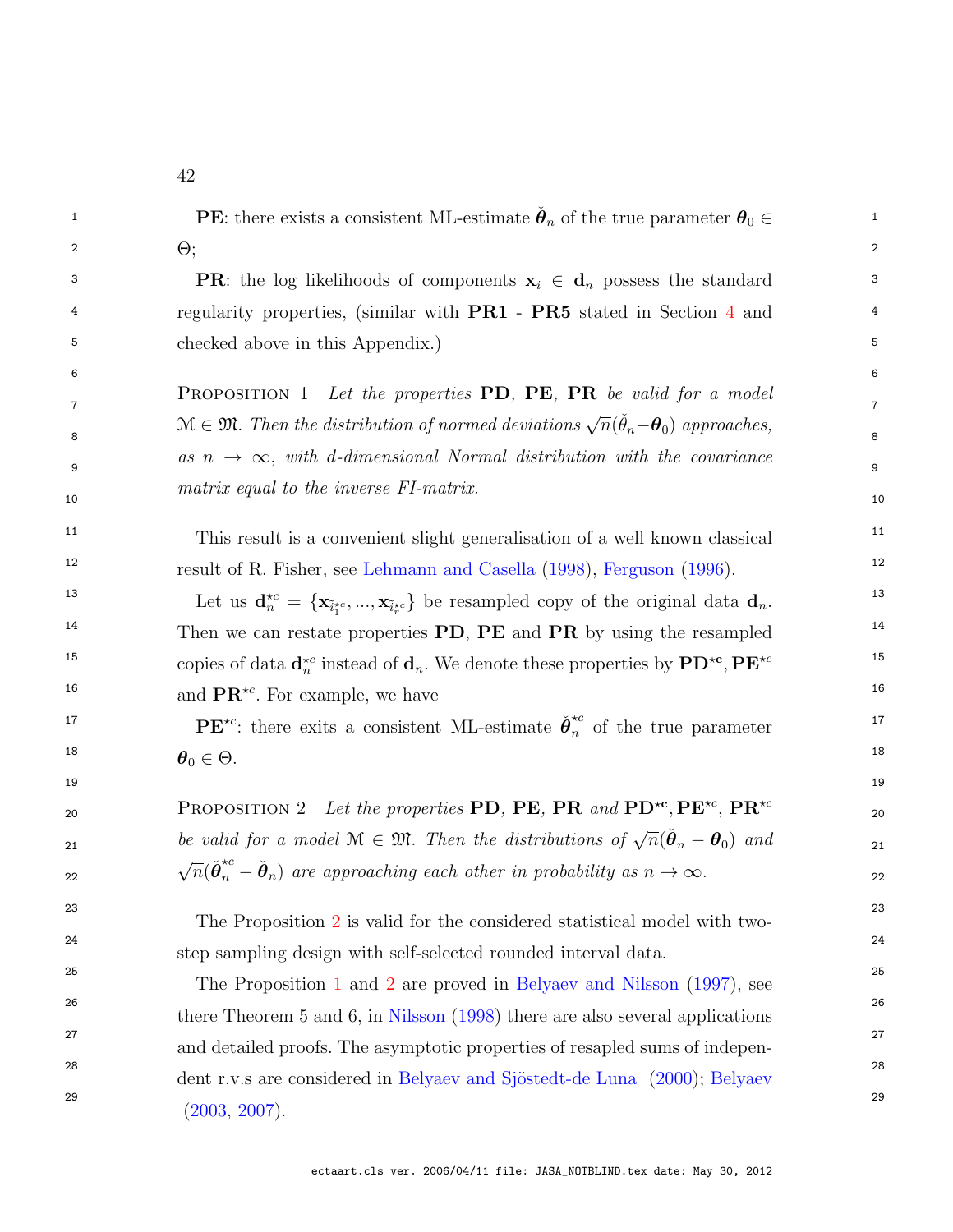**PE**: there exists a consistent ML-estimate $\check{\boldsymbol{\theta}}_n$ of the true parameter $\boldsymbol{\theta}_0 \in \Theta$;

**PR**: the log likelihoods of components $\mathbf{x}_i \in \mathbf{d}_n$ possess the standard regularity properties, (similar with **PR1** - **PR5** stated in Section 4 and checked above in this Appendix.)

PROPOSITION 1 *Let the properties* **PD**, **PE**, **PR** *be valid for a model* $\mathcal{M} \in \mathfrak{M}$. *Then the distribution of normed deviations* $\sqrt{n}(\check{\theta}_n - \boldsymbol{\theta}_0)$ *approaches, as* $n \to \infty$, *with d-dimensional Normal distribution with the covariance matrix equal to the inverse FI-matrix.*

This result is a convenient slight generalisation of a well known classical result of R. Fisher, see Lehmann and Casella (1998), Ferguson (1996).

Let us $\mathbf{d}_n^{\star c} = \{\mathbf{x}_{\tilde{i}_1^{\star c}}, ..., \mathbf{x}_{\tilde{i}_r^{\star c}}\}$ be resampled copy of the original data $\mathbf{d}_n$. Then we can restate properties **PD**, **PE** and **PR** by using the resampled copies of data $\mathbf{d}_n^{\star c}$ instead of $\mathbf{d}_n$. We denote these properties by $\mathbf{PD}^{\star \mathbf{c}}$, $\mathbf{PE}^{\star c}$ and $\mathbf{PR}^{\star c}$. For example, we have

$\mathbf{PE}^{\star c}$: there exits a consistent ML-estimate $\check{\boldsymbol{\theta}}_n^{\star c}$ of the true parameter $\boldsymbol{\theta}_0 \in \Theta$.

PROPOSITION 2 *Let the properties* **PD**, **PE**, **PR** *and* $\mathbf{PD}^{\star \mathbf{c}}$, $\mathbf{PE}^{\star c}$, $\mathbf{PR}^{\star c}$ *be valid for a model* $\mathcal{M} \in \mathfrak{M}$. *Then the distributions of* $\sqrt{n}(\check{\boldsymbol{\theta}}_n - \boldsymbol{\theta}_0)$ *and* $\sqrt{n}(\check{\boldsymbol{\theta}}_n^{\star c} - \check{\boldsymbol{\theta}}_n)$ *are approaching each other in probability as* $n \to \infty$.

The Proposition 2 is valid for the considered statistical model with two-step sampling design with self-selected rounded interval data.

The Proposition 1 and 2 are proved in Belyaev and Nilsson (1997), see there Theorem 5 and 6, in Nilsson (1998) there are also several applications and detailed proofs. The asymptotic properties of resapled sums of independent r.v.s are considered in Belyaev and Sjöstedt-de Luna (2000); Belyaev (2003, 2007).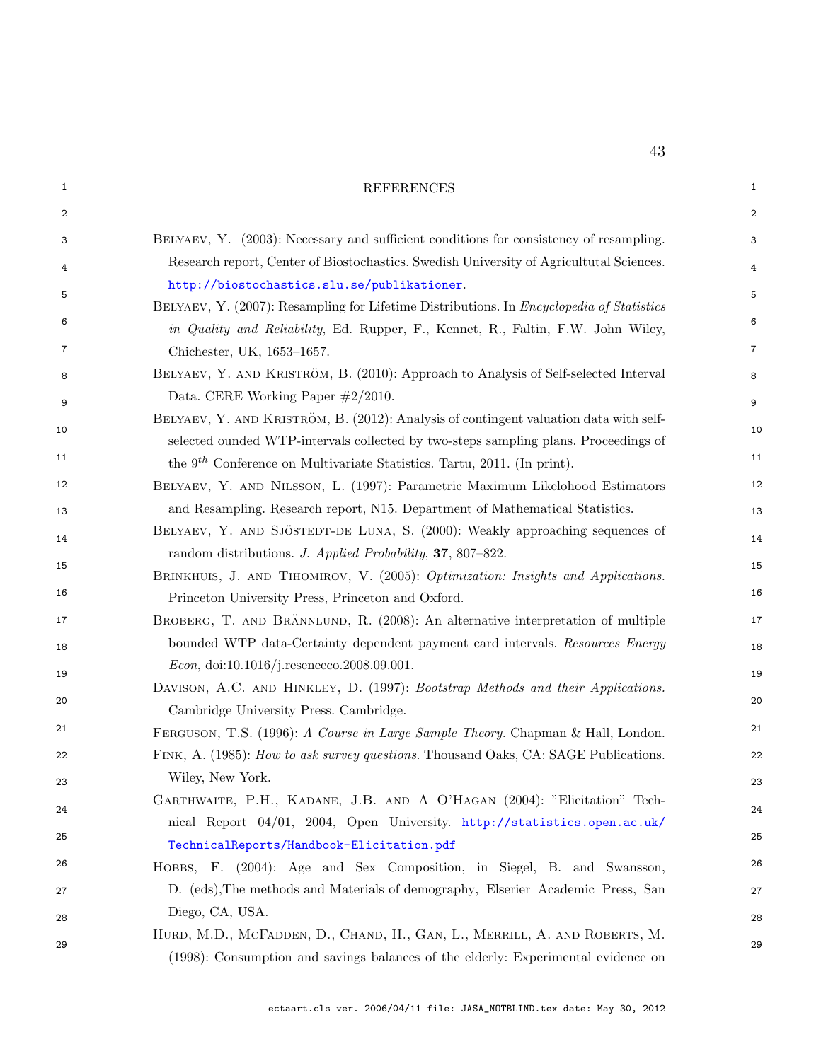## REFERENCES

Belyaev, Y. (2003): Necessary and sufficient conditions for consistency of resampling. Research report, Center of Biostochastics. Swedish University of Agricultutal Sciences. http://biostochastics.slu.se/publikationer.

Belyaev, Y. (2007): Resampling for Lifetime Distributions. In *Encyclopedia of Statistics in Quality and Reliability*, Ed. Rupper, F., Kennet, R., Faltin, F.W. John Wiley, Chichester, UK, 1653–1657.

Belyaev, Y. and Kriström, B. (2010): Approach to Analysis of Self-selected Interval Data. CERE Working Paper #2/2010.

Belyaev, Y. and Kriström, B. (2012): Analysis of contingent valuation data with self-selected ounded WTP-intervals collected by two-steps sampling plans. Proceedings of the $9^{th}$ Conference on Multivariate Statistics. Tartu, 2011. (In print).

Belyaev, Y. and Nilsson, L. (1997): Parametric Maximum Likelihood Estimators and Resampling. Research report, N15. Department of Mathematical Statistics.

Belyaev, Y. and Sjöstedt-de Luna, S. (2000): Weakly approaching sequences of random distributions. *J. Applied Probability*, **37**, 807–822.

Brinkhuis, J. and Tihomirov, V. (2005): *Optimization: Insights and Applications.* Princeton University Press, Princeton and Oxford.

Broberg, T. and Brännlund, R. (2008): An alternative interpretation of multiple bounded WTP data-Certainty dependent payment card intervals. *Resources Energy Econ*, doi:10.1016/j.reseneeco.2008.09.001.

Davison, A.C. and Hinkley, D. (1997): *Bootstrap Methods and their Applications.* Cambridge University Press. Cambridge.

Ferguson, T.S. (1996): *A Course in Large Sample Theory.* Chapman & Hall, London.

Fink, A. (1985): *How to ask survey questions.* Thousand Oaks, CA: SAGE Publications. Wiley, New York.

Garthwaite, P.H., Kadane, J.B. and A O'Hagan (2004): "Elicitation" Technical Report 04/01, 2004, Open University. http://statistics.open.ac.uk/TechnicalReports/Handbook-Elicitation.pdf

Hobbs, F. (2004): Age and Sex Composition, in Siegel, B. and Swansson, D. (eds),The methods and Materials of demography, Elserier Academic Press, San Diego, CA, USA.

Hurd, M.D., McFadden, D., Chand, H., Gan, L., Merrill, A. and Roberts, M. (1998): Consumption and savings balances of the elderly: Experimental evidence on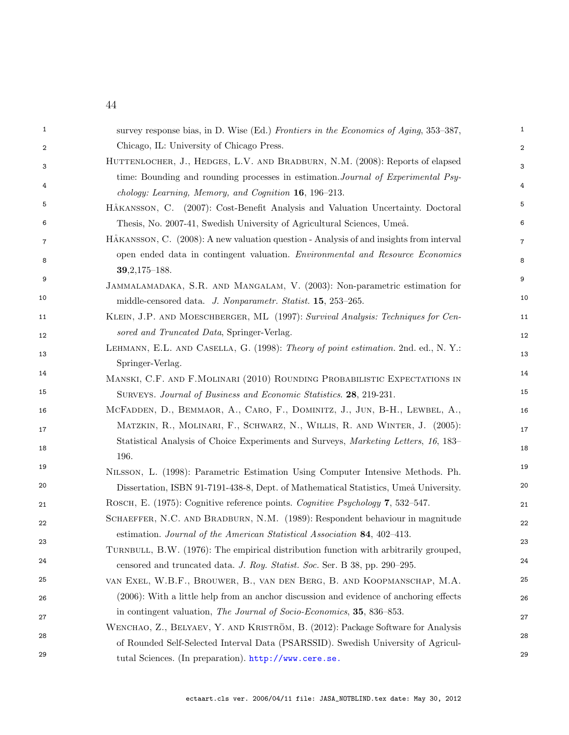survey response bias, in D. Wise (Ed.) *Frontiers in the Economics of Aging*, 353–387, Chicago, IL: University of Chicago Press.

Huttenlocher, J., Hedges, L.V. and Bradburn, N.M. (2008): Reports of elapsed time: Bounding and rounding processes in estimation.*Journal of Experimental Psychology: Learning, Memory, and Cognition* **16**, 196–213.

Håkansson, C. (2007): Cost-Benefit Analysis and Valuation Uncertainty. Doctoral Thesis, No. 2007-41, Swedish University of Agricultural Sciences, Umeå.

Håkansson, C. (2008): A new valuation question - Analysis of and insights from interval open ended data in contingent valuation. *Environmental and Resource Economics* **39**,2,175–188.

Jammalamadaka, S.R. and Mangalam, V. (2003): Non-parametric estimation for middle-censored data. *J. Nonparametr. Statist.* **15**, 253–265.

Klein, J.P. and Moeschberger, ML (1997): *Survival Analysis: Techniques for Censored and Truncated Data*, Springer-Verlag.

Lehmann, E.L. and Casella, G. (1998): *Theory of point estimation.* 2nd. ed., N. Y.: Springer-Verlag.

Manski, C.F. and F.Molinari (2010) Rounding Probabilistic Expectations in Surveys. *Journal of Business and Economic Statistics.* **28**, 219-231.

McFadden, D., Bemmaor, A., Caro, F., Dominitz, J., Jun, B-H., Lewbel, A., Matzkin, R., Molinari, F., Schwarz, N., Willis, R. and Winter, J. (2005): Statistical Analysis of Choice Experiments and Surveys, *Marketing Letters*, *16*, 183–196.

Nilsson, L. (1998): Parametric Estimation Using Computer Intensive Methods. Ph. Dissertation, ISBN 91-7191-438-8, Dept. of Mathematical Statistics, Umeå University.

Rosch, E. (1975): Cognitive reference points. *Cognitive Psychology* **7**, 532–547.

Schaeffer, N.C. and Bradburn, N.M. (1989): Respondent behaviour in magnitude estimation. *Journal of the American Statistical Association* **84**, 402–413.

Turnbull, B.W. (1976): The empirical distribution function with arbitrarily grouped, censored and truncated data. *J. Roy. Statist. Soc.* Ser. B 38, pp. 290–295.

van Exel, W.B.F., Brouwer, B., van den Berg, B. and Koopmanschap, M.A. (2006): With a little help from an anchor discussion and evidence of anchoring effects in contingent valuation, *The Journal of Socio-Economics*, **35**, 836–853.

Wenchao, Z., Belyaev, Y. and Kriström, B. (2012): Package Software for Analysis of Rounded Self-Selected Interval Data (PSARSSID). Swedish University of Agricultutal Sciences. (In preparation). http://www.cere.se.